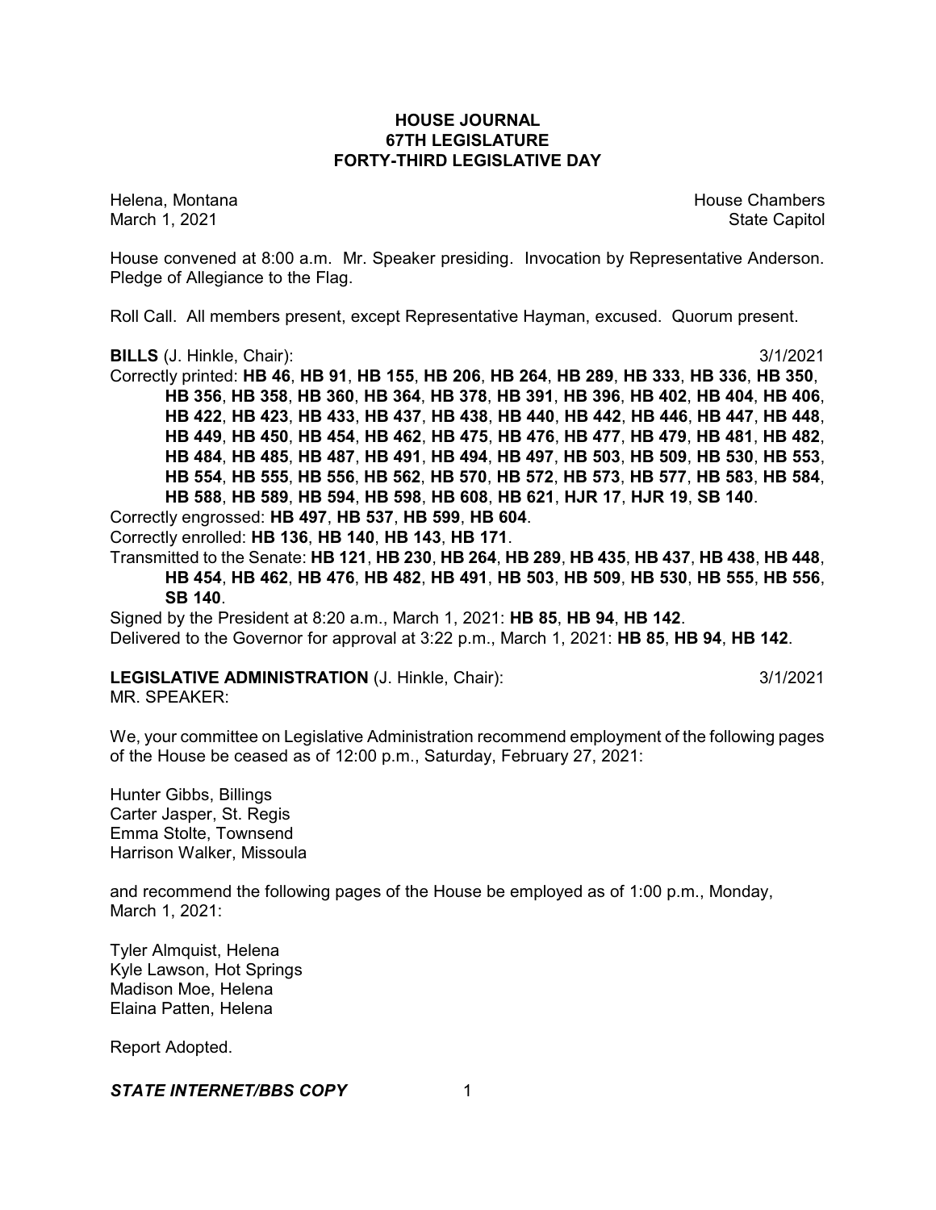# HOUSE JOURNAL
## 67TH LEGISLATURE
## FORTY-THIRD LEGISLATIVE DAY

Helena, Montana House Chambers
March 1, 2021 State Capitol

House convened at 8:00 a.m. Mr. Speaker presiding. Invocation by Representative Anderson. Pledge of Allegiance to the Flag.

Roll Call. All members present, except Representative Hayman, excused. Quorum present.

**BILLS** (J. Hinkle, Chair): 3/1/2021

Correctly printed: **HB 46**, **HB 91**, **HB 155**, **HB 206**, **HB 264**, **HB 289**, **HB 333**, **HB 336**, **HB 350**, **HB 356**, **HB 358**, **HB 360**, **HB 364**, **HB 378**, **HB 391**, **HB 396**, **HB 402**, **HB 404**, **HB 406**, **HB 422**, **HB 423**, **HB 433**, **HB 437**, **HB 438**, **HB 440**, **HB 442**, **HB 446**, **HB 447**, **HB 448**, **HB 449**, **HB 450**, **HB 454**, **HB 462**, **HB 475**, **HB 476**, **HB 477**, **HB 479**, **HB 481**, **HB 482**, **HB 484**, **HB 485**, **HB 487**, **HB 491**, **HB 494**, **HB 497**, **HB 503**, **HB 509**, **HB 530**, **HB 553**, **HB 554**, **HB 555**, **HB 556**, **HB 562**, **HB 570**, **HB 572**, **HB 573**, **HB 577**, **HB 583**, **HB 584**, **HB 588**, **HB 589**, **HB 594**, **HB 598**, **HB 608**, **HB 621**, **HJR 17**, **HJR 19**, **SB 140**.

Correctly engrossed: **HB 497**, **HB 537**, **HB 599**, **HB 604**.

Correctly enrolled: **HB 136**, **HB 140**, **HB 143**, **HB 171**.

Transmitted to the Senate: **HB 121**, **HB 230**, **HB 264**, **HB 289**, **HB 435**, **HB 437**, **HB 438**, **HB 448**, **HB 454**, **HB 462**, **HB 476**, **HB 482**, **HB 491**, **HB 503**, **HB 509**, **HB 530**, **HB 555**, **HB 556**, **SB 140**.

Signed by the President at 8:20 a.m., March 1, 2021: **HB 85**, **HB 94**, **HB 142**.

Delivered to the Governor for approval at 3:22 p.m., March 1, 2021: **HB 85**, **HB 94**, **HB 142**.

**LEGISLATIVE ADMINISTRATION** (J. Hinkle, Chair): 3/1/2021

MR. SPEAKER:

We, your committee on Legislative Administration recommend employment of the following pages of the House be ceased as of 12:00 p.m., Saturday, February 27, 2021:

Hunter Gibbs, Billings
Carter Jasper, St. Regis
Emma Stolte, Townsend
Harrison Walker, Missoula

and recommend the following pages of the House be employed as of 1:00 p.m., Monday, March 1, 2021:

Tyler Almquist, Helena
Kyle Lawson, Hot Springs
Madison Moe, Helena
Elaina Patten, Helena

Report Adopted.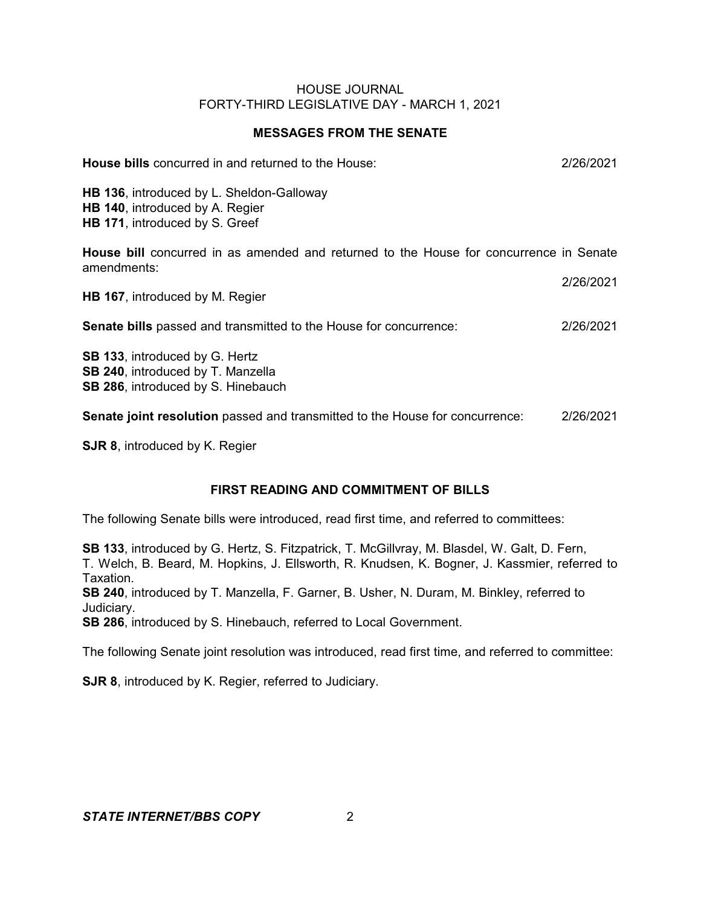HOUSE JOURNAL
FORTY-THIRD LEGISLATIVE DAY - MARCH 1, 2021

## MESSAGES FROM THE SENATE

**House bills** concurred in and returned to the House: 2/26/2021

**HB 136**, introduced by L. Sheldon-Galloway
**HB 140**, introduced by A. Regier
**HB 171**, introduced by S. Greef

**House bill** concurred in as amended and returned to the House for concurrence in Senate amendments: 2/26/2021

**HB 167**, introduced by M. Regier

**Senate bills** passed and transmitted to the House for concurrence: 2/26/2021

**SB 133**, introduced by G. Hertz
**SB 240**, introduced by T. Manzella
**SB 286**, introduced by S. Hinebauch

**Senate joint resolution** passed and transmitted to the House for concurrence: 2/26/2021

**SJR 8**, introduced by K. Regier

## FIRST READING AND COMMITMENT OF BILLS

The following Senate bills were introduced, read first time, and referred to committees:

**SB 133**, introduced by G. Hertz, S. Fitzpatrick, T. McGillvray, M. Blasdel, W. Galt, D. Fern, T. Welch, B. Beard, M. Hopkins, J. Ellsworth, R. Knudsen, K. Bogner, J. Kassmier, referred to Taxation.
**SB 240**, introduced by T. Manzella, F. Garner, B. Usher, N. Duram, M. Binkley, referred to Judiciary.
**SB 286**, introduced by S. Hinebauch, referred to Local Government.

The following Senate joint resolution was introduced, read first time, and referred to committee:

**SJR 8**, introduced by K. Regier, referred to Judiciary.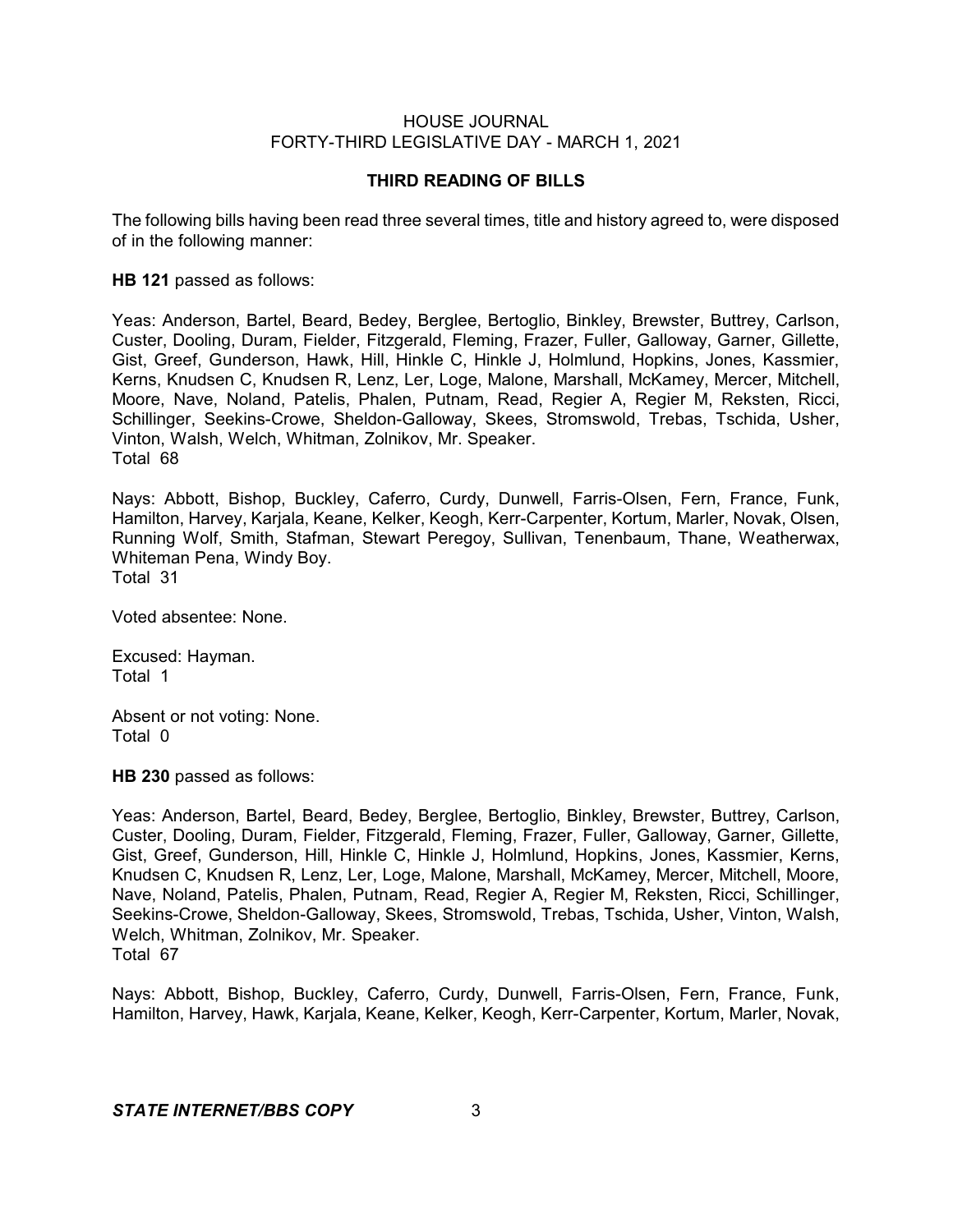## THIRD READING OF BILLS

The following bills having been read three several times, title and history agreed to, were disposed of in the following manner:

**HB 121** passed as follows:

Yeas: Anderson, Bartel, Beard, Bedey, Berglee, Bertoglio, Binkley, Brewster, Buttrey, Carlson, Custer, Dooling, Duram, Fielder, Fitzgerald, Fleming, Frazer, Fuller, Galloway, Garner, Gillette, Gist, Greef, Gunderson, Hawk, Hill, Hinkle C, Hinkle J, Holmlund, Hopkins, Jones, Kassmier, Kerns, Knudsen C, Knudsen R, Lenz, Ler, Loge, Malone, Marshall, McKamey, Mercer, Mitchell, Moore, Nave, Noland, Patelis, Phalen, Putnam, Read, Regier A, Regier M, Reksten, Ricci, Schillinger, Seekins-Crowe, Sheldon-Galloway, Skees, Stromswold, Trebas, Tschida, Usher, Vinton, Walsh, Welch, Whitman, Zolnikov, Mr. Speaker.
Total 68

Nays: Abbott, Bishop, Buckley, Caferro, Curdy, Dunwell, Farris-Olsen, Fern, France, Funk, Hamilton, Harvey, Karjala, Keane, Kelker, Keogh, Kerr-Carpenter, Kortum, Marler, Novak, Olsen, Running Wolf, Smith, Stafman, Stewart Peregoy, Sullivan, Tenenbaum, Thane, Weatherwax, Whiteman Pena, Windy Boy.
Total 31

Voted absentee: None.

Excused: Hayman.
Total 1

Absent or not voting: None.
Total 0

**HB 230** passed as follows:

Yeas: Anderson, Bartel, Beard, Bedey, Berglee, Bertoglio, Binkley, Brewster, Buttrey, Carlson, Custer, Dooling, Duram, Fielder, Fitzgerald, Fleming, Frazer, Fuller, Galloway, Garner, Gillette, Gist, Greef, Gunderson, Hill, Hinkle C, Hinkle J, Holmlund, Hopkins, Jones, Kassmier, Kerns, Knudsen C, Knudsen R, Lenz, Ler, Loge, Malone, Marshall, McKamey, Mercer, Mitchell, Moore, Nave, Noland, Patelis, Phalen, Putnam, Read, Regier A, Regier M, Reksten, Ricci, Schillinger, Seekins-Crowe, Sheldon-Galloway, Skees, Stromswold, Trebas, Tschida, Usher, Vinton, Walsh, Welch, Whitman, Zolnikov, Mr. Speaker.
Total 67

Nays: Abbott, Bishop, Buckley, Caferro, Curdy, Dunwell, Farris-Olsen, Fern, France, Funk, Hamilton, Harvey, Hawk, Karjala, Keane, Kelker, Keogh, Kerr-Carpenter, Kortum, Marler, Novak,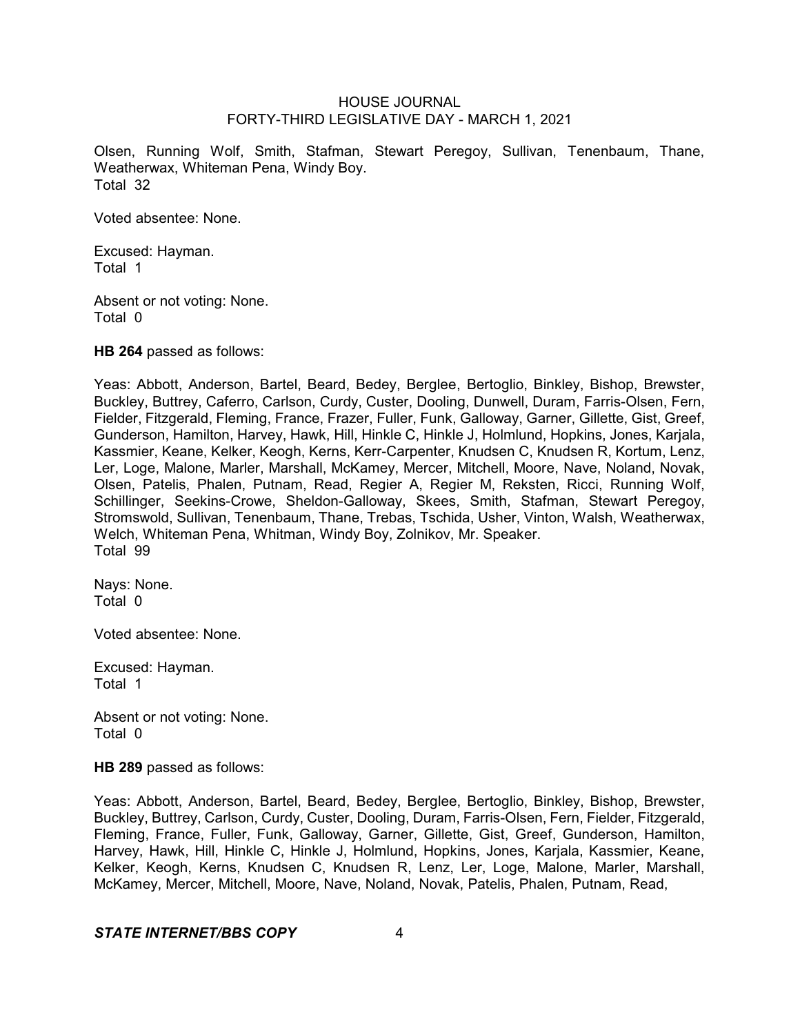Olsen, Running Wolf, Smith, Stafman, Stewart Peregoy, Sullivan, Tenenbaum, Thane, Weatherwax, Whiteman Pena, Windy Boy.
Total 32

Voted absentee: None.

Excused: Hayman.
Total 1

Absent or not voting: None.
Total 0

**HB 264** passed as follows:

Yeas: Abbott, Anderson, Bartel, Beard, Bedey, Berglee, Bertoglio, Binkley, Bishop, Brewster, Buckley, Buttrey, Caferro, Carlson, Curdy, Custer, Dooling, Dunwell, Duram, Farris-Olsen, Fern, Fielder, Fitzgerald, Fleming, France, Frazer, Fuller, Funk, Galloway, Garner, Gillette, Gist, Greef, Gunderson, Hamilton, Harvey, Hawk, Hill, Hinkle C, Hinkle J, Holmlund, Hopkins, Jones, Karjala, Kassmier, Keane, Kelker, Keogh, Kerns, Kerr-Carpenter, Knudsen C, Knudsen R, Kortum, Lenz, Ler, Loge, Malone, Marler, Marshall, McKamey, Mercer, Mitchell, Moore, Nave, Noland, Novak, Olsen, Patelis, Phalen, Putnam, Read, Regier A, Regier M, Reksten, Ricci, Running Wolf, Schillinger, Seekins-Crowe, Sheldon-Galloway, Skees, Smith, Stafman, Stewart Peregoy, Stromswold, Sullivan, Tenenbaum, Thane, Trebas, Tschida, Usher, Vinton, Walsh, Weatherwax, Welch, Whiteman Pena, Whitman, Windy Boy, Zolnikov, Mr. Speaker.
Total 99

Nays: None.
Total 0

Voted absentee: None.

Excused: Hayman.
Total 1

Absent or not voting: None.
Total 0

**HB 289** passed as follows:

Yeas: Abbott, Anderson, Bartel, Beard, Bedey, Berglee, Bertoglio, Binkley, Bishop, Brewster, Buckley, Buttrey, Carlson, Curdy, Custer, Dooling, Duram, Farris-Olsen, Fern, Fielder, Fitzgerald, Fleming, France, Fuller, Funk, Galloway, Garner, Gillette, Gist, Greef, Gunderson, Hamilton, Harvey, Hawk, Hill, Hinkle C, Hinkle J, Holmlund, Hopkins, Jones, Karjala, Kassmier, Keane, Kelker, Keogh, Kerns, Knudsen C, Knudsen R, Lenz, Ler, Loge, Malone, Marler, Marshall, McKamey, Mercer, Mitchell, Moore, Nave, Noland, Novak, Patelis, Phalen, Putnam, Read,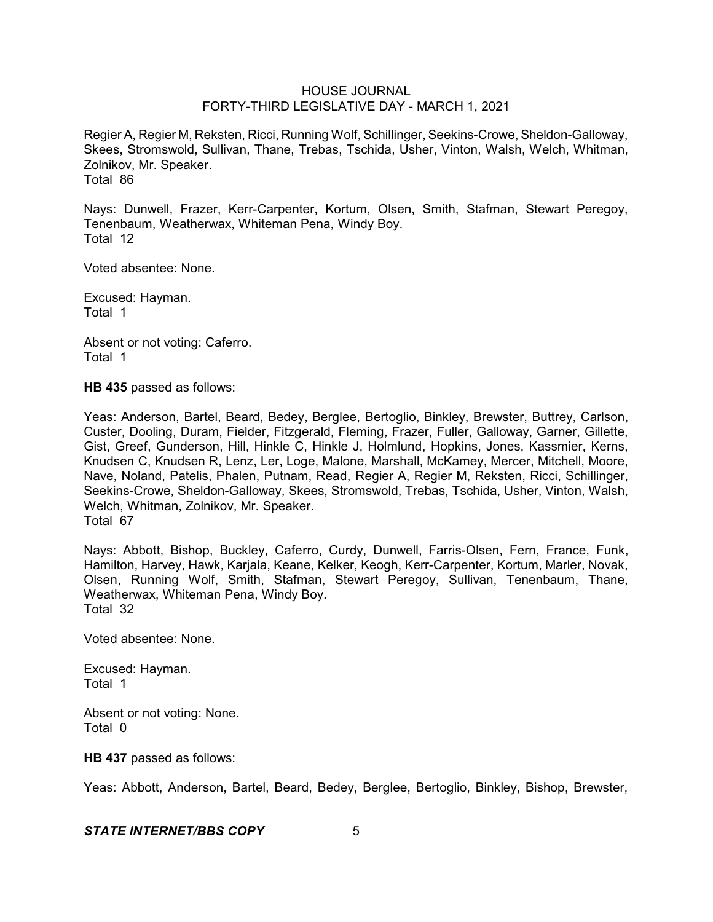Regier A, Regier M, Reksten, Ricci, Running Wolf, Schillinger, Seekins-Crowe, Sheldon-Galloway, Skees, Stromswold, Sullivan, Thane, Trebas, Tschida, Usher, Vinton, Walsh, Welch, Whitman, Zolnikov, Mr. Speaker.
Total 86

Nays: Dunwell, Frazer, Kerr-Carpenter, Kortum, Olsen, Smith, Stafman, Stewart Peregoy, Tenenbaum, Weatherwax, Whiteman Pena, Windy Boy.
Total 12

Voted absentee: None.

Excused: Hayman.
Total 1

Absent or not voting: Caferro.
Total 1

**HB 435** passed as follows:

Yeas: Anderson, Bartel, Beard, Bedey, Berglee, Bertoglio, Binkley, Brewster, Buttrey, Carlson, Custer, Dooling, Duram, Fielder, Fitzgerald, Fleming, Frazer, Fuller, Galloway, Garner, Gillette, Gist, Greef, Gunderson, Hill, Hinkle C, Hinkle J, Holmlund, Hopkins, Jones, Kassmier, Kerns, Knudsen C, Knudsen R, Lenz, Ler, Loge, Malone, Marshall, McKamey, Mercer, Mitchell, Moore, Nave, Noland, Patelis, Phalen, Putnam, Read, Regier A, Regier M, Reksten, Ricci, Schillinger, Seekins-Crowe, Sheldon-Galloway, Skees, Stromswold, Trebas, Tschida, Usher, Vinton, Walsh, Welch, Whitman, Zolnikov, Mr. Speaker.
Total 67

Nays: Abbott, Bishop, Buckley, Caferro, Curdy, Dunwell, Farris-Olsen, Fern, France, Funk, Hamilton, Harvey, Hawk, Karjala, Keane, Kelker, Keogh, Kerr-Carpenter, Kortum, Marler, Novak, Olsen, Running Wolf, Smith, Stafman, Stewart Peregoy, Sullivan, Tenenbaum, Thane, Weatherwax, Whiteman Pena, Windy Boy.
Total 32

Voted absentee: None.

Excused: Hayman.
Total 1

Absent or not voting: None.
Total 0

**HB 437** passed as follows:

Yeas: Abbott, Anderson, Bartel, Beard, Bedey, Berglee, Bertoglio, Binkley, Bishop, Brewster,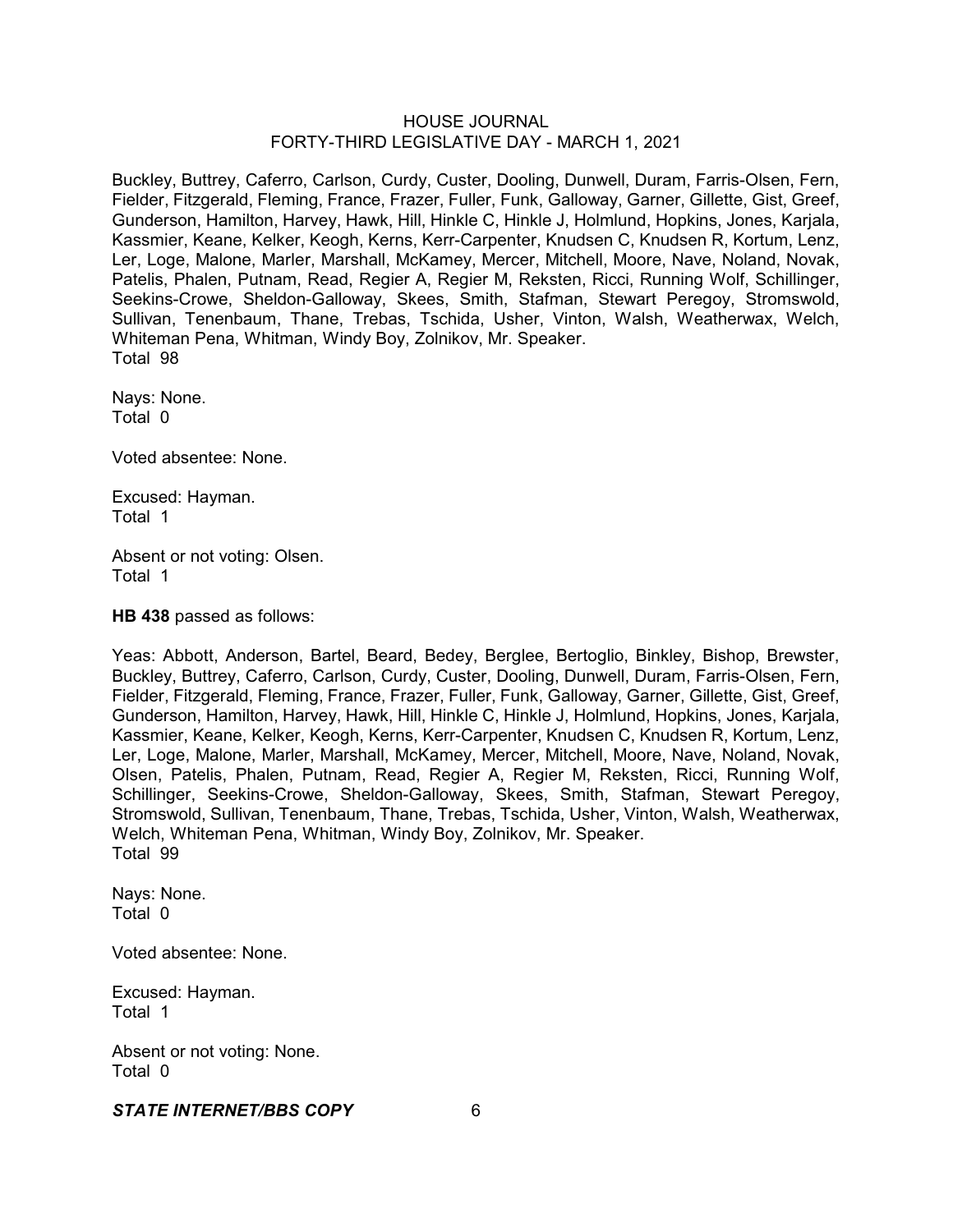Buckley, Buttrey, Caferro, Carlson, Curdy, Custer, Dooling, Dunwell, Duram, Farris-Olsen, Fern, Fielder, Fitzgerald, Fleming, France, Frazer, Fuller, Funk, Galloway, Garner, Gillette, Gist, Greef, Gunderson, Hamilton, Harvey, Hawk, Hill, Hinkle C, Hinkle J, Holmlund, Hopkins, Jones, Karjala, Kassmier, Keane, Kelker, Keogh, Kerns, Kerr-Carpenter, Knudsen C, Knudsen R, Kortum, Lenz, Ler, Loge, Malone, Marler, Marshall, McKamey, Mercer, Mitchell, Moore, Nave, Noland, Novak, Patelis, Phalen, Putnam, Read, Regier A, Regier M, Reksten, Ricci, Running Wolf, Schillinger, Seekins-Crowe, Sheldon-Galloway, Skees, Smith, Stafman, Stewart Peregoy, Stromswold, Sullivan, Tenenbaum, Thane, Trebas, Tschida, Usher, Vinton, Walsh, Weatherwax, Welch, Whiteman Pena, Whitman, Windy Boy, Zolnikov, Mr. Speaker.
Total 98

Nays: None.
Total 0

Voted absentee: None.

Excused: Hayman.
Total 1

Absent or not voting: Olsen.
Total 1

**HB 438** passed as follows:

Yeas: Abbott, Anderson, Bartel, Beard, Bedey, Berglee, Bertoglio, Binkley, Bishop, Brewster, Buckley, Buttrey, Caferro, Carlson, Curdy, Custer, Dooling, Dunwell, Duram, Farris-Olsen, Fern, Fielder, Fitzgerald, Fleming, France, Frazer, Fuller, Funk, Galloway, Garner, Gillette, Gist, Greef, Gunderson, Hamilton, Harvey, Hawk, Hill, Hinkle C, Hinkle J, Holmlund, Hopkins, Jones, Karjala, Kassmier, Keane, Kelker, Keogh, Kerns, Kerr-Carpenter, Knudsen C, Knudsen R, Kortum, Lenz, Ler, Loge, Malone, Marler, Marshall, McKamey, Mercer, Mitchell, Moore, Nave, Noland, Novak, Olsen, Patelis, Phalen, Putnam, Read, Regier A, Regier M, Reksten, Ricci, Running Wolf, Schillinger, Seekins-Crowe, Sheldon-Galloway, Skees, Smith, Stafman, Stewart Peregoy, Stromswold, Sullivan, Tenenbaum, Thane, Trebas, Tschida, Usher, Vinton, Walsh, Weatherwax, Welch, Whiteman Pena, Whitman, Windy Boy, Zolnikov, Mr. Speaker.
Total 99

Nays: None.
Total 0

Voted absentee: None.

Excused: Hayman.
Total 1

Absent or not voting: None.
Total 0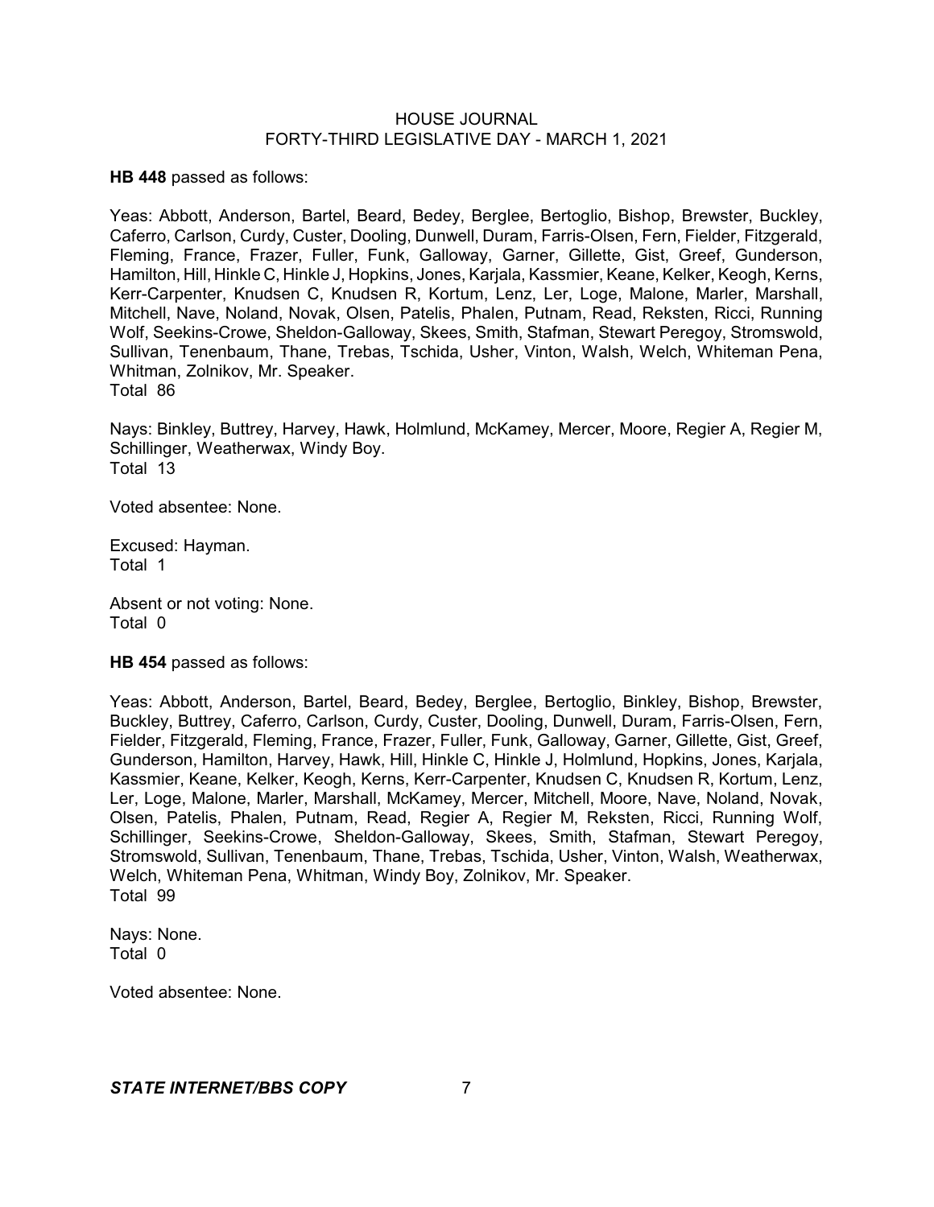**HB 448** passed as follows:

Yeas: Abbott, Anderson, Bartel, Beard, Bedey, Berglee, Bertoglio, Bishop, Brewster, Buckley, Caferro, Carlson, Curdy, Custer, Dooling, Dunwell, Duram, Farris-Olsen, Fern, Fielder, Fitzgerald, Fleming, France, Frazer, Fuller, Funk, Galloway, Garner, Gillette, Gist, Greef, Gunderson, Hamilton, Hill, Hinkle C, Hinkle J, Hopkins, Jones, Karjala, Kassmier, Keane, Kelker, Keogh, Kerns, Kerr-Carpenter, Knudsen C, Knudsen R, Kortum, Lenz, Ler, Loge, Malone, Marler, Marshall, Mitchell, Nave, Noland, Novak, Olsen, Patelis, Phalen, Putnam, Read, Reksten, Ricci, Running Wolf, Seekins-Crowe, Sheldon-Galloway, Skees, Smith, Stafman, Stewart Peregoy, Stromswold, Sullivan, Tenenbaum, Thane, Trebas, Tschida, Usher, Vinton, Walsh, Welch, Whiteman Pena, Whitman, Zolnikov, Mr. Speaker.
Total 86

Nays: Binkley, Buttrey, Harvey, Hawk, Holmlund, McKamey, Mercer, Moore, Regier A, Regier M, Schillinger, Weatherwax, Windy Boy.
Total 13

Voted absentee: None.

Excused: Hayman.
Total 1

Absent or not voting: None.
Total 0

**HB 454** passed as follows:

Yeas: Abbott, Anderson, Bartel, Beard, Bedey, Berglee, Bertoglio, Binkley, Bishop, Brewster, Buckley, Buttrey, Caferro, Carlson, Curdy, Custer, Dooling, Dunwell, Duram, Farris-Olsen, Fern, Fielder, Fitzgerald, Fleming, France, Frazer, Fuller, Funk, Galloway, Garner, Gillette, Gist, Greef, Gunderson, Hamilton, Harvey, Hawk, Hill, Hinkle C, Hinkle J, Holmlund, Hopkins, Jones, Karjala, Kassmier, Keane, Kelker, Keogh, Kerns, Kerr-Carpenter, Knudsen C, Knudsen R, Kortum, Lenz, Ler, Loge, Malone, Marler, Marshall, McKamey, Mercer, Mitchell, Moore, Nave, Noland, Novak, Olsen, Patelis, Phalen, Putnam, Read, Regier A, Regier M, Reksten, Ricci, Running Wolf, Schillinger, Seekins-Crowe, Sheldon-Galloway, Skees, Smith, Stafman, Stewart Peregoy, Stromswold, Sullivan, Tenenbaum, Thane, Trebas, Tschida, Usher, Vinton, Walsh, Weatherwax, Welch, Whiteman Pena, Whitman, Windy Boy, Zolnikov, Mr. Speaker.
Total 99

Nays: None.
Total 0

Voted absentee: None.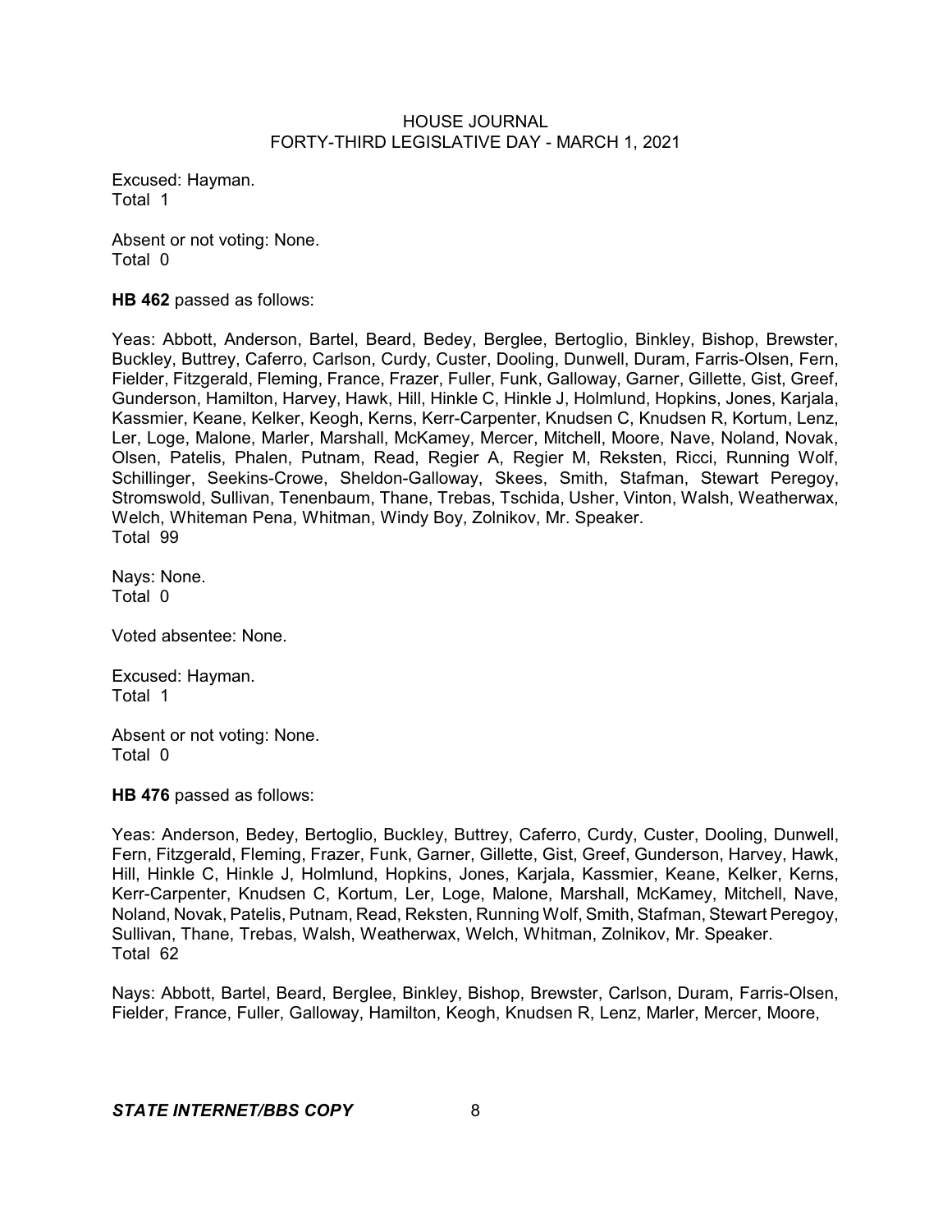Excused: Hayman.
Total 1

Absent or not voting: None.
Total 0

**HB 462** passed as follows:

Yeas: Abbott, Anderson, Bartel, Beard, Bedey, Berglee, Bertoglio, Binkley, Bishop, Brewster, Buckley, Buttrey, Caferro, Carlson, Curdy, Custer, Dooling, Dunwell, Duram, Farris-Olsen, Fern, Fielder, Fitzgerald, Fleming, France, Frazer, Fuller, Funk, Galloway, Garner, Gillette, Gist, Greef, Gunderson, Hamilton, Harvey, Hawk, Hill, Hinkle C, Hinkle J, Holmlund, Hopkins, Jones, Karjala, Kassmier, Keane, Kelker, Keogh, Kerns, Kerr-Carpenter, Knudsen C, Knudsen R, Kortum, Lenz, Ler, Loge, Malone, Marler, Marshall, McKamey, Mercer, Mitchell, Moore, Nave, Noland, Novak, Olsen, Patelis, Phalen, Putnam, Read, Regier A, Regier M, Reksten, Ricci, Running Wolf, Schillinger, Seekins-Crowe, Sheldon-Galloway, Skees, Smith, Stafman, Stewart Peregoy, Stromswold, Sullivan, Tenenbaum, Thane, Trebas, Tschida, Usher, Vinton, Walsh, Weatherwax, Welch, Whiteman Pena, Whitman, Windy Boy, Zolnikov, Mr. Speaker.
Total 99

Nays: None.
Total 0

Voted absentee: None.

Excused: Hayman.
Total 1

Absent or not voting: None.
Total 0

**HB 476** passed as follows:

Yeas: Anderson, Bedey, Bertoglio, Buckley, Buttrey, Caferro, Curdy, Custer, Dooling, Dunwell, Fern, Fitzgerald, Fleming, Frazer, Funk, Garner, Gillette, Gist, Greef, Gunderson, Harvey, Hawk, Hill, Hinkle C, Hinkle J, Holmlund, Hopkins, Jones, Karjala, Kassmier, Keane, Kelker, Kerns, Kerr-Carpenter, Knudsen C, Kortum, Ler, Loge, Malone, Marshall, McKamey, Mitchell, Nave, Noland, Novak, Patelis, Putnam, Read, Reksten, Running Wolf, Smith, Stafman, Stewart Peregoy, Sullivan, Thane, Trebas, Walsh, Weatherwax, Welch, Whitman, Zolnikov, Mr. Speaker.
Total 62

Nays: Abbott, Bartel, Beard, Berglee, Binkley, Bishop, Brewster, Carlson, Duram, Farris-Olsen, Fielder, France, Fuller, Galloway, Hamilton, Keogh, Knudsen R, Lenz, Marler, Mercer, Moore,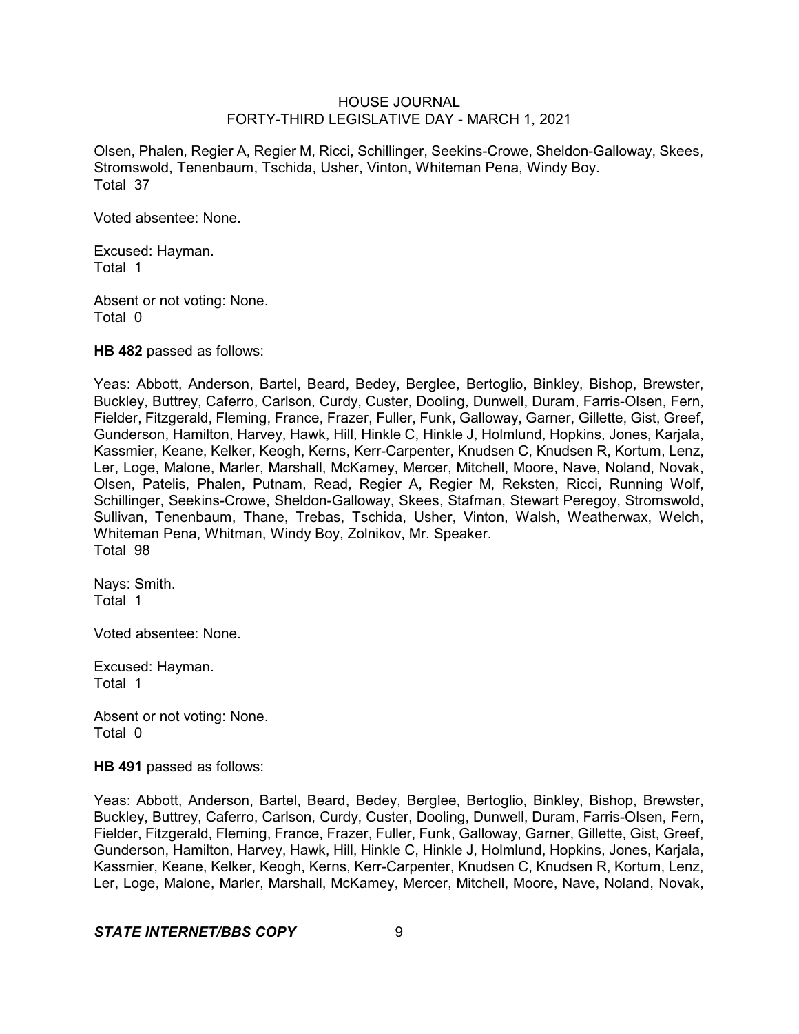Olsen, Phalen, Regier A, Regier M, Ricci, Schillinger, Seekins-Crowe, Sheldon-Galloway, Skees, Stromswold, Tenenbaum, Tschida, Usher, Vinton, Whiteman Pena, Windy Boy.
Total 37

Voted absentee: None.

Excused: Hayman.
Total 1

Absent or not voting: None.
Total 0

**HB 482** passed as follows:

Yeas: Abbott, Anderson, Bartel, Beard, Bedey, Berglee, Bertoglio, Binkley, Bishop, Brewster, Buckley, Buttrey, Caferro, Carlson, Curdy, Custer, Dooling, Dunwell, Duram, Farris-Olsen, Fern, Fielder, Fitzgerald, Fleming, France, Frazer, Fuller, Funk, Galloway, Garner, Gillette, Gist, Greef, Gunderson, Hamilton, Harvey, Hawk, Hill, Hinkle C, Hinkle J, Holmlund, Hopkins, Jones, Karjala, Kassmier, Keane, Kelker, Keogh, Kerns, Kerr-Carpenter, Knudsen C, Knudsen R, Kortum, Lenz, Ler, Loge, Malone, Marler, Marshall, McKamey, Mercer, Mitchell, Moore, Nave, Noland, Novak, Olsen, Patelis, Phalen, Putnam, Read, Regier A, Regier M, Reksten, Ricci, Running Wolf, Schillinger, Seekins-Crowe, Sheldon-Galloway, Skees, Stafman, Stewart Peregoy, Stromswold, Sullivan, Tenenbaum, Thane, Trebas, Tschida, Usher, Vinton, Walsh, Weatherwax, Welch, Whiteman Pena, Whitman, Windy Boy, Zolnikov, Mr. Speaker.
Total 98

Nays: Smith.
Total 1

Voted absentee: None.

Excused: Hayman.
Total 1

Absent or not voting: None.
Total 0

**HB 491** passed as follows:

Yeas: Abbott, Anderson, Bartel, Beard, Bedey, Berglee, Bertoglio, Binkley, Bishop, Brewster, Buckley, Buttrey, Caferro, Carlson, Curdy, Custer, Dooling, Dunwell, Duram, Farris-Olsen, Fern, Fielder, Fitzgerald, Fleming, France, Frazer, Fuller, Funk, Galloway, Garner, Gillette, Gist, Greef, Gunderson, Hamilton, Harvey, Hawk, Hill, Hinkle C, Hinkle J, Holmlund, Hopkins, Jones, Karjala, Kassmier, Keane, Kelker, Keogh, Kerns, Kerr-Carpenter, Knudsen C, Knudsen R, Kortum, Lenz, Ler, Loge, Malone, Marler, Marshall, McKamey, Mercer, Mitchell, Moore, Nave, Noland, Novak,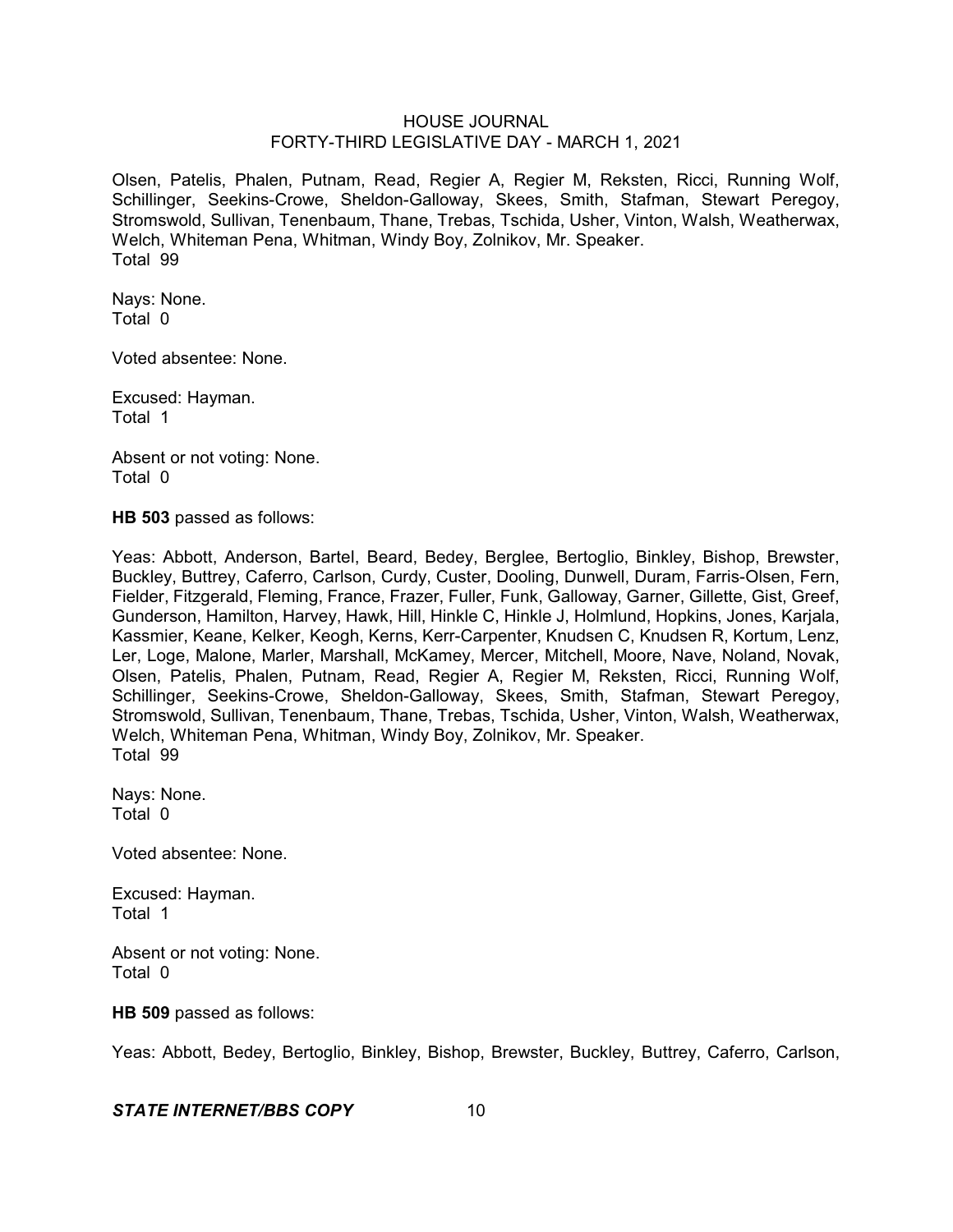Olsen, Patelis, Phalen, Putnam, Read, Regier A, Regier M, Reksten, Ricci, Running Wolf, Schillinger, Seekins-Crowe, Sheldon-Galloway, Skees, Smith, Stafman, Stewart Peregoy, Stromswold, Sullivan, Tenenbaum, Thane, Trebas, Tschida, Usher, Vinton, Walsh, Weatherwax, Welch, Whiteman Pena, Whitman, Windy Boy, Zolnikov, Mr. Speaker.
Total 99

Nays: None.
Total 0

Voted absentee: None.

Excused: Hayman.
Total 1

Absent or not voting: None.
Total 0

**HB 503** passed as follows:

Yeas: Abbott, Anderson, Bartel, Beard, Bedey, Berglee, Bertoglio, Binkley, Bishop, Brewster, Buckley, Buttrey, Caferro, Carlson, Curdy, Custer, Dooling, Dunwell, Duram, Farris-Olsen, Fern, Fielder, Fitzgerald, Fleming, France, Frazer, Fuller, Funk, Galloway, Garner, Gillette, Gist, Greef, Gunderson, Hamilton, Harvey, Hawk, Hill, Hinkle C, Hinkle J, Holmlund, Hopkins, Jones, Karjala, Kassmier, Keane, Kelker, Keogh, Kerns, Kerr-Carpenter, Knudsen C, Knudsen R, Kortum, Lenz, Ler, Loge, Malone, Marler, Marshall, McKamey, Mercer, Mitchell, Moore, Nave, Noland, Novak, Olsen, Patelis, Phalen, Putnam, Read, Regier A, Regier M, Reksten, Ricci, Running Wolf, Schillinger, Seekins-Crowe, Sheldon-Galloway, Skees, Smith, Stafman, Stewart Peregoy, Stromswold, Sullivan, Tenenbaum, Thane, Trebas, Tschida, Usher, Vinton, Walsh, Weatherwax, Welch, Whiteman Pena, Whitman, Windy Boy, Zolnikov, Mr. Speaker.
Total 99

Nays: None.
Total 0

Voted absentee: None.

Excused: Hayman.
Total 1

Absent or not voting: None.
Total 0

**HB 509** passed as follows:

Yeas: Abbott, Bedey, Bertoglio, Binkley, Bishop, Brewster, Buckley, Buttrey, Caferro, Carlson,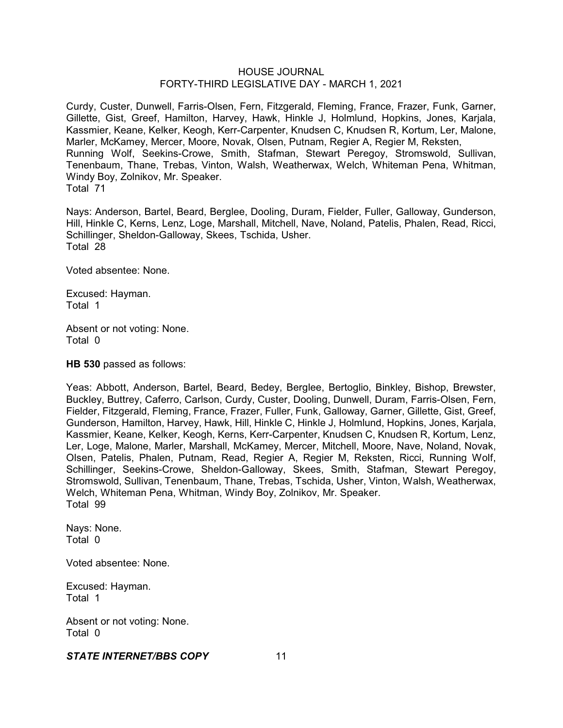Curdy, Custer, Dunwell, Farris-Olsen, Fern, Fitzgerald, Fleming, France, Frazer, Funk, Garner, Gillette, Gist, Greef, Hamilton, Harvey, Hawk, Hinkle J, Holmlund, Hopkins, Jones, Karjala, Kassmier, Keane, Kelker, Keogh, Kerr-Carpenter, Knudsen C, Knudsen R, Kortum, Ler, Malone, Marler, McKamey, Mercer, Moore, Novak, Olsen, Putnam, Regier A, Regier M, Reksten, Running Wolf, Seekins-Crowe, Smith, Stafman, Stewart Peregoy, Stromswold, Sullivan, Tenenbaum, Thane, Trebas, Vinton, Walsh, Weatherwax, Welch, Whiteman Pena, Whitman, Windy Boy, Zolnikov, Mr. Speaker.
Total 71

Nays: Anderson, Bartel, Beard, Berglee, Dooling, Duram, Fielder, Fuller, Galloway, Gunderson, Hill, Hinkle C, Kerns, Lenz, Loge, Marshall, Mitchell, Nave, Noland, Patelis, Phalen, Read, Ricci, Schillinger, Sheldon-Galloway, Skees, Tschida, Usher.
Total 28

Voted absentee: None.

Excused: Hayman.
Total 1

Absent or not voting: None.
Total 0

**HB 530** passed as follows:

Yeas: Abbott, Anderson, Bartel, Beard, Bedey, Berglee, Bertoglio, Binkley, Bishop, Brewster, Buckley, Buttrey, Caferro, Carlson, Curdy, Custer, Dooling, Dunwell, Duram, Farris-Olsen, Fern, Fielder, Fitzgerald, Fleming, France, Frazer, Fuller, Funk, Galloway, Garner, Gillette, Gist, Greef, Gunderson, Hamilton, Harvey, Hawk, Hill, Hinkle C, Hinkle J, Holmlund, Hopkins, Jones, Karjala, Kassmier, Keane, Kelker, Keogh, Kerns, Kerr-Carpenter, Knudsen C, Knudsen R, Kortum, Lenz, Ler, Loge, Malone, Marler, Marshall, McKamey, Mercer, Mitchell, Moore, Nave, Noland, Novak, Olsen, Patelis, Phalen, Putnam, Read, Regier A, Regier M, Reksten, Ricci, Running Wolf, Schillinger, Seekins-Crowe, Sheldon-Galloway, Skees, Smith, Stafman, Stewart Peregoy, Stromswold, Sullivan, Tenenbaum, Thane, Trebas, Tschida, Usher, Vinton, Walsh, Weatherwax, Welch, Whiteman Pena, Whitman, Windy Boy, Zolnikov, Mr. Speaker.
Total 99

Nays: None.
Total 0

Voted absentee: None.

Excused: Hayman.
Total 1

Absent or not voting: None.
Total 0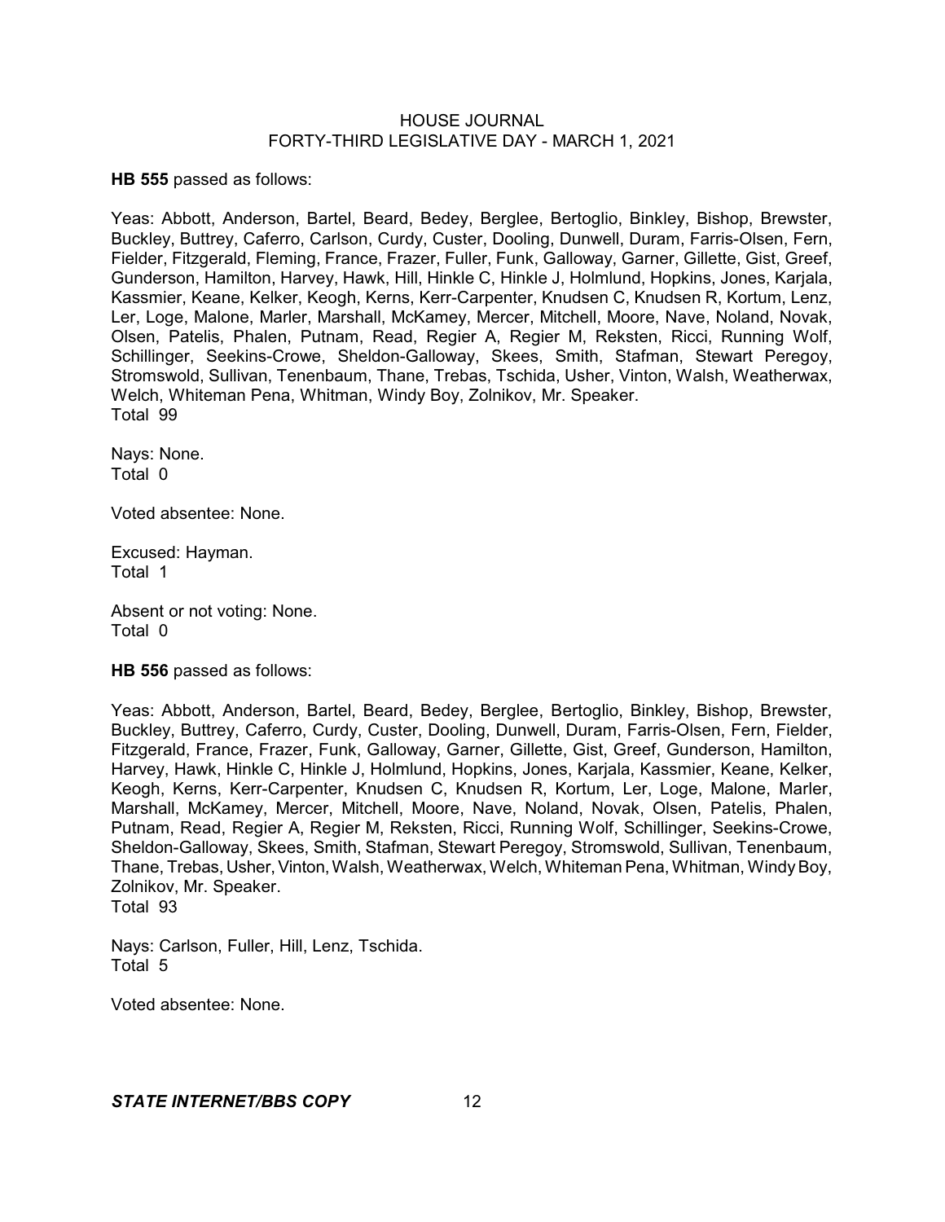**HB 555** passed as follows:

Yeas: Abbott, Anderson, Bartel, Beard, Bedey, Berglee, Bertoglio, Binkley, Bishop, Brewster, Buckley, Buttrey, Caferro, Carlson, Curdy, Custer, Dooling, Dunwell, Duram, Farris-Olsen, Fern, Fielder, Fitzgerald, Fleming, France, Frazer, Fuller, Funk, Galloway, Garner, Gillette, Gist, Greef, Gunderson, Hamilton, Harvey, Hawk, Hill, Hinkle C, Hinkle J, Holmlund, Hopkins, Jones, Karjala, Kassmier, Keane, Kelker, Keogh, Kerns, Kerr-Carpenter, Knudsen C, Knudsen R, Kortum, Lenz, Ler, Loge, Malone, Marler, Marshall, McKamey, Mercer, Mitchell, Moore, Nave, Noland, Novak, Olsen, Patelis, Phalen, Putnam, Read, Regier A, Regier M, Reksten, Ricci, Running Wolf, Schillinger, Seekins-Crowe, Sheldon-Galloway, Skees, Smith, Stafman, Stewart Peregoy, Stromswold, Sullivan, Tenenbaum, Thane, Trebas, Tschida, Usher, Vinton, Walsh, Weatherwax, Welch, Whiteman Pena, Whitman, Windy Boy, Zolnikov, Mr. Speaker.
Total 99

Nays: None.
Total 0

Voted absentee: None.

Excused: Hayman.
Total 1

Absent or not voting: None.
Total 0

**HB 556** passed as follows:

Yeas: Abbott, Anderson, Bartel, Beard, Bedey, Berglee, Bertoglio, Binkley, Bishop, Brewster, Buckley, Buttrey, Caferro, Curdy, Custer, Dooling, Dunwell, Duram, Farris-Olsen, Fern, Fielder, Fitzgerald, France, Frazer, Funk, Galloway, Garner, Gillette, Gist, Greef, Gunderson, Hamilton, Harvey, Hawk, Hinkle C, Hinkle J, Holmlund, Hopkins, Jones, Karjala, Kassmier, Keane, Kelker, Keogh, Kerns, Kerr-Carpenter, Knudsen C, Knudsen R, Kortum, Ler, Loge, Malone, Marler, Marshall, McKamey, Mercer, Mitchell, Moore, Nave, Noland, Novak, Olsen, Patelis, Phalen, Putnam, Read, Regier A, Regier M, Reksten, Ricci, Running Wolf, Schillinger, Seekins-Crowe, Sheldon-Galloway, Skees, Smith, Stafman, Stewart Peregoy, Stromswold, Sullivan, Tenenbaum, Thane, Trebas, Usher, Vinton, Walsh, Weatherwax, Welch, Whiteman Pena, Whitman, Windy Boy, Zolnikov, Mr. Speaker.
Total 93

Nays: Carlson, Fuller, Hill, Lenz, Tschida.
Total 5

Voted absentee: None.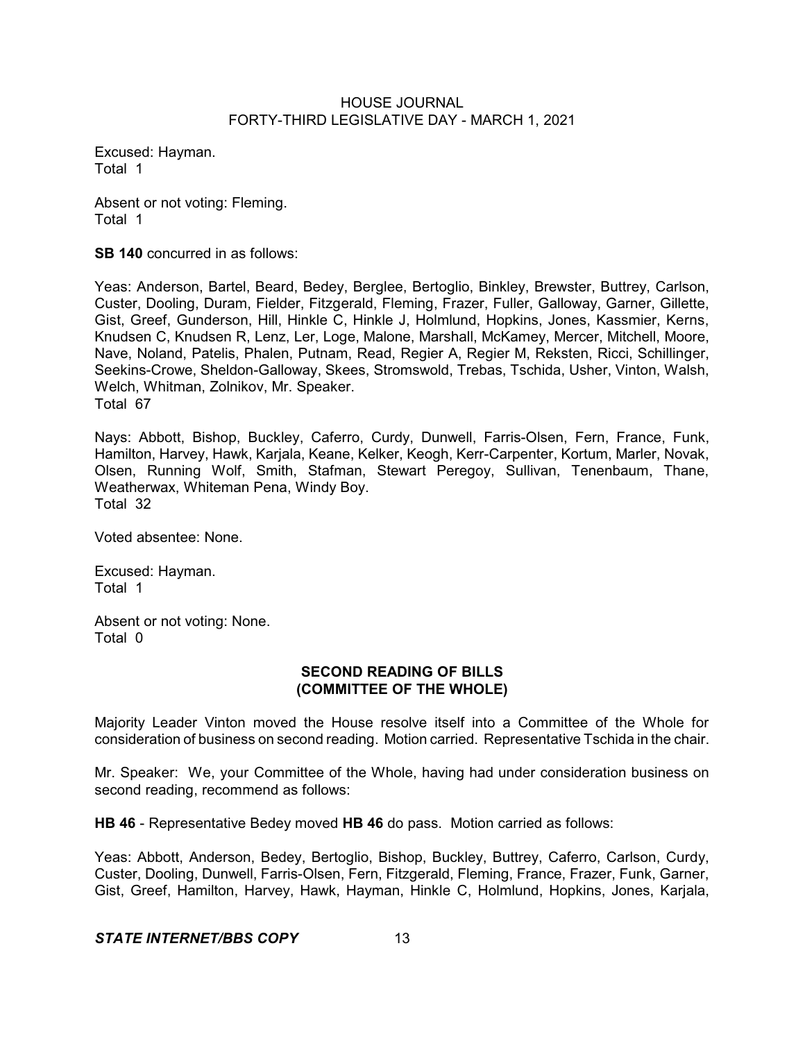Excused: Hayman.
Total 1

Absent or not voting: Fleming.
Total 1

**SB 140** concurred in as follows:

Yeas: Anderson, Bartel, Beard, Bedey, Berglee, Bertoglio, Binkley, Brewster, Buttrey, Carlson, Custer, Dooling, Duram, Fielder, Fitzgerald, Fleming, Frazer, Fuller, Galloway, Garner, Gillette, Gist, Greef, Gunderson, Hill, Hinkle C, Hinkle J, Holmlund, Hopkins, Jones, Kassmier, Kerns, Knudsen C, Knudsen R, Lenz, Ler, Loge, Malone, Marshall, McKamey, Mercer, Mitchell, Moore, Nave, Noland, Patelis, Phalen, Putnam, Read, Regier A, Regier M, Reksten, Ricci, Schillinger, Seekins-Crowe, Sheldon-Galloway, Skees, Stromswold, Trebas, Tschida, Usher, Vinton, Walsh, Welch, Whitman, Zolnikov, Mr. Speaker.
Total 67

Nays: Abbott, Bishop, Buckley, Caferro, Curdy, Dunwell, Farris-Olsen, Fern, France, Funk, Hamilton, Harvey, Hawk, Karjala, Keane, Kelker, Keogh, Kerr-Carpenter, Kortum, Marler, Novak, Olsen, Running Wolf, Smith, Stafman, Stewart Peregoy, Sullivan, Tenenbaum, Thane, Weatherwax, Whiteman Pena, Windy Boy.
Total 32

Voted absentee: None.

Excused: Hayman.
Total 1

Absent or not voting: None.
Total 0

## SECOND READING OF BILLS (COMMITTEE OF THE WHOLE)

Majority Leader Vinton moved the House resolve itself into a Committee of the Whole for consideration of business on second reading. Motion carried. Representative Tschida in the chair.

Mr. Speaker: We, your Committee of the Whole, having had under consideration business on second reading, recommend as follows:

**HB 46** - Representative Bedey moved **HB 46** do pass. Motion carried as follows:

Yeas: Abbott, Anderson, Bedey, Bertoglio, Bishop, Buckley, Buttrey, Caferro, Carlson, Curdy, Custer, Dooling, Dunwell, Farris-Olsen, Fern, Fitzgerald, Fleming, France, Frazer, Funk, Garner, Gist, Greef, Hamilton, Harvey, Hawk, Hayman, Hinkle C, Holmlund, Hopkins, Jones, Karjala,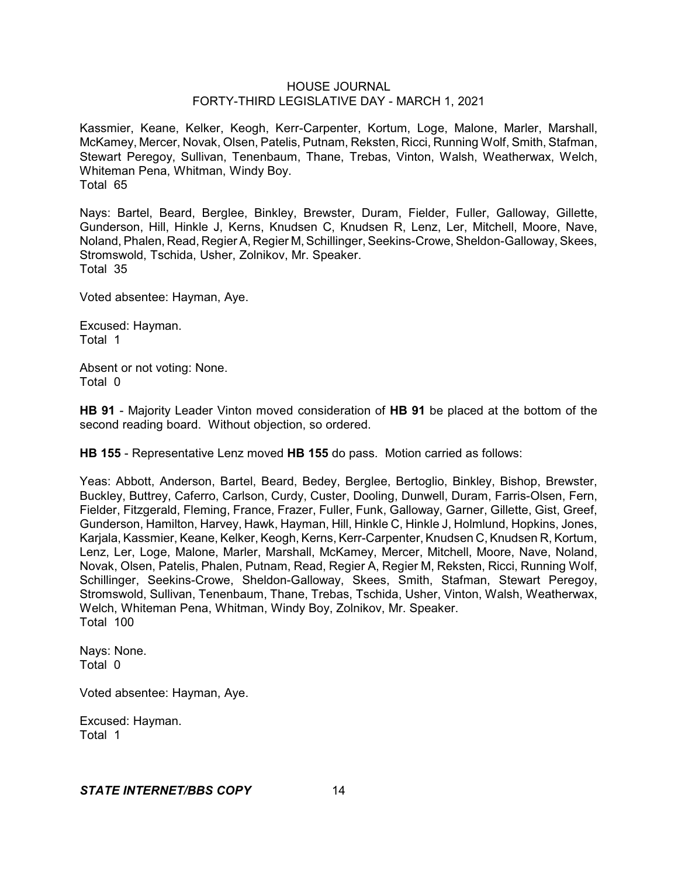Kassmier, Keane, Kelker, Keogh, Kerr-Carpenter, Kortum, Loge, Malone, Marler, Marshall, McKamey, Mercer, Novak, Olsen, Patelis, Putnam, Reksten, Ricci, Running Wolf, Smith, Stafman, Stewart Peregoy, Sullivan, Tenenbaum, Thane, Trebas, Vinton, Walsh, Weatherwax, Welch, Whiteman Pena, Whitman, Windy Boy.
Total 65

Nays: Bartel, Beard, Berglee, Binkley, Brewster, Duram, Fielder, Fuller, Galloway, Gillette, Gunderson, Hill, Hinkle J, Kerns, Knudsen C, Knudsen R, Lenz, Ler, Mitchell, Moore, Nave, Noland, Phalen, Read, Regier A, Regier M, Schillinger, Seekins-Crowe, Sheldon-Galloway, Skees, Stromswold, Tschida, Usher, Zolnikov, Mr. Speaker.
Total 35

Voted absentee: Hayman, Aye.

Excused: Hayman.
Total 1

Absent or not voting: None.
Total 0

**HB 91** - Majority Leader Vinton moved consideration of **HB 91** be placed at the bottom of the second reading board. Without objection, so ordered.

**HB 155** - Representative Lenz moved **HB 155** do pass. Motion carried as follows:

Yeas: Abbott, Anderson, Bartel, Beard, Bedey, Berglee, Bertoglio, Binkley, Bishop, Brewster, Buckley, Buttrey, Caferro, Carlson, Curdy, Custer, Dooling, Dunwell, Duram, Farris-Olsen, Fern, Fielder, Fitzgerald, Fleming, France, Frazer, Fuller, Funk, Galloway, Garner, Gillette, Gist, Greef, Gunderson, Hamilton, Harvey, Hawk, Hayman, Hill, Hinkle C, Hinkle J, Holmlund, Hopkins, Jones, Karjala, Kassmier, Keane, Kelker, Keogh, Kerns, Kerr-Carpenter, Knudsen C, Knudsen R, Kortum, Lenz, Ler, Loge, Malone, Marler, Marshall, McKamey, Mercer, Mitchell, Moore, Nave, Noland, Novak, Olsen, Patelis, Phalen, Putnam, Read, Regier A, Regier M, Reksten, Ricci, Running Wolf, Schillinger, Seekins-Crowe, Sheldon-Galloway, Skees, Smith, Stafman, Stewart Peregoy, Stromswold, Sullivan, Tenenbaum, Thane, Trebas, Tschida, Usher, Vinton, Walsh, Weatherwax, Welch, Whiteman Pena, Whitman, Windy Boy, Zolnikov, Mr. Speaker.
Total 100

Nays: None.
Total 0

Voted absentee: Hayman, Aye.

Excused: Hayman.
Total 1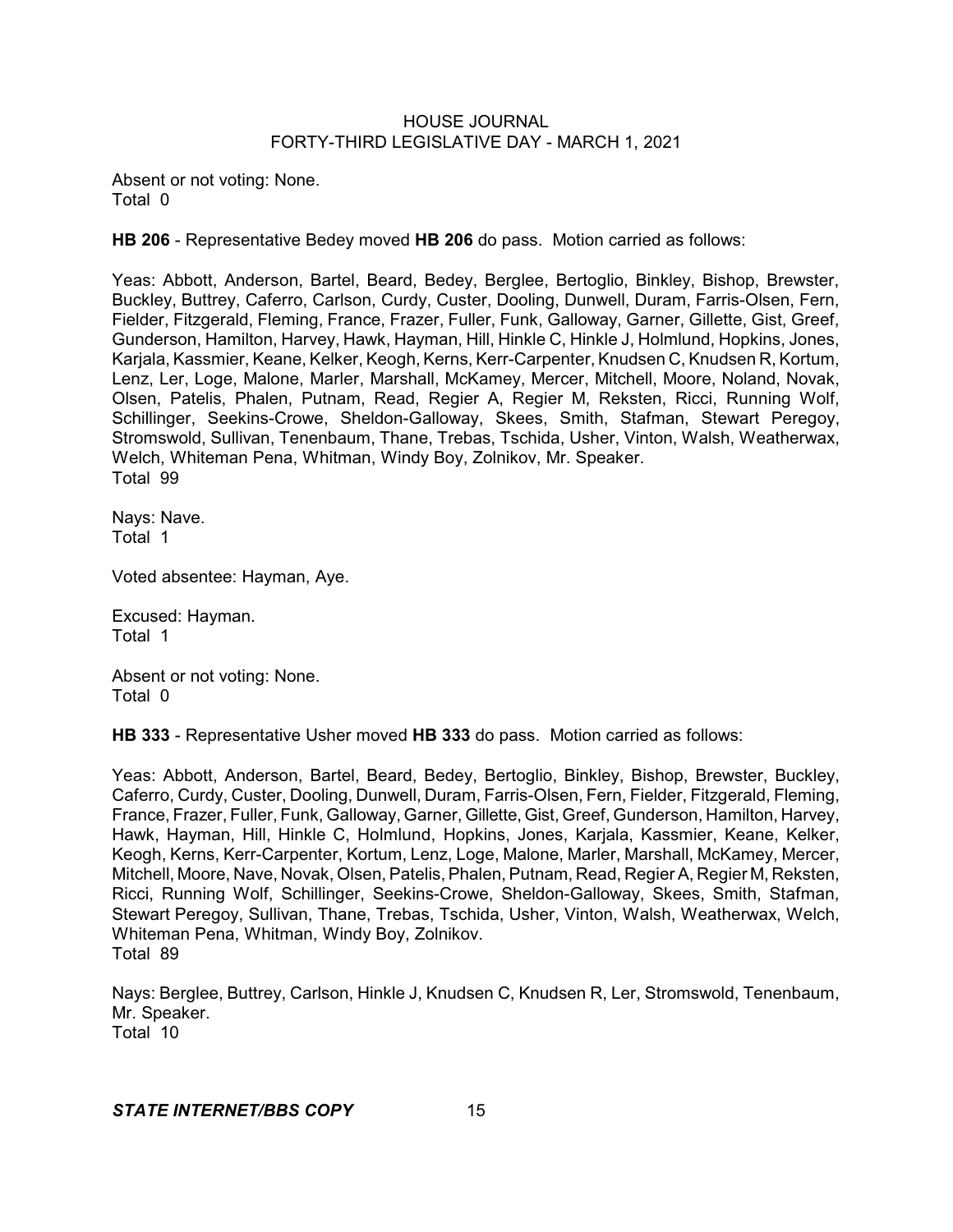Absent or not voting: None.
Total 0

**HB 206** - Representative Bedey moved **HB 206** do pass. Motion carried as follows:

Yeas: Abbott, Anderson, Bartel, Beard, Bedey, Berglee, Bertoglio, Binkley, Bishop, Brewster, Buckley, Buttrey, Caferro, Carlson, Curdy, Custer, Dooling, Dunwell, Duram, Farris-Olsen, Fern, Fielder, Fitzgerald, Fleming, France, Frazer, Fuller, Funk, Galloway, Garner, Gillette, Gist, Greef, Gunderson, Hamilton, Harvey, Hawk, Hayman, Hill, Hinkle C, Hinkle J, Holmlund, Hopkins, Jones, Karjala, Kassmier, Keane, Kelker, Keogh, Kerns, Kerr-Carpenter, Knudsen C, Knudsen R, Kortum, Lenz, Ler, Loge, Malone, Marler, Marshall, McKamey, Mercer, Mitchell, Moore, Noland, Novak, Olsen, Patelis, Phalen, Putnam, Read, Regier A, Regier M, Reksten, Ricci, Running Wolf, Schillinger, Seekins-Crowe, Sheldon-Galloway, Skees, Smith, Stafman, Stewart Peregoy, Stromswold, Sullivan, Tenenbaum, Thane, Trebas, Tschida, Usher, Vinton, Walsh, Weatherwax, Welch, Whiteman Pena, Whitman, Windy Boy, Zolnikov, Mr. Speaker.
Total 99

Nays: Nave.
Total 1

Voted absentee: Hayman, Aye.

Excused: Hayman.
Total 1

Absent or not voting: None.
Total 0

**HB 333** - Representative Usher moved **HB 333** do pass. Motion carried as follows:

Yeas: Abbott, Anderson, Bartel, Beard, Bedey, Bertoglio, Binkley, Bishop, Brewster, Buckley, Caferro, Curdy, Custer, Dooling, Dunwell, Duram, Farris-Olsen, Fern, Fielder, Fitzgerald, Fleming, France, Frazer, Fuller, Funk, Galloway, Garner, Gillette, Gist, Greef, Gunderson, Hamilton, Harvey, Hawk, Hayman, Hill, Hinkle C, Holmlund, Hopkins, Jones, Karjala, Kassmier, Keane, Kelker, Keogh, Kerns, Kerr-Carpenter, Kortum, Lenz, Loge, Malone, Marler, Marshall, McKamey, Mercer, Mitchell, Moore, Nave, Novak, Olsen, Patelis, Phalen, Putnam, Read, Regier A, Regier M, Reksten, Ricci, Running Wolf, Schillinger, Seekins-Crowe, Sheldon-Galloway, Skees, Smith, Stafman, Stewart Peregoy, Sullivan, Thane, Trebas, Tschida, Usher, Vinton, Walsh, Weatherwax, Welch, Whiteman Pena, Whitman, Windy Boy, Zolnikov.
Total 89

Nays: Berglee, Buttrey, Carlson, Hinkle J, Knudsen C, Knudsen R, Ler, Stromswold, Tenenbaum, Mr. Speaker.
Total 10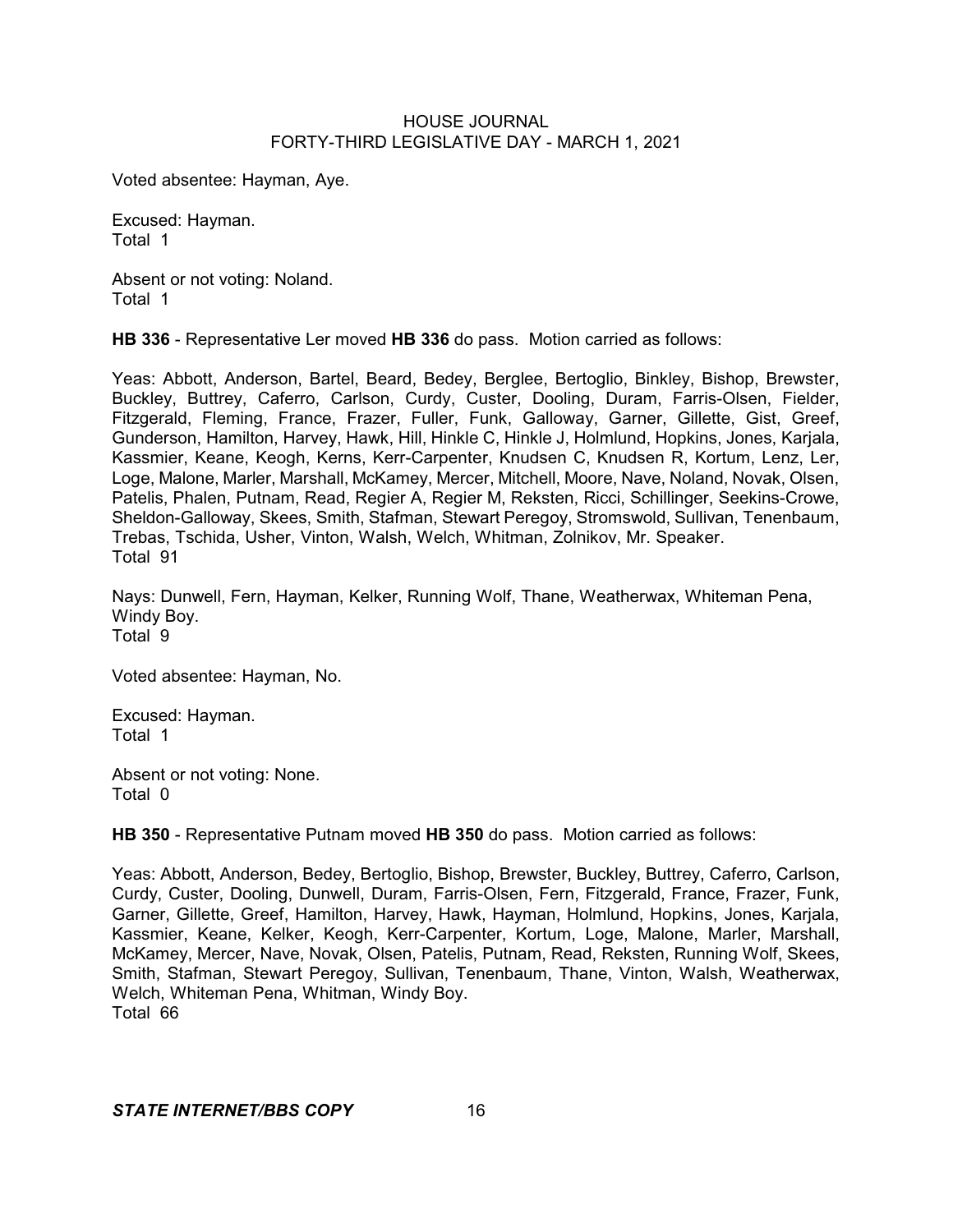Voted absentee: Hayman, Aye.

Excused: Hayman.
Total 1

Absent or not voting: Noland.
Total 1

**HB 336** - Representative Ler moved **HB 336** do pass. Motion carried as follows:

Yeas: Abbott, Anderson, Bartel, Beard, Bedey, Berglee, Bertoglio, Binkley, Bishop, Brewster, Buckley, Buttrey, Caferro, Carlson, Curdy, Custer, Dooling, Duram, Farris-Olsen, Fielder, Fitzgerald, Fleming, France, Frazer, Fuller, Funk, Galloway, Garner, Gillette, Gist, Greef, Gunderson, Hamilton, Harvey, Hawk, Hill, Hinkle C, Hinkle J, Holmlund, Hopkins, Jones, Karjala, Kassmier, Keane, Keogh, Kerns, Kerr-Carpenter, Knudsen C, Knudsen R, Kortum, Lenz, Ler, Loge, Malone, Marler, Marshall, McKamey, Mercer, Mitchell, Moore, Nave, Noland, Novak, Olsen, Patelis, Phalen, Putnam, Read, Regier A, Regier M, Reksten, Ricci, Schillinger, Seekins-Crowe, Sheldon-Galloway, Skees, Smith, Stafman, Stewart Peregoy, Stromswold, Sullivan, Tenenbaum, Trebas, Tschida, Usher, Vinton, Walsh, Welch, Whitman, Zolnikov, Mr. Speaker.
Total 91

Nays: Dunwell, Fern, Hayman, Kelker, Running Wolf, Thane, Weatherwax, Whiteman Pena, Windy Boy.
Total 9

Voted absentee: Hayman, No.

Excused: Hayman.
Total 1

Absent or not voting: None.
Total 0

**HB 350** - Representative Putnam moved **HB 350** do pass. Motion carried as follows:

Yeas: Abbott, Anderson, Bedey, Bertoglio, Bishop, Brewster, Buckley, Buttrey, Caferro, Carlson, Curdy, Custer, Dooling, Dunwell, Duram, Farris-Olsen, Fern, Fitzgerald, France, Frazer, Funk, Garner, Gillette, Greef, Hamilton, Harvey, Hawk, Hayman, Holmlund, Hopkins, Jones, Karjala, Kassmier, Keane, Kelker, Keogh, Kerr-Carpenter, Kortum, Loge, Malone, Marler, Marshall, McKamey, Mercer, Nave, Novak, Olsen, Patelis, Putnam, Read, Reksten, Running Wolf, Skees, Smith, Stafman, Stewart Peregoy, Sullivan, Tenenbaum, Thane, Vinton, Walsh, Weatherwax, Welch, Whiteman Pena, Whitman, Windy Boy.
Total 66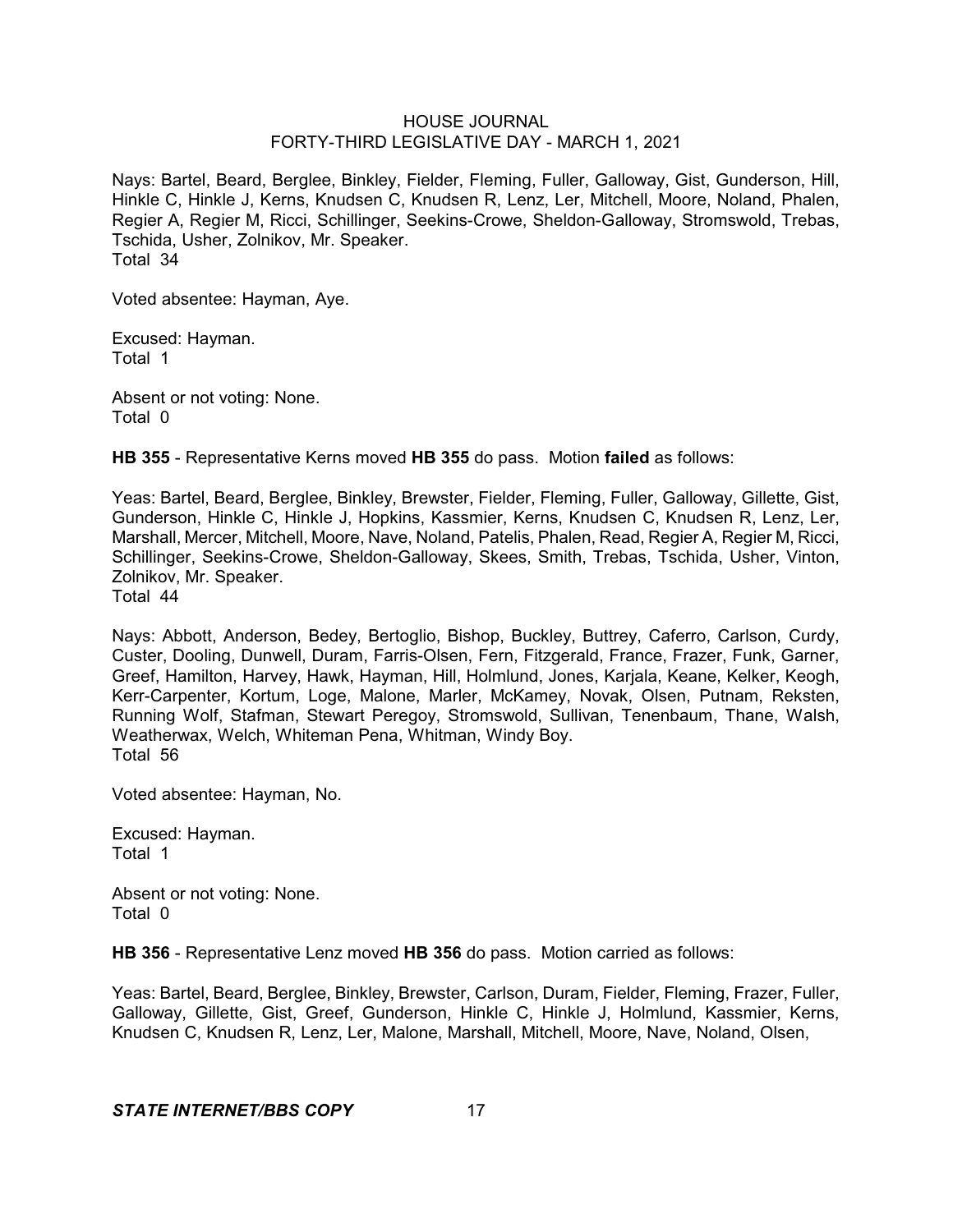Nays: Bartel, Beard, Berglee, Binkley, Fielder, Fleming, Fuller, Galloway, Gist, Gunderson, Hill, Hinkle C, Hinkle J, Kerns, Knudsen C, Knudsen R, Lenz, Ler, Mitchell, Moore, Noland, Phalen, Regier A, Regier M, Ricci, Schillinger, Seekins-Crowe, Sheldon-Galloway, Stromswold, Trebas, Tschida, Usher, Zolnikov, Mr. Speaker.
Total 34

Voted absentee: Hayman, Aye.

Excused: Hayman.
Total 1

Absent or not voting: None.
Total 0

**HB 355** - Representative Kerns moved **HB 355** do pass. Motion **failed** as follows:

Yeas: Bartel, Beard, Berglee, Binkley, Brewster, Fielder, Fleming, Fuller, Galloway, Gillette, Gist, Gunderson, Hinkle C, Hinkle J, Hopkins, Kassmier, Kerns, Knudsen C, Knudsen R, Lenz, Ler, Marshall, Mercer, Mitchell, Moore, Nave, Noland, Patelis, Phalen, Read, Regier A, Regier M, Ricci, Schillinger, Seekins-Crowe, Sheldon-Galloway, Skees, Smith, Trebas, Tschida, Usher, Vinton, Zolnikov, Mr. Speaker.
Total 44

Nays: Abbott, Anderson, Bedey, Bertoglio, Bishop, Buckley, Buttrey, Caferro, Carlson, Curdy, Custer, Dooling, Dunwell, Duram, Farris-Olsen, Fern, Fitzgerald, France, Frazer, Funk, Garner, Greef, Hamilton, Harvey, Hawk, Hayman, Hill, Holmlund, Jones, Karjala, Keane, Kelker, Keogh, Kerr-Carpenter, Kortum, Loge, Malone, Marler, McKamey, Novak, Olsen, Putnam, Reksten, Running Wolf, Stafman, Stewart Peregoy, Stromswold, Sullivan, Tenenbaum, Thane, Walsh, Weatherwax, Welch, Whiteman Pena, Whitman, Windy Boy.
Total 56

Voted absentee: Hayman, No.

Excused: Hayman.
Total 1

Absent or not voting: None.
Total 0

**HB 356** - Representative Lenz moved **HB 356** do pass. Motion carried as follows:

Yeas: Bartel, Beard, Berglee, Binkley, Brewster, Carlson, Duram, Fielder, Fleming, Frazer, Fuller, Galloway, Gillette, Gist, Greef, Gunderson, Hinkle C, Hinkle J, Holmlund, Kassmier, Kerns, Knudsen C, Knudsen R, Lenz, Ler, Malone, Marshall, Mitchell, Moore, Nave, Noland, Olsen,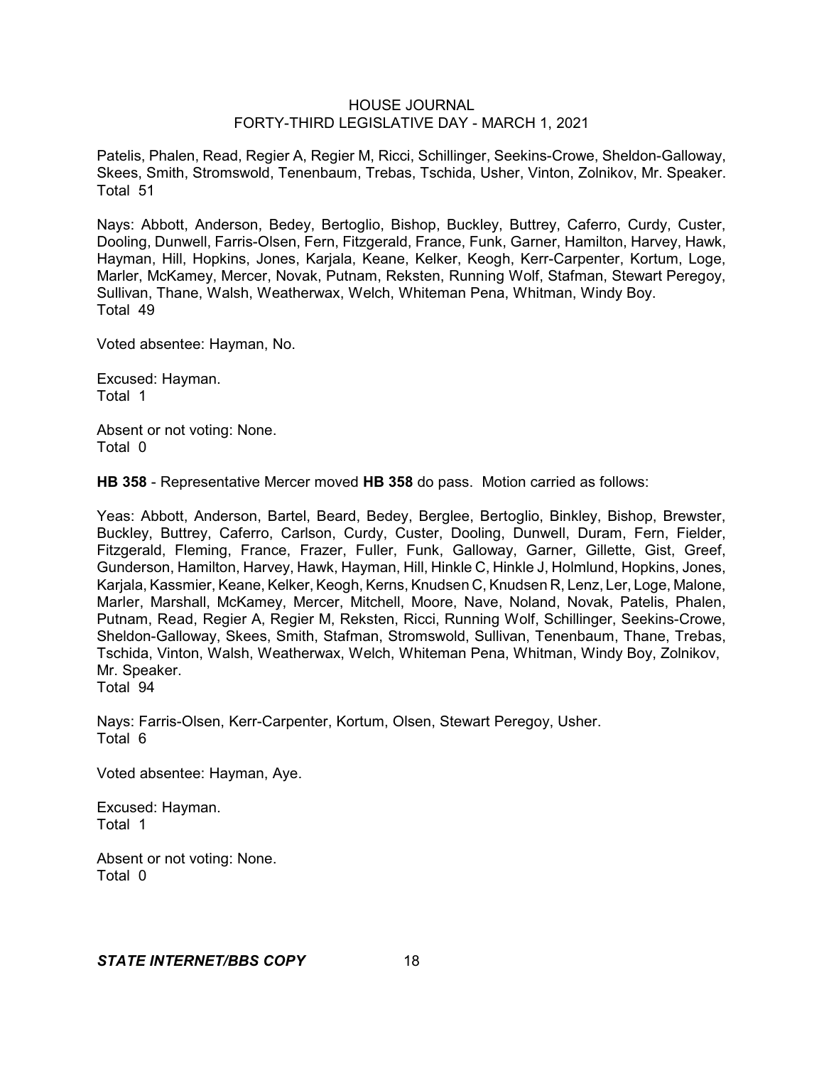Patelis, Phalen, Read, Regier A, Regier M, Ricci, Schillinger, Seekins-Crowe, Sheldon-Galloway, Skees, Smith, Stromswold, Tenenbaum, Trebas, Tschida, Usher, Vinton, Zolnikov, Mr. Speaker.
Total 51

Nays: Abbott, Anderson, Bedey, Bertoglio, Bishop, Buckley, Buttrey, Caferro, Curdy, Custer, Dooling, Dunwell, Farris-Olsen, Fern, Fitzgerald, France, Funk, Garner, Hamilton, Harvey, Hawk, Hayman, Hill, Hopkins, Jones, Karjala, Keane, Kelker, Keogh, Kerr-Carpenter, Kortum, Loge, Marler, McKamey, Mercer, Novak, Putnam, Reksten, Running Wolf, Stafman, Stewart Peregoy, Sullivan, Thane, Walsh, Weatherwax, Welch, Whiteman Pena, Whitman, Windy Boy.
Total 49

Voted absentee: Hayman, No.

Excused: Hayman.
Total 1

Absent or not voting: None.
Total 0

**HB 358** - Representative Mercer moved **HB 358** do pass. Motion carried as follows:

Yeas: Abbott, Anderson, Bartel, Beard, Bedey, Berglee, Bertoglio, Binkley, Bishop, Brewster, Buckley, Buttrey, Caferro, Carlson, Curdy, Custer, Dooling, Dunwell, Duram, Fern, Fielder, Fitzgerald, Fleming, France, Frazer, Fuller, Funk, Galloway, Garner, Gillette, Gist, Greef, Gunderson, Hamilton, Harvey, Hawk, Hayman, Hill, Hinkle C, Hinkle J, Holmlund, Hopkins, Jones, Karjala, Kassmier, Keane, Kelker, Keogh, Kerns, Knudsen C, Knudsen R, Lenz, Ler, Loge, Malone, Marler, Marshall, McKamey, Mercer, Mitchell, Moore, Nave, Noland, Novak, Patelis, Phalen, Putnam, Read, Regier A, Regier M, Reksten, Ricci, Running Wolf, Schillinger, Seekins-Crowe, Sheldon-Galloway, Skees, Smith, Stafman, Stromswold, Sullivan, Tenenbaum, Thane, Trebas, Tschida, Vinton, Walsh, Weatherwax, Welch, Whiteman Pena, Whitman, Windy Boy, Zolnikov, Mr. Speaker.
Total 94

Nays: Farris-Olsen, Kerr-Carpenter, Kortum, Olsen, Stewart Peregoy, Usher.
Total 6

Voted absentee: Hayman, Aye.

Excused: Hayman.
Total 1

Absent or not voting: None.
Total 0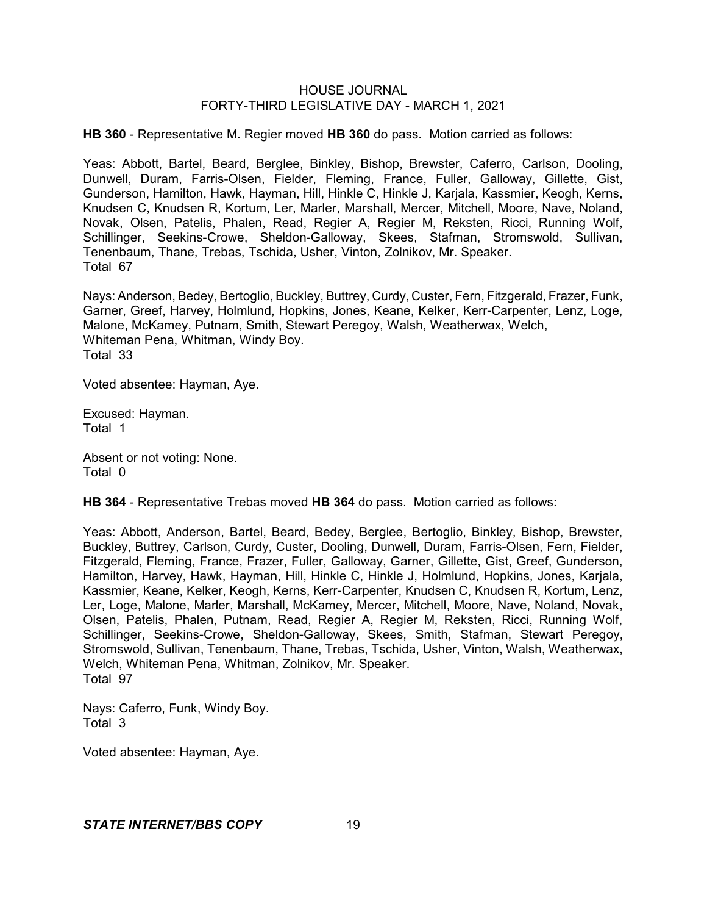**HB 360** - Representative M. Regier moved **HB 360** do pass. Motion carried as follows:

Yeas: Abbott, Bartel, Beard, Berglee, Binkley, Bishop, Brewster, Caferro, Carlson, Dooling, Dunwell, Duram, Farris-Olsen, Fielder, Fleming, France, Fuller, Galloway, Gillette, Gist, Gunderson, Hamilton, Hawk, Hayman, Hill, Hinkle C, Hinkle J, Karjala, Kassmier, Keogh, Kerns, Knudsen C, Knudsen R, Kortum, Ler, Marler, Marshall, Mercer, Mitchell, Moore, Nave, Noland, Novak, Olsen, Patelis, Phalen, Read, Regier A, Regier M, Reksten, Ricci, Running Wolf, Schillinger, Seekins-Crowe, Sheldon-Galloway, Skees, Stafman, Stromswold, Sullivan, Tenenbaum, Thane, Trebas, Tschida, Usher, Vinton, Zolnikov, Mr. Speaker.
Total 67

Nays: Anderson, Bedey, Bertoglio, Buckley, Buttrey, Curdy, Custer, Fern, Fitzgerald, Frazer, Funk, Garner, Greef, Harvey, Holmlund, Hopkins, Jones, Keane, Kelker, Kerr-Carpenter, Lenz, Loge, Malone, McKamey, Putnam, Smith, Stewart Peregoy, Walsh, Weatherwax, Welch, Whiteman Pena, Whitman, Windy Boy.
Total 33

Voted absentee: Hayman, Aye.

Excused: Hayman.
Total 1

Absent or not voting: None.
Total 0

**HB 364** - Representative Trebas moved **HB 364** do pass. Motion carried as follows:

Yeas: Abbott, Anderson, Bartel, Beard, Bedey, Berglee, Bertoglio, Binkley, Bishop, Brewster, Buckley, Buttrey, Carlson, Curdy, Custer, Dooling, Dunwell, Duram, Farris-Olsen, Fern, Fielder, Fitzgerald, Fleming, France, Frazer, Fuller, Galloway, Garner, Gillette, Gist, Greef, Gunderson, Hamilton, Harvey, Hawk, Hayman, Hill, Hinkle C, Hinkle J, Holmlund, Hopkins, Jones, Karjala, Kassmier, Keane, Kelker, Keogh, Kerns, Kerr-Carpenter, Knudsen C, Knudsen R, Kortum, Lenz, Ler, Loge, Malone, Marler, Marshall, McKamey, Mercer, Mitchell, Moore, Nave, Noland, Novak, Olsen, Patelis, Phalen, Putnam, Read, Regier A, Regier M, Reksten, Ricci, Running Wolf, Schillinger, Seekins-Crowe, Sheldon-Galloway, Skees, Smith, Stafman, Stewart Peregoy, Stromswold, Sullivan, Tenenbaum, Thane, Trebas, Tschida, Usher, Vinton, Walsh, Weatherwax, Welch, Whiteman Pena, Whitman, Zolnikov, Mr. Speaker.
Total 97

Nays: Caferro, Funk, Windy Boy.
Total 3

Voted absentee: Hayman, Aye.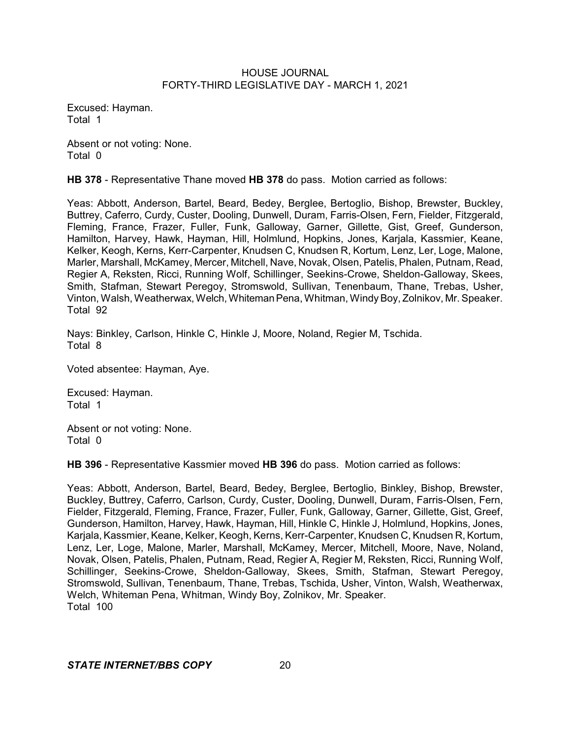Excused: Hayman.
Total 1

Absent or not voting: None.
Total 0

**HB 378** - Representative Thane moved **HB 378** do pass. Motion carried as follows:

Yeas: Abbott, Anderson, Bartel, Beard, Bedey, Berglee, Bertoglio, Bishop, Brewster, Buckley, Buttrey, Caferro, Curdy, Custer, Dooling, Dunwell, Duram, Farris-Olsen, Fern, Fielder, Fitzgerald, Fleming, France, Frazer, Fuller, Funk, Galloway, Garner, Gillette, Gist, Greef, Gunderson, Hamilton, Harvey, Hawk, Hayman, Hill, Holmlund, Hopkins, Jones, Karjala, Kassmier, Keane, Kelker, Keogh, Kerns, Kerr-Carpenter, Knudsen C, Knudsen R, Kortum, Lenz, Ler, Loge, Malone, Marler, Marshall, McKamey, Mercer, Mitchell, Nave, Novak, Olsen, Patelis, Phalen, Putnam, Read, Regier A, Reksten, Ricci, Running Wolf, Schillinger, Seekins-Crowe, Sheldon-Galloway, Skees, Smith, Stafman, Stewart Peregoy, Stromswold, Sullivan, Tenenbaum, Thane, Trebas, Usher, Vinton, Walsh, Weatherwax, Welch, Whiteman Pena, Whitman, Windy Boy, Zolnikov, Mr. Speaker.
Total 92

Nays: Binkley, Carlson, Hinkle C, Hinkle J, Moore, Noland, Regier M, Tschida.
Total 8

Voted absentee: Hayman, Aye.

Excused: Hayman.
Total 1

Absent or not voting: None.
Total 0

**HB 396** - Representative Kassmier moved **HB 396** do pass. Motion carried as follows:

Yeas: Abbott, Anderson, Bartel, Beard, Bedey, Berglee, Bertoglio, Binkley, Bishop, Brewster, Buckley, Buttrey, Caferro, Carlson, Curdy, Custer, Dooling, Dunwell, Duram, Farris-Olsen, Fern, Fielder, Fitzgerald, Fleming, France, Frazer, Fuller, Funk, Galloway, Garner, Gillette, Gist, Greef, Gunderson, Hamilton, Harvey, Hawk, Hayman, Hill, Hinkle C, Hinkle J, Holmlund, Hopkins, Jones, Karjala, Kassmier, Keane, Kelker, Keogh, Kerns, Kerr-Carpenter, Knudsen C, Knudsen R, Kortum, Lenz, Ler, Loge, Malone, Marler, Marshall, McKamey, Mercer, Mitchell, Moore, Nave, Noland, Novak, Olsen, Patelis, Phalen, Putnam, Read, Regier A, Regier M, Reksten, Ricci, Running Wolf, Schillinger, Seekins-Crowe, Sheldon-Galloway, Skees, Smith, Stafman, Stewart Peregoy, Stromswold, Sullivan, Tenenbaum, Thane, Trebas, Tschida, Usher, Vinton, Walsh, Weatherwax, Welch, Whiteman Pena, Whitman, Windy Boy, Zolnikov, Mr. Speaker.
Total 100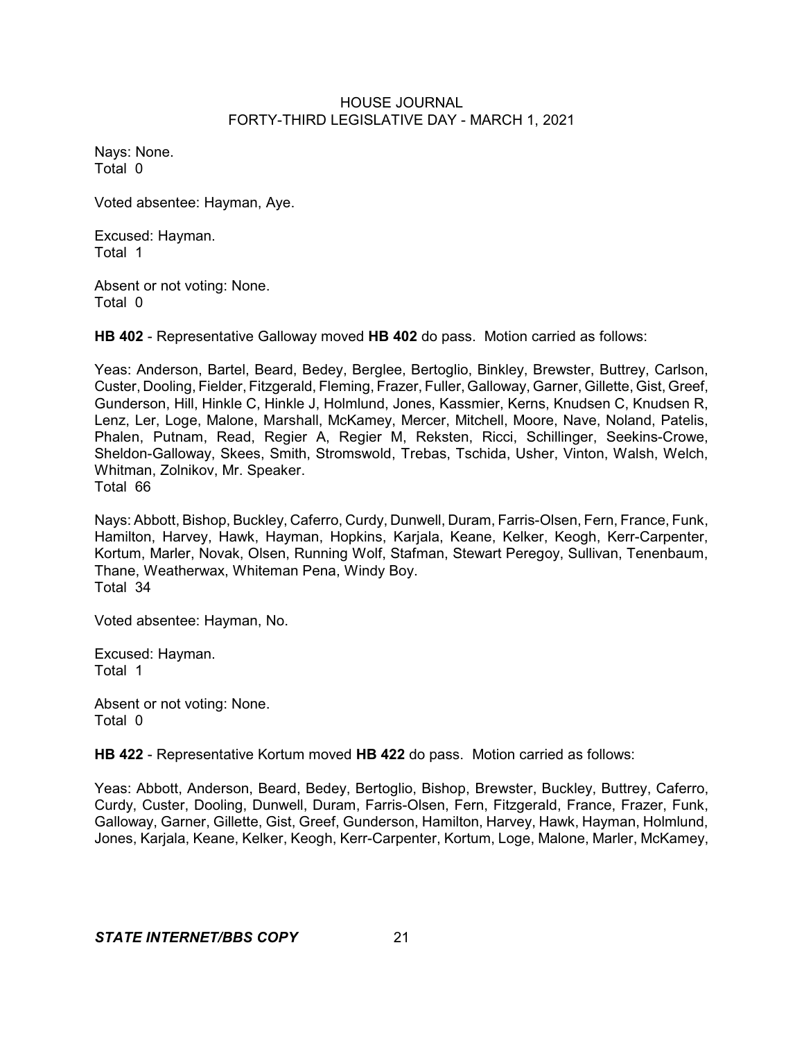Nays: None.
Total 0

Voted absentee: Hayman, Aye.

Excused: Hayman.
Total 1

Absent or not voting: None.
Total 0

**HB 402** - Representative Galloway moved **HB 402** do pass. Motion carried as follows:

Yeas: Anderson, Bartel, Beard, Bedey, Berglee, Bertoglio, Binkley, Brewster, Buttrey, Carlson, Custer, Dooling, Fielder, Fitzgerald, Fleming, Frazer, Fuller, Galloway, Garner, Gillette, Gist, Greef, Gunderson, Hill, Hinkle C, Hinkle J, Holmlund, Jones, Kassmier, Kerns, Knudsen C, Knudsen R, Lenz, Ler, Loge, Malone, Marshall, McKamey, Mercer, Mitchell, Moore, Nave, Noland, Patelis, Phalen, Putnam, Read, Regier A, Regier M, Reksten, Ricci, Schillinger, Seekins-Crowe, Sheldon-Galloway, Skees, Smith, Stromswold, Trebas, Tschida, Usher, Vinton, Walsh, Welch, Whitman, Zolnikov, Mr. Speaker.
Total 66

Nays: Abbott, Bishop, Buckley, Caferro, Curdy, Dunwell, Duram, Farris-Olsen, Fern, France, Funk, Hamilton, Harvey, Hawk, Hayman, Hopkins, Karjala, Keane, Kelker, Keogh, Kerr-Carpenter, Kortum, Marler, Novak, Olsen, Running Wolf, Stafman, Stewart Peregoy, Sullivan, Tenenbaum, Thane, Weatherwax, Whiteman Pena, Windy Boy.
Total 34

Voted absentee: Hayman, No.

Excused: Hayman.
Total 1

Absent or not voting: None.
Total 0

**HB 422** - Representative Kortum moved **HB 422** do pass. Motion carried as follows:

Yeas: Abbott, Anderson, Beard, Bedey, Bertoglio, Bishop, Brewster, Buckley, Buttrey, Caferro, Curdy, Custer, Dooling, Dunwell, Duram, Farris-Olsen, Fern, Fitzgerald, France, Frazer, Funk, Galloway, Garner, Gillette, Gist, Greef, Gunderson, Hamilton, Harvey, Hawk, Hayman, Holmlund, Jones, Karjala, Keane, Kelker, Keogh, Kerr-Carpenter, Kortum, Loge, Malone, Marler, McKamey,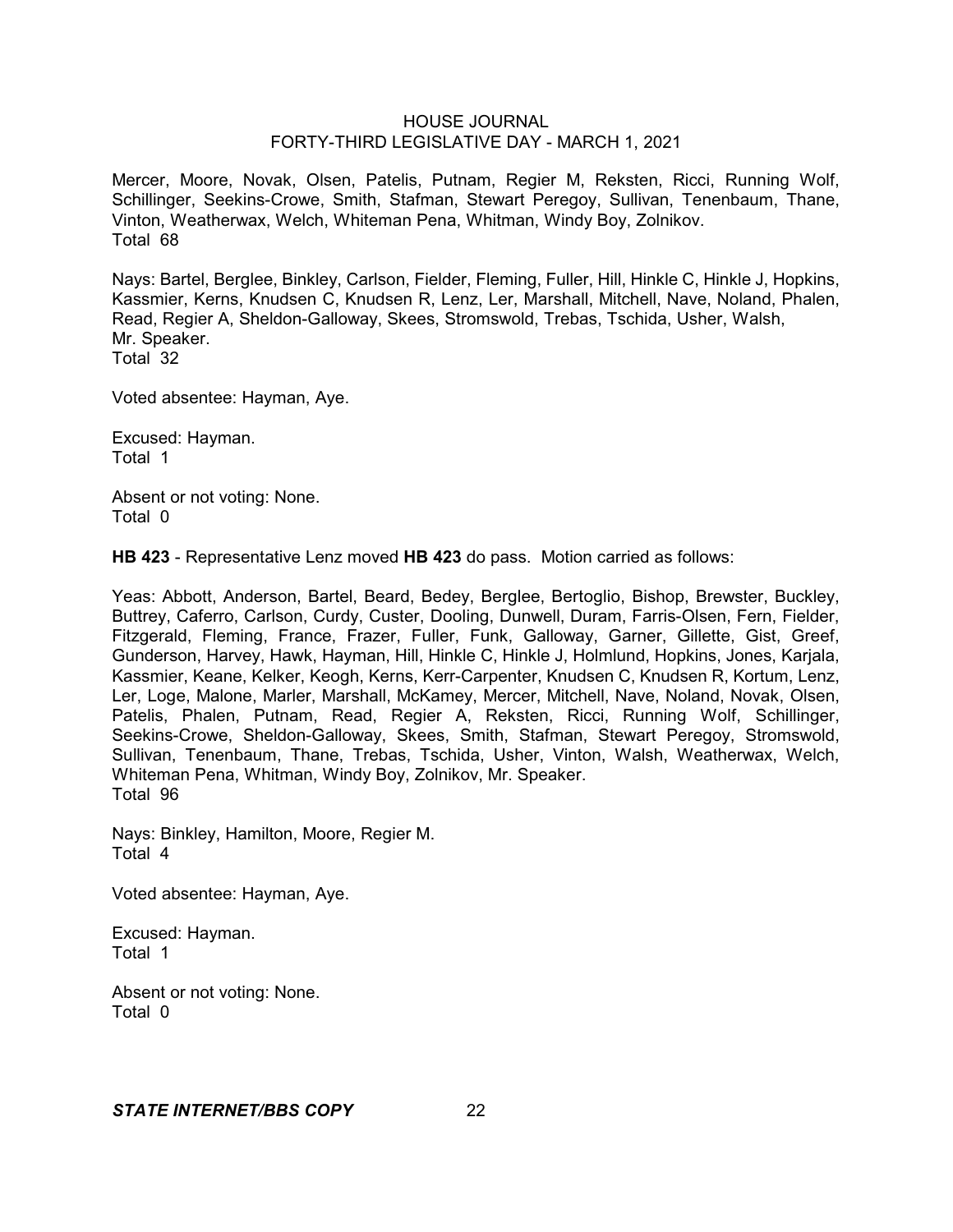Mercer, Moore, Novak, Olsen, Patelis, Putnam, Regier M, Reksten, Ricci, Running Wolf, Schillinger, Seekins-Crowe, Smith, Stafman, Stewart Peregoy, Sullivan, Tenenbaum, Thane, Vinton, Weatherwax, Welch, Whiteman Pena, Whitman, Windy Boy, Zolnikov.
Total 68

Nays: Bartel, Berglee, Binkley, Carlson, Fielder, Fleming, Fuller, Hill, Hinkle C, Hinkle J, Hopkins, Kassmier, Kerns, Knudsen C, Knudsen R, Lenz, Ler, Marshall, Mitchell, Nave, Noland, Phalen, Read, Regier A, Sheldon-Galloway, Skees, Stromswold, Trebas, Tschida, Usher, Walsh, Mr. Speaker.
Total 32

Voted absentee: Hayman, Aye.

Excused: Hayman.
Total 1

Absent or not voting: None.
Total 0

**HB 423** - Representative Lenz moved **HB 423** do pass. Motion carried as follows:

Yeas: Abbott, Anderson, Bartel, Beard, Bedey, Berglee, Bertoglio, Bishop, Brewster, Buckley, Buttrey, Caferro, Carlson, Curdy, Custer, Dooling, Dunwell, Duram, Farris-Olsen, Fern, Fielder, Fitzgerald, Fleming, France, Frazer, Fuller, Funk, Galloway, Garner, Gillette, Gist, Greef, Gunderson, Harvey, Hawk, Hayman, Hill, Hinkle C, Hinkle J, Holmlund, Hopkins, Jones, Karjala, Kassmier, Keane, Kelker, Keogh, Kerns, Kerr-Carpenter, Knudsen C, Knudsen R, Kortum, Lenz, Ler, Loge, Malone, Marler, Marshall, McKamey, Mercer, Mitchell, Nave, Noland, Novak, Olsen, Patelis, Phalen, Putnam, Read, Regier A, Reksten, Ricci, Running Wolf, Schillinger, Seekins-Crowe, Sheldon-Galloway, Skees, Smith, Stafman, Stewart Peregoy, Stromswold, Sullivan, Tenenbaum, Thane, Trebas, Tschida, Usher, Vinton, Walsh, Weatherwax, Welch, Whiteman Pena, Whitman, Windy Boy, Zolnikov, Mr. Speaker.
Total 96

Nays: Binkley, Hamilton, Moore, Regier M.
Total 4

Voted absentee: Hayman, Aye.

Excused: Hayman.
Total 1

Absent or not voting: None.
Total 0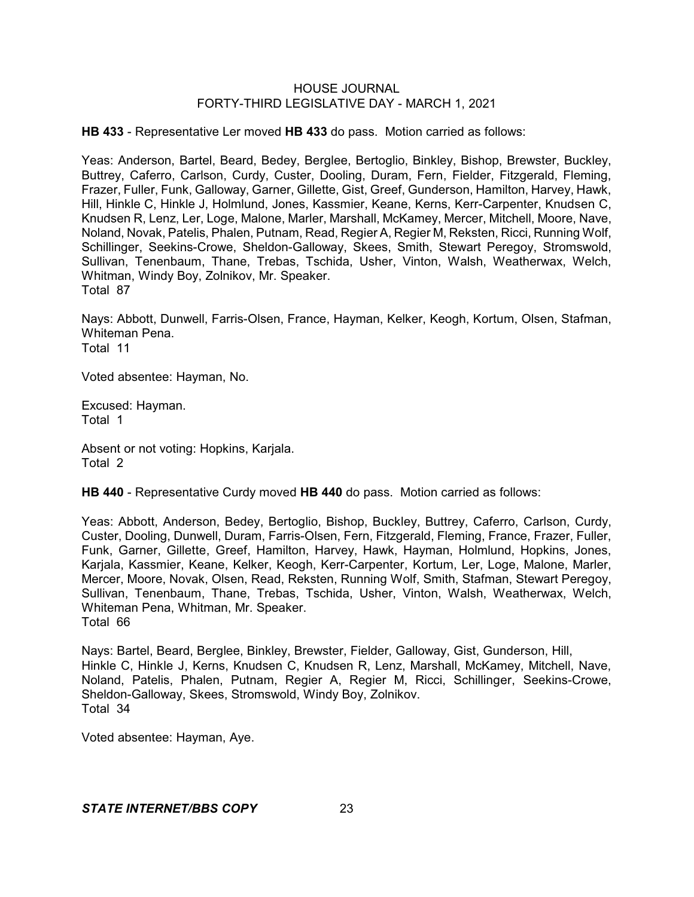**HB 433** - Representative Ler moved **HB 433** do pass. Motion carried as follows:

Yeas: Anderson, Bartel, Beard, Bedey, Berglee, Bertoglio, Binkley, Bishop, Brewster, Buckley, Buttrey, Caferro, Carlson, Curdy, Custer, Dooling, Duram, Fern, Fielder, Fitzgerald, Fleming, Frazer, Fuller, Funk, Galloway, Garner, Gillette, Gist, Greef, Gunderson, Hamilton, Harvey, Hawk, Hill, Hinkle C, Hinkle J, Holmlund, Jones, Kassmier, Keane, Kerns, Kerr-Carpenter, Knudsen C, Knudsen R, Lenz, Ler, Loge, Malone, Marler, Marshall, McKamey, Mercer, Mitchell, Moore, Nave, Noland, Novak, Patelis, Phalen, Putnam, Read, Regier A, Regier M, Reksten, Ricci, Running Wolf, Schillinger, Seekins-Crowe, Sheldon-Galloway, Skees, Smith, Stewart Peregoy, Stromswold, Sullivan, Tenenbaum, Thane, Trebas, Tschida, Usher, Vinton, Walsh, Weatherwax, Welch, Whitman, Windy Boy, Zolnikov, Mr. Speaker.
Total 87

Nays: Abbott, Dunwell, Farris-Olsen, France, Hayman, Kelker, Keogh, Kortum, Olsen, Stafman, Whiteman Pena.
Total 11

Voted absentee: Hayman, No.

Excused: Hayman.
Total 1

Absent or not voting: Hopkins, Karjala.
Total 2

**HB 440** - Representative Curdy moved **HB 440** do pass. Motion carried as follows:

Yeas: Abbott, Anderson, Bedey, Bertoglio, Bishop, Buckley, Buttrey, Caferro, Carlson, Curdy, Custer, Dooling, Dunwell, Duram, Farris-Olsen, Fern, Fitzgerald, Fleming, France, Frazer, Fuller, Funk, Garner, Gillette, Greef, Hamilton, Harvey, Hawk, Hayman, Holmlund, Hopkins, Jones, Karjala, Kassmier, Keane, Kelker, Keogh, Kerr-Carpenter, Kortum, Ler, Loge, Malone, Marler, Mercer, Moore, Novak, Olsen, Read, Reksten, Running Wolf, Smith, Stafman, Stewart Peregoy, Sullivan, Tenenbaum, Thane, Trebas, Tschida, Usher, Vinton, Walsh, Weatherwax, Welch, Whiteman Pena, Whitman, Mr. Speaker.
Total 66

Nays: Bartel, Beard, Berglee, Binkley, Brewster, Fielder, Galloway, Gist, Gunderson, Hill, Hinkle C, Hinkle J, Kerns, Knudsen C, Knudsen R, Lenz, Marshall, McKamey, Mitchell, Nave, Noland, Patelis, Phalen, Putnam, Regier A, Regier M, Ricci, Schillinger, Seekins-Crowe, Sheldon-Galloway, Skees, Stromswold, Windy Boy, Zolnikov.
Total 34

Voted absentee: Hayman, Aye.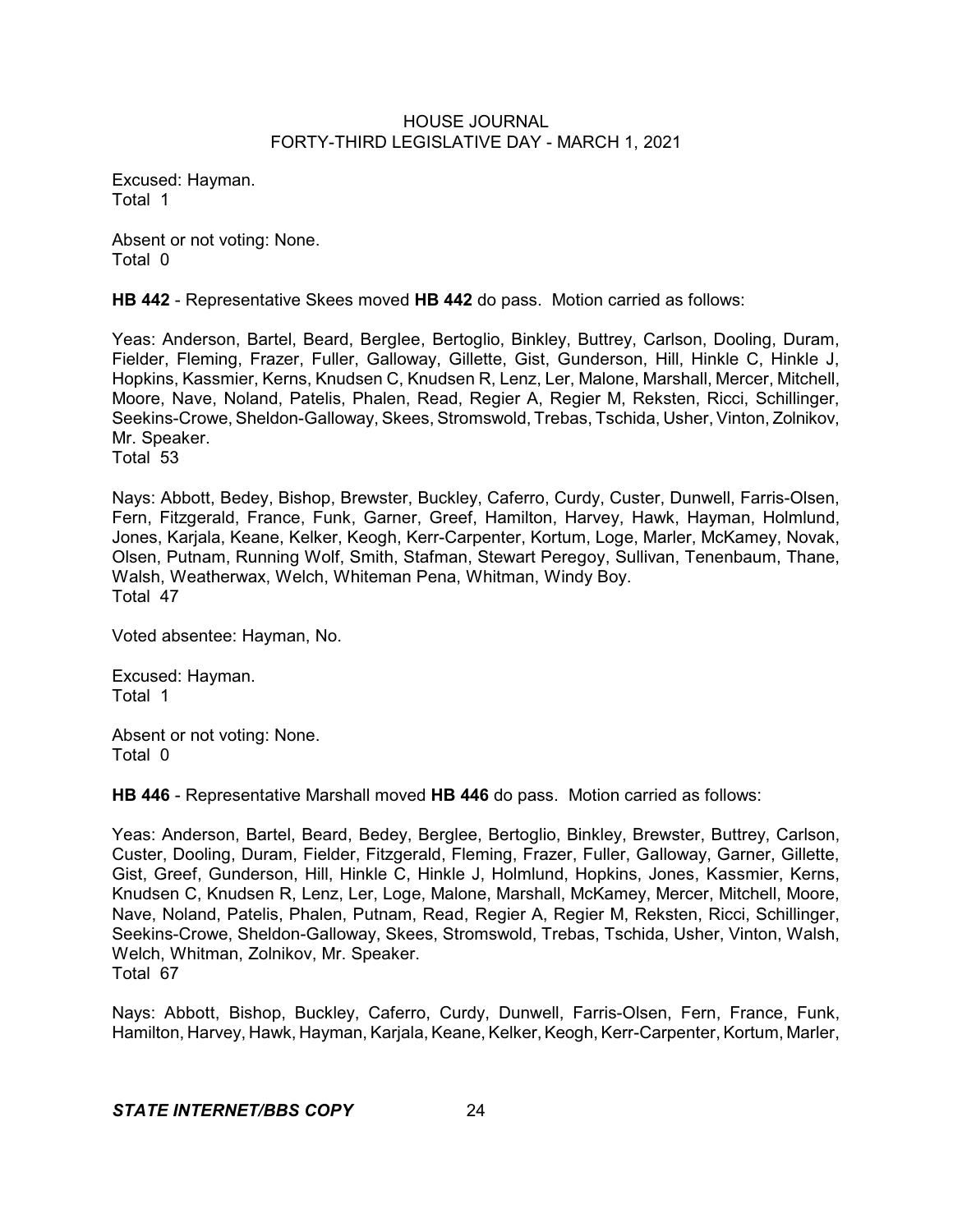Excused: Hayman.
Total 1

Absent or not voting: None.
Total 0

**HB 442** - Representative Skees moved **HB 442** do pass. Motion carried as follows:

Yeas: Anderson, Bartel, Beard, Berglee, Bertoglio, Binkley, Buttrey, Carlson, Dooling, Duram, Fielder, Fleming, Frazer, Fuller, Galloway, Gillette, Gist, Gunderson, Hill, Hinkle C, Hinkle J, Hopkins, Kassmier, Kerns, Knudsen C, Knudsen R, Lenz, Ler, Malone, Marshall, Mercer, Mitchell, Moore, Nave, Noland, Patelis, Phalen, Read, Regier A, Regier M, Reksten, Ricci, Schillinger, Seekins-Crowe, Sheldon-Galloway, Skees, Stromswold, Trebas, Tschida, Usher, Vinton, Zolnikov, Mr. Speaker.
Total 53

Nays: Abbott, Bedey, Bishop, Brewster, Buckley, Caferro, Curdy, Custer, Dunwell, Farris-Olsen, Fern, Fitzgerald, France, Funk, Garner, Greef, Hamilton, Harvey, Hawk, Hayman, Holmlund, Jones, Karjala, Keane, Kelker, Keogh, Kerr-Carpenter, Kortum, Loge, Marler, McKamey, Novak, Olsen, Putnam, Running Wolf, Smith, Stafman, Stewart Peregoy, Sullivan, Tenenbaum, Thane, Walsh, Weatherwax, Welch, Whiteman Pena, Whitman, Windy Boy.
Total 47

Voted absentee: Hayman, No.

Excused: Hayman.
Total 1

Absent or not voting: None.
Total 0

**HB 446** - Representative Marshall moved **HB 446** do pass. Motion carried as follows:

Yeas: Anderson, Bartel, Beard, Bedey, Berglee, Bertoglio, Binkley, Brewster, Buttrey, Carlson, Custer, Dooling, Duram, Fielder, Fitzgerald, Fleming, Frazer, Fuller, Galloway, Garner, Gillette, Gist, Greef, Gunderson, Hill, Hinkle C, Hinkle J, Holmlund, Hopkins, Jones, Kassmier, Kerns, Knudsen C, Knudsen R, Lenz, Ler, Loge, Malone, Marshall, McKamey, Mercer, Mitchell, Moore, Nave, Noland, Patelis, Phalen, Putnam, Read, Regier A, Regier M, Reksten, Ricci, Schillinger, Seekins-Crowe, Sheldon-Galloway, Skees, Stromswold, Trebas, Tschida, Usher, Vinton, Walsh, Welch, Whitman, Zolnikov, Mr. Speaker.
Total 67

Nays: Abbott, Bishop, Buckley, Caferro, Curdy, Dunwell, Farris-Olsen, Fern, France, Funk, Hamilton, Harvey, Hawk, Hayman, Karjala, Keane, Kelker, Keogh, Kerr-Carpenter, Kortum, Marler,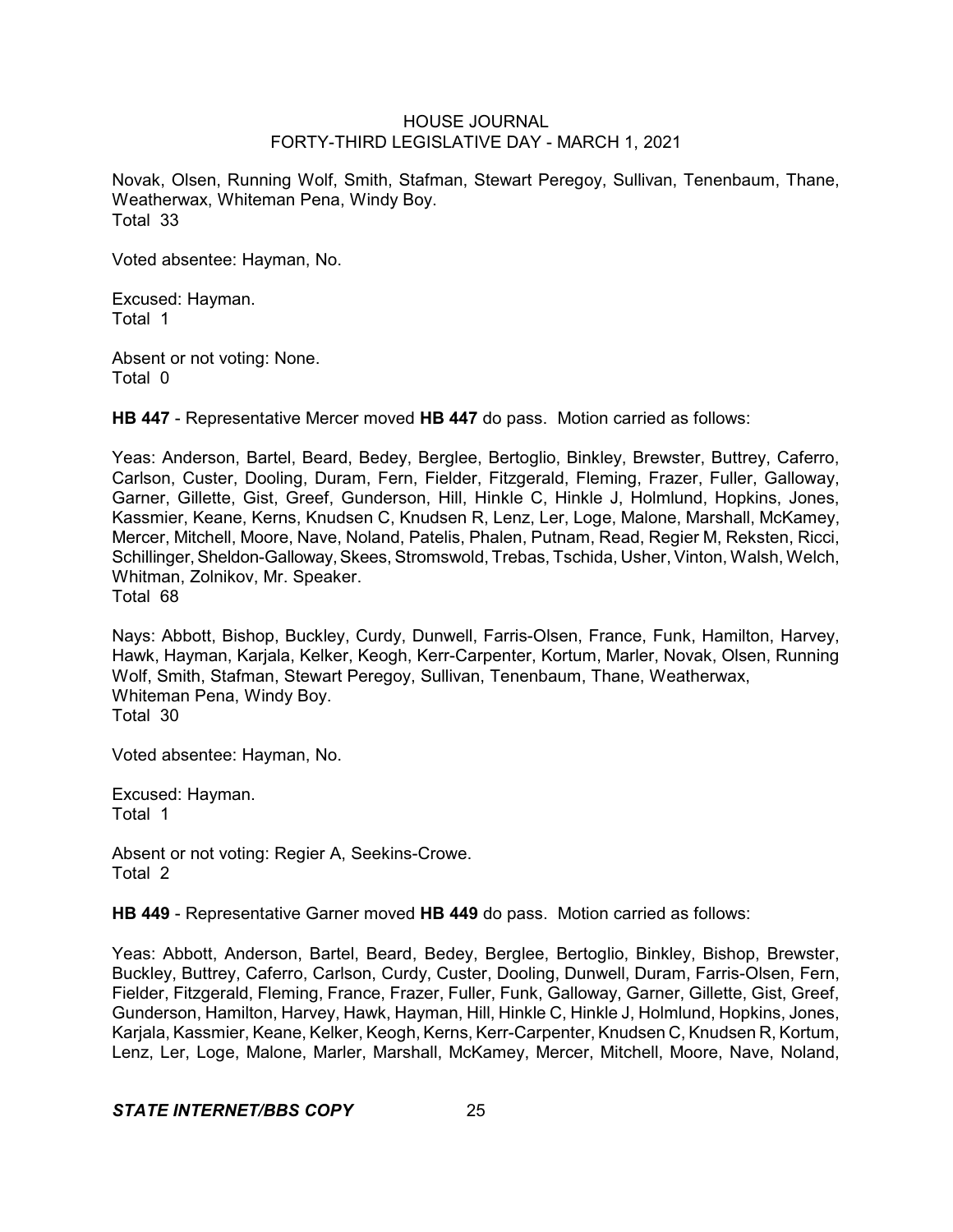Novak, Olsen, Running Wolf, Smith, Stafman, Stewart Peregoy, Sullivan, Tenenbaum, Thane, Weatherwax, Whiteman Pena, Windy Boy.
Total 33

Voted absentee: Hayman, No.

Excused: Hayman.
Total 1

Absent or not voting: None.
Total 0

**HB 447** - Representative Mercer moved **HB 447** do pass. Motion carried as follows:

Yeas: Anderson, Bartel, Beard, Bedey, Berglee, Bertoglio, Binkley, Brewster, Buttrey, Caferro, Carlson, Custer, Dooling, Duram, Fern, Fielder, Fitzgerald, Fleming, Frazer, Fuller, Galloway, Garner, Gillette, Gist, Greef, Gunderson, Hill, Hinkle C, Hinkle J, Holmlund, Hopkins, Jones, Kassmier, Keane, Kerns, Knudsen C, Knudsen R, Lenz, Ler, Loge, Malone, Marshall, McKamey, Mercer, Mitchell, Moore, Nave, Noland, Patelis, Phalen, Putnam, Read, Regier M, Reksten, Ricci, Schillinger, Sheldon-Galloway, Skees, Stromswold, Trebas, Tschida, Usher, Vinton, Walsh, Welch, Whitman, Zolnikov, Mr. Speaker.
Total 68

Nays: Abbott, Bishop, Buckley, Curdy, Dunwell, Farris-Olsen, France, Funk, Hamilton, Harvey, Hawk, Hayman, Karjala, Kelker, Keogh, Kerr-Carpenter, Kortum, Marler, Novak, Olsen, Running Wolf, Smith, Stafman, Stewart Peregoy, Sullivan, Tenenbaum, Thane, Weatherwax, Whiteman Pena, Windy Boy.
Total 30

Voted absentee: Hayman, No.

Excused: Hayman.
Total 1

Absent or not voting: Regier A, Seekins-Crowe.
Total 2

**HB 449** - Representative Garner moved **HB 449** do pass. Motion carried as follows:

Yeas: Abbott, Anderson, Bartel, Beard, Bedey, Berglee, Bertoglio, Binkley, Bishop, Brewster, Buckley, Buttrey, Caferro, Carlson, Curdy, Custer, Dooling, Dunwell, Duram, Farris-Olsen, Fern, Fielder, Fitzgerald, Fleming, France, Frazer, Fuller, Funk, Galloway, Garner, Gillette, Gist, Greef, Gunderson, Hamilton, Harvey, Hawk, Hayman, Hill, Hinkle C, Hinkle J, Holmlund, Hopkins, Jones, Karjala, Kassmier, Keane, Kelker, Keogh, Kerns, Kerr-Carpenter, Knudsen C, Knudsen R, Kortum, Lenz, Ler, Loge, Malone, Marler, Marshall, McKamey, Mercer, Mitchell, Moore, Nave, Noland,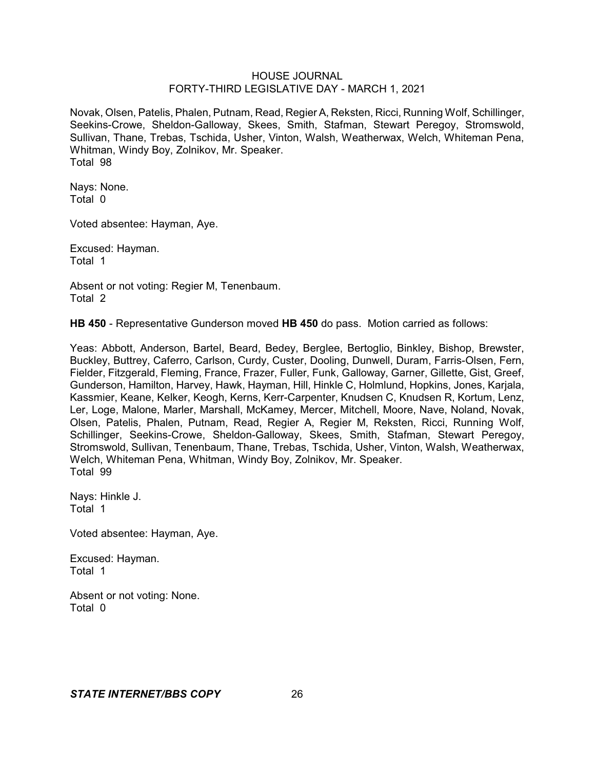Novak, Olsen, Patelis, Phalen, Putnam, Read, Regier A, Reksten, Ricci, Running Wolf, Schillinger, Seekins-Crowe, Sheldon-Galloway, Skees, Smith, Stafman, Stewart Peregoy, Stromswold, Sullivan, Thane, Trebas, Tschida, Usher, Vinton, Walsh, Weatherwax, Welch, Whiteman Pena, Whitman, Windy Boy, Zolnikov, Mr. Speaker.
Total 98

Nays: None.
Total 0

Voted absentee: Hayman, Aye.

Excused: Hayman.
Total 1

Absent or not voting: Regier M, Tenenbaum.
Total 2

**HB 450** - Representative Gunderson moved **HB 450** do pass. Motion carried as follows:

Yeas: Abbott, Anderson, Bartel, Beard, Bedey, Berglee, Bertoglio, Binkley, Bishop, Brewster, Buckley, Buttrey, Caferro, Carlson, Curdy, Custer, Dooling, Dunwell, Duram, Farris-Olsen, Fern, Fielder, Fitzgerald, Fleming, France, Frazer, Fuller, Funk, Galloway, Garner, Gillette, Gist, Greef, Gunderson, Hamilton, Harvey, Hawk, Hayman, Hill, Hinkle C, Holmlund, Hopkins, Jones, Karjala, Kassmier, Keane, Kelker, Keogh, Kerns, Kerr-Carpenter, Knudsen C, Knudsen R, Kortum, Lenz, Ler, Loge, Malone, Marler, Marshall, McKamey, Mercer, Mitchell, Moore, Nave, Noland, Novak, Olsen, Patelis, Phalen, Putnam, Read, Regier A, Regier M, Reksten, Ricci, Running Wolf, Schillinger, Seekins-Crowe, Sheldon-Galloway, Skees, Smith, Stafman, Stewart Peregoy, Stromswold, Sullivan, Tenenbaum, Thane, Trebas, Tschida, Usher, Vinton, Walsh, Weatherwax, Welch, Whiteman Pena, Whitman, Windy Boy, Zolnikov, Mr. Speaker.
Total 99

Nays: Hinkle J.
Total 1

Voted absentee: Hayman, Aye.

Excused: Hayman.
Total 1

Absent or not voting: None.
Total 0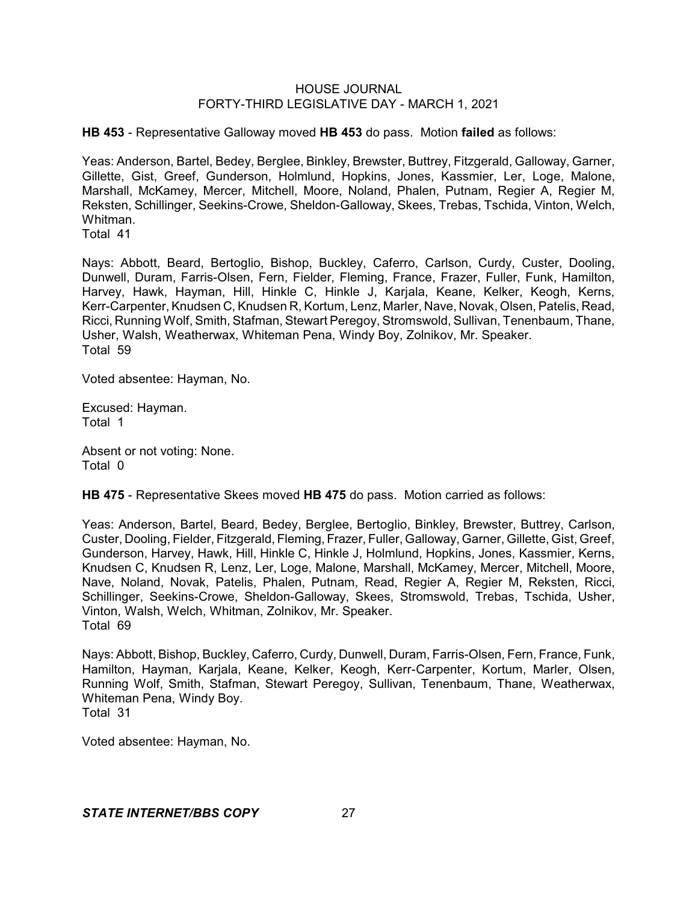**HB 453** - Representative Galloway moved **HB 453** do pass. Motion **failed** as follows:

Yeas: Anderson, Bartel, Bedey, Berglee, Binkley, Brewster, Buttrey, Fitzgerald, Galloway, Garner, Gillette, Gist, Greef, Gunderson, Holmlund, Hopkins, Jones, Kassmier, Ler, Loge, Malone, Marshall, McKamey, Mercer, Mitchell, Moore, Noland, Phalen, Putnam, Regier A, Regier M, Reksten, Schillinger, Seekins-Crowe, Sheldon-Galloway, Skees, Trebas, Tschida, Vinton, Welch, Whitman.
Total 41

Nays: Abbott, Beard, Bertoglio, Bishop, Buckley, Caferro, Carlson, Curdy, Custer, Dooling, Dunwell, Duram, Farris-Olsen, Fern, Fielder, Fleming, France, Frazer, Fuller, Funk, Hamilton, Harvey, Hawk, Hayman, Hill, Hinkle C, Hinkle J, Karjala, Keane, Kelker, Keogh, Kerns, Kerr-Carpenter, Knudsen C, Knudsen R, Kortum, Lenz, Marler, Nave, Novak, Olsen, Patelis, Read, Ricci, Running Wolf, Smith, Stafman, Stewart Peregoy, Stromswold, Sullivan, Tenenbaum, Thane, Usher, Walsh, Weatherwax, Whiteman Pena, Windy Boy, Zolnikov, Mr. Speaker.
Total 59

Voted absentee: Hayman, No.

Excused: Hayman.
Total 1

Absent or not voting: None.
Total 0

**HB 475** - Representative Skees moved **HB 475** do pass. Motion carried as follows:

Yeas: Anderson, Bartel, Beard, Bedey, Berglee, Bertoglio, Binkley, Brewster, Buttrey, Carlson, Custer, Dooling, Fielder, Fitzgerald, Fleming, Frazer, Fuller, Galloway, Garner, Gillette, Gist, Greef, Gunderson, Harvey, Hawk, Hill, Hinkle C, Hinkle J, Holmlund, Hopkins, Jones, Kassmier, Kerns, Knudsen C, Knudsen R, Lenz, Ler, Loge, Malone, Marshall, McKamey, Mercer, Mitchell, Moore, Nave, Noland, Novak, Patelis, Phalen, Putnam, Read, Regier A, Regier M, Reksten, Ricci, Schillinger, Seekins-Crowe, Sheldon-Galloway, Skees, Stromswold, Trebas, Tschida, Usher, Vinton, Walsh, Welch, Whitman, Zolnikov, Mr. Speaker.
Total 69

Nays: Abbott, Bishop, Buckley, Caferro, Curdy, Dunwell, Duram, Farris-Olsen, Fern, France, Funk, Hamilton, Hayman, Karjala, Keane, Kelker, Keogh, Kerr-Carpenter, Kortum, Marler, Olsen, Running Wolf, Smith, Stafman, Stewart Peregoy, Sullivan, Tenenbaum, Thane, Weatherwax, Whiteman Pena, Windy Boy.
Total 31

Voted absentee: Hayman, No.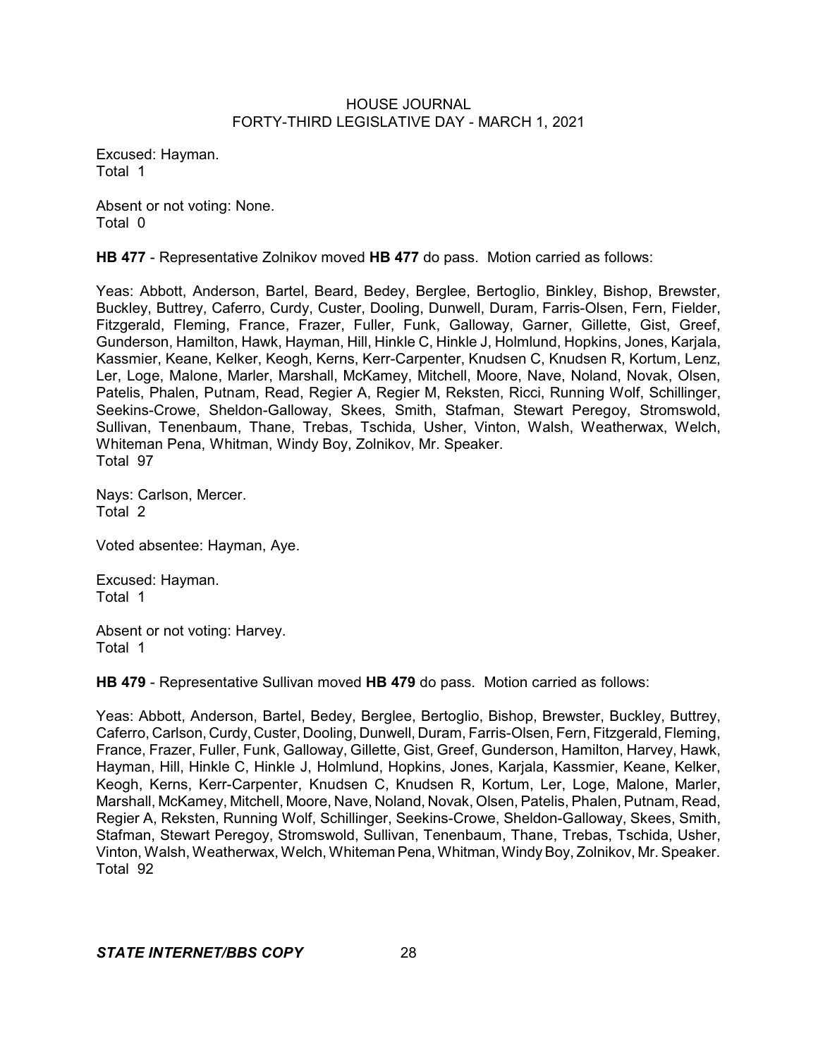Excused: Hayman.
Total 1

Absent or not voting: None.
Total 0

**HB 477** - Representative Zolnikov moved **HB 477** do pass. Motion carried as follows:

Yeas: Abbott, Anderson, Bartel, Beard, Bedey, Berglee, Bertoglio, Binkley, Bishop, Brewster, Buckley, Buttrey, Caferro, Curdy, Custer, Dooling, Dunwell, Duram, Farris-Olsen, Fern, Fielder, Fitzgerald, Fleming, France, Frazer, Fuller, Funk, Galloway, Garner, Gillette, Gist, Greef, Gunderson, Hamilton, Hawk, Hayman, Hill, Hinkle C, Hinkle J, Holmlund, Hopkins, Jones, Karjala, Kassmier, Keane, Kelker, Keogh, Kerns, Kerr-Carpenter, Knudsen C, Knudsen R, Kortum, Lenz, Ler, Loge, Malone, Marler, Marshall, McKamey, Mitchell, Moore, Nave, Noland, Novak, Olsen, Patelis, Phalen, Putnam, Read, Regier A, Regier M, Reksten, Ricci, Running Wolf, Schillinger, Seekins-Crowe, Sheldon-Galloway, Skees, Smith, Stafman, Stewart Peregoy, Stromswold, Sullivan, Tenenbaum, Thane, Trebas, Tschida, Usher, Vinton, Walsh, Weatherwax, Welch, Whiteman Pena, Whitman, Windy Boy, Zolnikov, Mr. Speaker.
Total 97

Nays: Carlson, Mercer.
Total 2

Voted absentee: Hayman, Aye.

Excused: Hayman.
Total 1

Absent or not voting: Harvey.
Total 1

**HB 479** - Representative Sullivan moved **HB 479** do pass. Motion carried as follows:

Yeas: Abbott, Anderson, Bartel, Bedey, Berglee, Bertoglio, Bishop, Brewster, Buckley, Buttrey, Caferro, Carlson, Curdy, Custer, Dooling, Dunwell, Duram, Farris-Olsen, Fern, Fitzgerald, Fleming, France, Frazer, Fuller, Funk, Galloway, Gillette, Gist, Greef, Gunderson, Hamilton, Harvey, Hawk, Hayman, Hill, Hinkle C, Hinkle J, Holmlund, Hopkins, Jones, Karjala, Kassmier, Keane, Kelker, Keogh, Kerns, Kerr-Carpenter, Knudsen C, Knudsen R, Kortum, Ler, Loge, Malone, Marler, Marshall, McKamey, Mitchell, Moore, Nave, Noland, Novak, Olsen, Patelis, Phalen, Putnam, Read, Regier A, Reksten, Running Wolf, Schillinger, Seekins-Crowe, Sheldon-Galloway, Skees, Smith, Stafman, Stewart Peregoy, Stromswold, Sullivan, Tenenbaum, Thane, Trebas, Tschida, Usher, Vinton, Walsh, Weatherwax, Welch, Whiteman Pena, Whitman, Windy Boy, Zolnikov, Mr. Speaker.
Total 92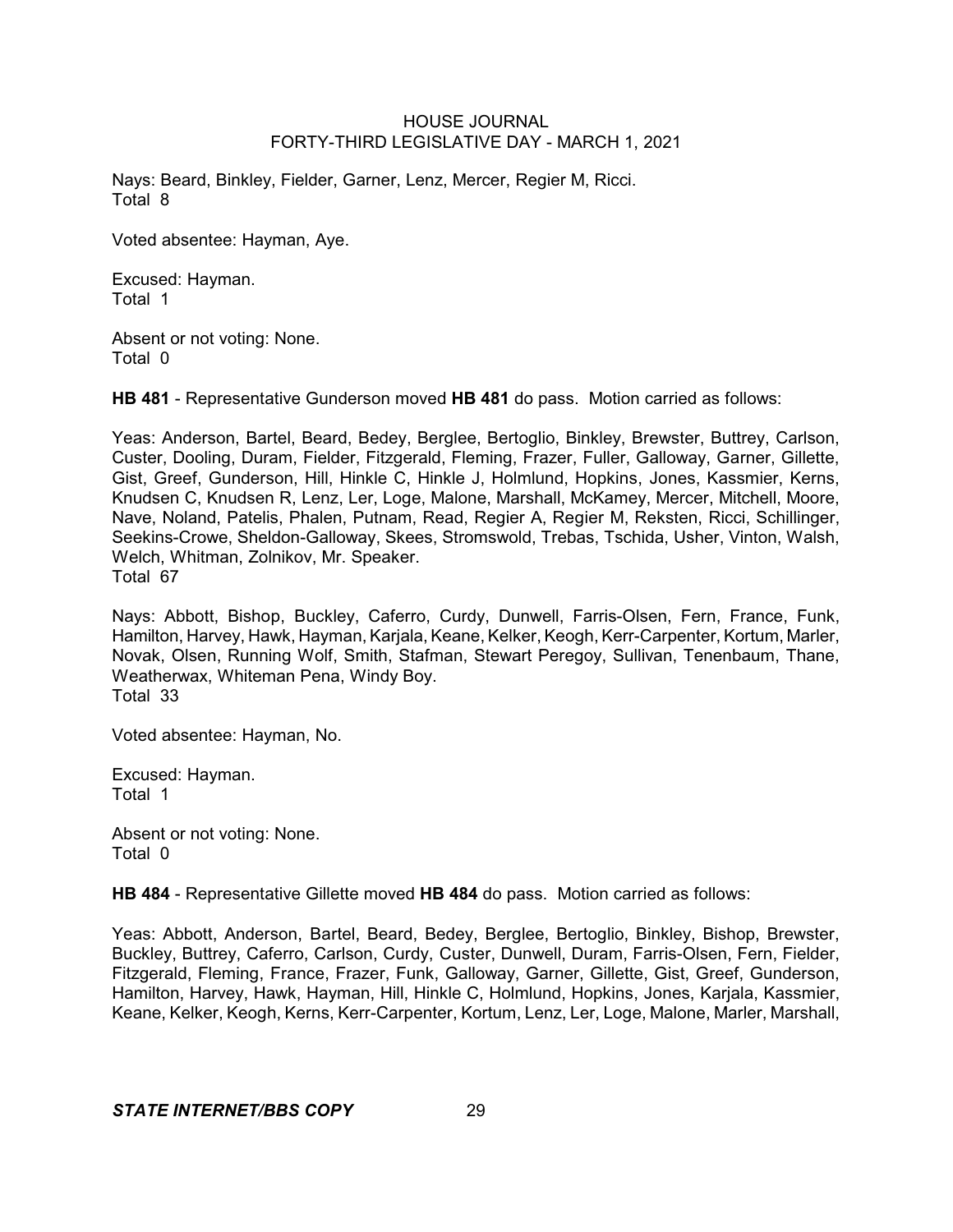Nays: Beard, Binkley, Fielder, Garner, Lenz, Mercer, Regier M, Ricci.
Total 8

Voted absentee: Hayman, Aye.

Excused: Hayman.
Total 1

Absent or not voting: None.
Total 0

**HB 481** - Representative Gunderson moved **HB 481** do pass. Motion carried as follows:

Yeas: Anderson, Bartel, Beard, Bedey, Berglee, Bertoglio, Binkley, Brewster, Buttrey, Carlson, Custer, Dooling, Duram, Fielder, Fitzgerald, Fleming, Frazer, Fuller, Galloway, Garner, Gillette, Gist, Greef, Gunderson, Hill, Hinkle C, Hinkle J, Holmlund, Hopkins, Jones, Kassmier, Kerns, Knudsen C, Knudsen R, Lenz, Ler, Loge, Malone, Marshall, McKamey, Mercer, Mitchell, Moore, Nave, Noland, Patelis, Phalen, Putnam, Read, Regier A, Regier M, Reksten, Ricci, Schillinger, Seekins-Crowe, Sheldon-Galloway, Skees, Stromswold, Trebas, Tschida, Usher, Vinton, Walsh, Welch, Whitman, Zolnikov, Mr. Speaker.
Total 67

Nays: Abbott, Bishop, Buckley, Caferro, Curdy, Dunwell, Farris-Olsen, Fern, France, Funk, Hamilton, Harvey, Hawk, Hayman, Karjala, Keane, Kelker, Keogh, Kerr-Carpenter, Kortum, Marler, Novak, Olsen, Running Wolf, Smith, Stafman, Stewart Peregoy, Sullivan, Tenenbaum, Thane, Weatherwax, Whiteman Pena, Windy Boy.
Total 33

Voted absentee: Hayman, No.

Excused: Hayman.
Total 1

Absent or not voting: None.
Total 0

**HB 484** - Representative Gillette moved **HB 484** do pass. Motion carried as follows:

Yeas: Abbott, Anderson, Bartel, Beard, Bedey, Berglee, Bertoglio, Binkley, Bishop, Brewster, Buckley, Buttrey, Caferro, Carlson, Curdy, Custer, Dunwell, Duram, Farris-Olsen, Fern, Fielder, Fitzgerald, Fleming, France, Frazer, Funk, Galloway, Garner, Gillette, Gist, Greef, Gunderson, Hamilton, Harvey, Hawk, Hayman, Hill, Hinkle C, Holmlund, Hopkins, Jones, Karjala, Kassmier, Keane, Kelker, Keogh, Kerns, Kerr-Carpenter, Kortum, Lenz, Ler, Loge, Malone, Marler, Marshall,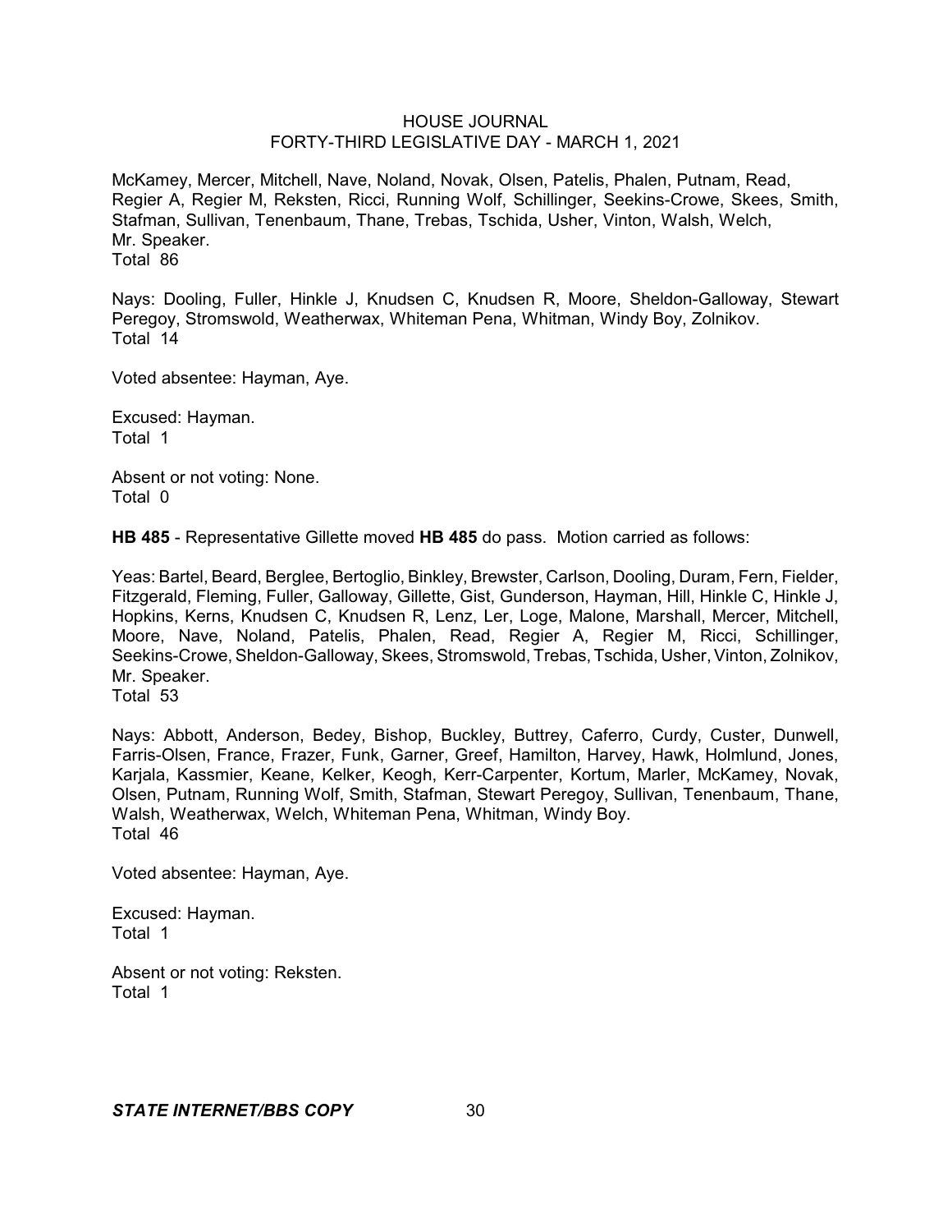McKamey, Mercer, Mitchell, Nave, Noland, Novak, Olsen, Patelis, Phalen, Putnam, Read, Regier A, Regier M, Reksten, Ricci, Running Wolf, Schillinger, Seekins-Crowe, Skees, Smith, Stafman, Sullivan, Tenenbaum, Thane, Trebas, Tschida, Usher, Vinton, Walsh, Welch, Mr. Speaker.
Total 86

Nays: Dooling, Fuller, Hinkle J, Knudsen C, Knudsen R, Moore, Sheldon-Galloway, Stewart Peregoy, Stromswold, Weatherwax, Whiteman Pena, Whitman, Windy Boy, Zolnikov.
Total 14

Voted absentee: Hayman, Aye.

Excused: Hayman.
Total 1

Absent or not voting: None.
Total 0

**HB 485** - Representative Gillette moved **HB 485** do pass. Motion carried as follows:

Yeas: Bartel, Beard, Berglee, Bertoglio, Binkley, Brewster, Carlson, Dooling, Duram, Fern, Fielder, Fitzgerald, Fleming, Fuller, Galloway, Gillette, Gist, Gunderson, Hayman, Hill, Hinkle C, Hinkle J, Hopkins, Kerns, Knudsen C, Knudsen R, Lenz, Ler, Loge, Malone, Marshall, Mercer, Mitchell, Moore, Nave, Noland, Patelis, Phalen, Read, Regier A, Regier M, Ricci, Schillinger, Seekins-Crowe, Sheldon-Galloway, Skees, Stromswold, Trebas, Tschida, Usher, Vinton, Zolnikov, Mr. Speaker.
Total 53

Nays: Abbott, Anderson, Bedey, Bishop, Buckley, Buttrey, Caferro, Curdy, Custer, Dunwell, Farris-Olsen, France, Frazer, Funk, Garner, Greef, Hamilton, Harvey, Hawk, Holmlund, Jones, Karjala, Kassmier, Keane, Kelker, Keogh, Kerr-Carpenter, Kortum, Marler, McKamey, Novak, Olsen, Putnam, Running Wolf, Smith, Stafman, Stewart Peregoy, Sullivan, Tenenbaum, Thane, Walsh, Weatherwax, Welch, Whiteman Pena, Whitman, Windy Boy.
Total 46

Voted absentee: Hayman, Aye.

Excused: Hayman.
Total 1

Absent or not voting: Reksten.
Total 1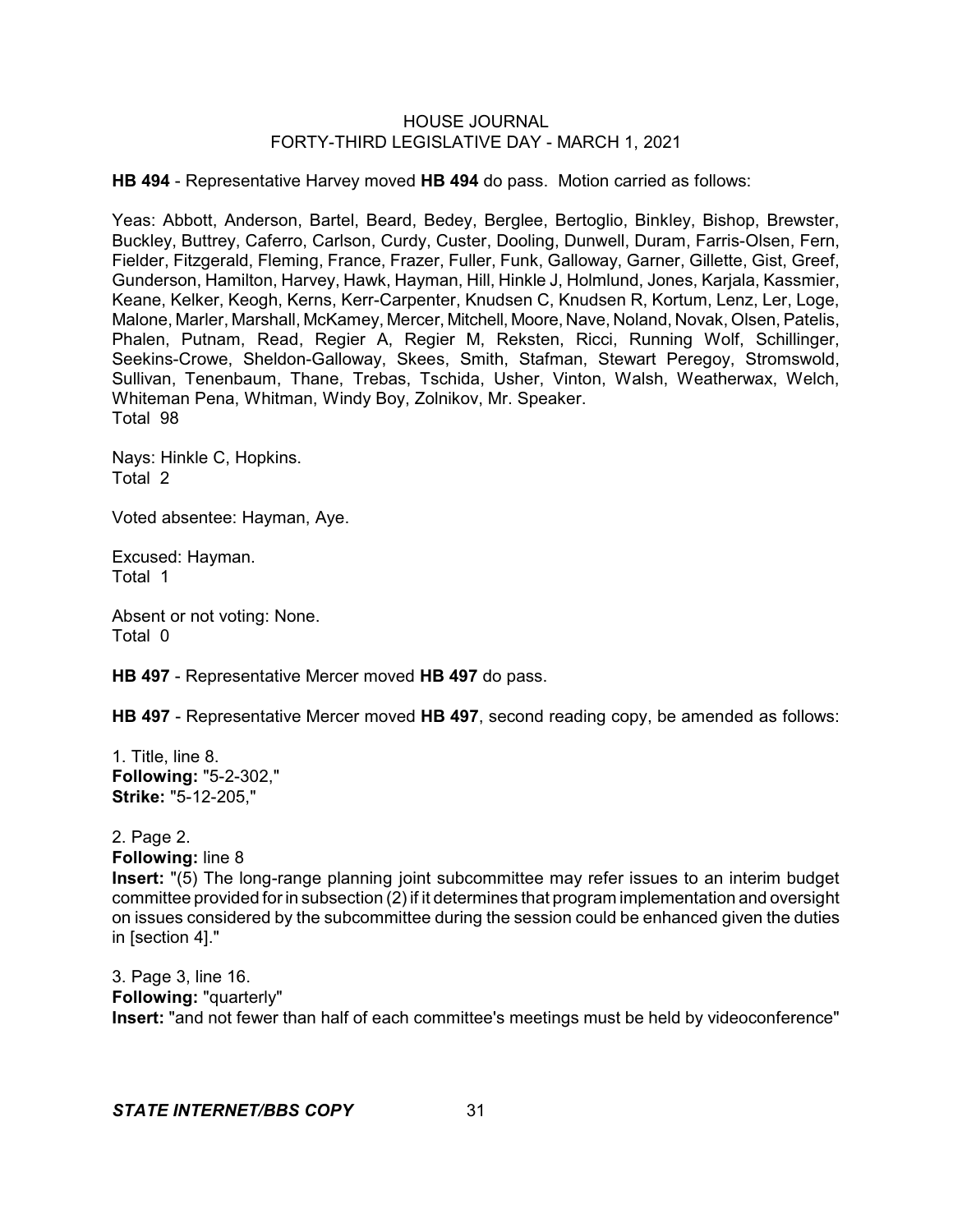**HB 494** - Representative Harvey moved **HB 494** do pass. Motion carried as follows:

Yeas: Abbott, Anderson, Bartel, Beard, Bedey, Berglee, Bertoglio, Binkley, Bishop, Brewster, Buckley, Buttrey, Caferro, Carlson, Curdy, Custer, Dooling, Dunwell, Duram, Farris-Olsen, Fern, Fielder, Fitzgerald, Fleming, France, Frazer, Fuller, Funk, Galloway, Garner, Gillette, Gist, Greef, Gunderson, Hamilton, Harvey, Hawk, Hayman, Hill, Hinkle J, Holmlund, Jones, Karjala, Kassmier, Keane, Kelker, Keogh, Kerns, Kerr-Carpenter, Knudsen C, Knudsen R, Kortum, Lenz, Ler, Loge, Malone, Marler, Marshall, McKamey, Mercer, Mitchell, Moore, Nave, Noland, Novak, Olsen, Patelis, Phalen, Putnam, Read, Regier A, Regier M, Reksten, Ricci, Running Wolf, Schillinger, Seekins-Crowe, Sheldon-Galloway, Skees, Smith, Stafman, Stewart Peregoy, Stromswold, Sullivan, Tenenbaum, Thane, Trebas, Tschida, Usher, Vinton, Walsh, Weatherwax, Welch, Whiteman Pena, Whitman, Windy Boy, Zolnikov, Mr. Speaker.
Total 98

Nays: Hinkle C, Hopkins.
Total 2

Voted absentee: Hayman, Aye.

Excused: Hayman.
Total 1

Absent or not voting: None.
Total 0

**HB 497** - Representative Mercer moved **HB 497** do pass.

**HB 497** - Representative Mercer moved **HB 497**, second reading copy, be amended as follows:

1. Title, line 8.
**Following:** "5-2-302,"
**Strike:** "5-12-205,"

2. Page 2.
**Following:** line 8
**Insert:** "(5) The long-range planning joint subcommittee may refer issues to an interim budget committee provided for in subsection (2) if it determines that program implementation and oversight on issues considered by the subcommittee during the session could be enhanced given the duties in [section 4]."

3. Page 3, line 16.
**Following:** "quarterly"
**Insert:** "and not fewer than half of each committee's meetings must be held by videoconference"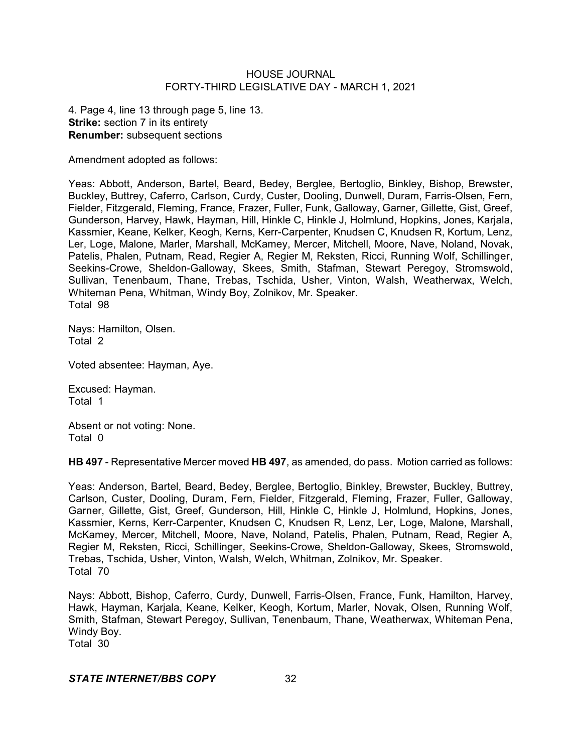4. Page 4, line 13 through page 5, line 13.
**Strike:** section 7 in its entirety
**Renumber:** subsequent sections

Amendment adopted as follows:

Yeas: Abbott, Anderson, Bartel, Beard, Bedey, Berglee, Bertoglio, Binkley, Bishop, Brewster, Buckley, Buttrey, Caferro, Carlson, Curdy, Custer, Dooling, Dunwell, Duram, Farris-Olsen, Fern, Fielder, Fitzgerald, Fleming, France, Frazer, Fuller, Funk, Galloway, Garner, Gillette, Gist, Greef, Gunderson, Harvey, Hawk, Hayman, Hill, Hinkle C, Hinkle J, Holmlund, Hopkins, Jones, Karjala, Kassmier, Keane, Kelker, Keogh, Kerns, Kerr-Carpenter, Knudsen C, Knudsen R, Kortum, Lenz, Ler, Loge, Malone, Marler, Marshall, McKamey, Mercer, Mitchell, Moore, Nave, Noland, Novak, Patelis, Phalen, Putnam, Read, Regier A, Regier M, Reksten, Ricci, Running Wolf, Schillinger, Seekins-Crowe, Sheldon-Galloway, Skees, Smith, Stafman, Stewart Peregoy, Stromswold, Sullivan, Tenenbaum, Thane, Trebas, Tschida, Usher, Vinton, Walsh, Weatherwax, Welch, Whiteman Pena, Whitman, Windy Boy, Zolnikov, Mr. Speaker.
Total 98

Nays: Hamilton, Olsen.
Total 2

Voted absentee: Hayman, Aye.

Excused: Hayman.
Total 1

Absent or not voting: None.
Total 0

**HB 497** - Representative Mercer moved **HB 497**, as amended, do pass. Motion carried as follows:

Yeas: Anderson, Bartel, Beard, Bedey, Berglee, Bertoglio, Binkley, Brewster, Buckley, Buttrey, Carlson, Custer, Dooling, Duram, Fern, Fielder, Fitzgerald, Fleming, Frazer, Fuller, Galloway, Garner, Gillette, Gist, Greef, Gunderson, Hill, Hinkle C, Hinkle J, Holmlund, Hopkins, Jones, Kassmier, Kerns, Kerr-Carpenter, Knudsen C, Knudsen R, Lenz, Ler, Loge, Malone, Marshall, McKamey, Mercer, Mitchell, Moore, Nave, Noland, Patelis, Phalen, Putnam, Read, Regier A, Regier M, Reksten, Ricci, Schillinger, Seekins-Crowe, Sheldon-Galloway, Skees, Stromswold, Trebas, Tschida, Usher, Vinton, Walsh, Welch, Whitman, Zolnikov, Mr. Speaker.
Total 70

Nays: Abbott, Bishop, Caferro, Curdy, Dunwell, Farris-Olsen, France, Funk, Hamilton, Harvey, Hawk, Hayman, Karjala, Keane, Kelker, Keogh, Kortum, Marler, Novak, Olsen, Running Wolf, Smith, Stafman, Stewart Peregoy, Sullivan, Tenenbaum, Thane, Weatherwax, Whiteman Pena, Windy Boy.
Total 30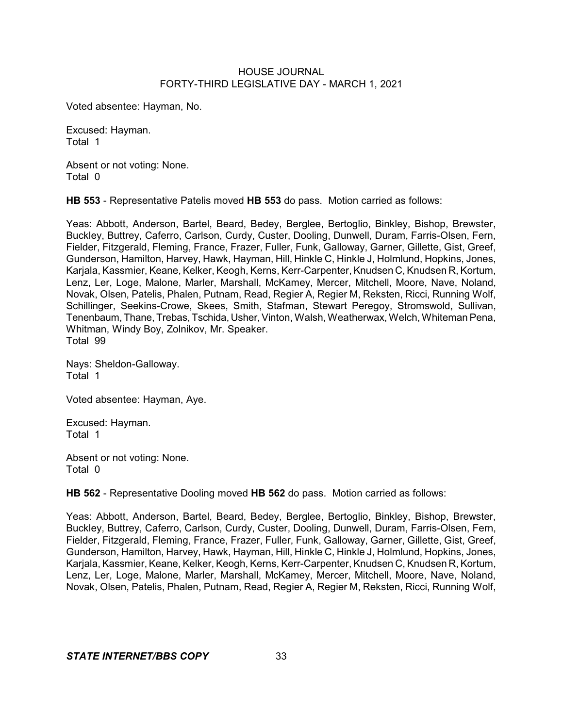Voted absentee: Hayman, No.

Excused: Hayman.
Total 1

Absent or not voting: None.
Total 0

**HB 553** - Representative Patelis moved **HB 553** do pass. Motion carried as follows:

Yeas: Abbott, Anderson, Bartel, Beard, Bedey, Berglee, Bertoglio, Binkley, Bishop, Brewster, Buckley, Buttrey, Caferro, Carlson, Curdy, Custer, Dooling, Dunwell, Duram, Farris-Olsen, Fern, Fielder, Fitzgerald, Fleming, France, Frazer, Fuller, Funk, Galloway, Garner, Gillette, Gist, Greef, Gunderson, Hamilton, Harvey, Hawk, Hayman, Hill, Hinkle C, Hinkle J, Holmlund, Hopkins, Jones, Karjala, Kassmier, Keane, Kelker, Keogh, Kerns, Kerr-Carpenter, Knudsen C, Knudsen R, Kortum, Lenz, Ler, Loge, Malone, Marler, Marshall, McKamey, Mercer, Mitchell, Moore, Nave, Noland, Novak, Olsen, Patelis, Phalen, Putnam, Read, Regier A, Regier M, Reksten, Ricci, Running Wolf, Schillinger, Seekins-Crowe, Skees, Smith, Stafman, Stewart Peregoy, Stromswold, Sullivan, Tenenbaum, Thane, Trebas, Tschida, Usher, Vinton, Walsh, Weatherwax, Welch, Whiteman Pena, Whitman, Windy Boy, Zolnikov, Mr. Speaker.
Total 99

Nays: Sheldon-Galloway.
Total 1

Voted absentee: Hayman, Aye.

Excused: Hayman.
Total 1

Absent or not voting: None.
Total 0

**HB 562** - Representative Dooling moved **HB 562** do pass. Motion carried as follows:

Yeas: Abbott, Anderson, Bartel, Beard, Bedey, Berglee, Bertoglio, Binkley, Bishop, Brewster, Buckley, Buttrey, Caferro, Carlson, Curdy, Custer, Dooling, Dunwell, Duram, Farris-Olsen, Fern, Fielder, Fitzgerald, Fleming, France, Frazer, Fuller, Funk, Galloway, Garner, Gillette, Gist, Greef, Gunderson, Hamilton, Harvey, Hawk, Hayman, Hill, Hinkle C, Hinkle J, Holmlund, Hopkins, Jones, Karjala, Kassmier, Keane, Kelker, Keogh, Kerns, Kerr-Carpenter, Knudsen C, Knudsen R, Kortum, Lenz, Ler, Loge, Malone, Marler, Marshall, McKamey, Mercer, Mitchell, Moore, Nave, Noland, Novak, Olsen, Patelis, Phalen, Putnam, Read, Regier A, Regier M, Reksten, Ricci, Running Wolf,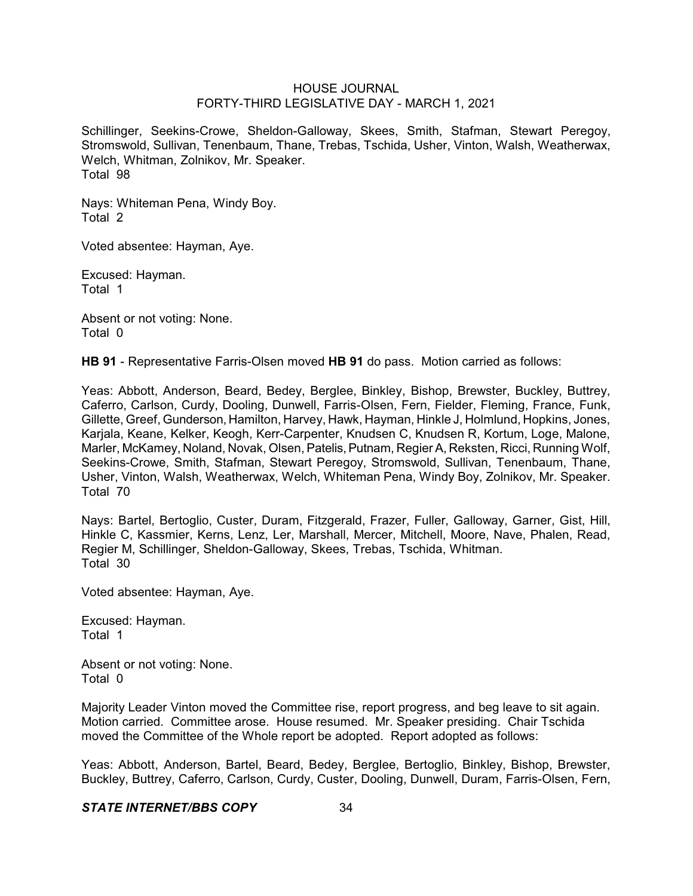Schillinger, Seekins-Crowe, Sheldon-Galloway, Skees, Smith, Stafman, Stewart Peregoy, Stromswold, Sullivan, Tenenbaum, Thane, Trebas, Tschida, Usher, Vinton, Walsh, Weatherwax, Welch, Whitman, Zolnikov, Mr. Speaker.
Total 98

Nays: Whiteman Pena, Windy Boy.
Total 2

Voted absentee: Hayman, Aye.

Excused: Hayman.
Total 1

Absent or not voting: None.
Total 0

**HB 91** - Representative Farris-Olsen moved **HB 91** do pass. Motion carried as follows:

Yeas: Abbott, Anderson, Beard, Bedey, Berglee, Binkley, Bishop, Brewster, Buckley, Buttrey, Caferro, Carlson, Curdy, Dooling, Dunwell, Farris-Olsen, Fern, Fielder, Fleming, France, Funk, Gillette, Greef, Gunderson, Hamilton, Harvey, Hawk, Hayman, Hinkle J, Holmlund, Hopkins, Jones, Karjala, Keane, Kelker, Keogh, Kerr-Carpenter, Knudsen C, Knudsen R, Kortum, Loge, Malone, Marler, McKamey, Noland, Novak, Olsen, Patelis, Putnam, Regier A, Reksten, Ricci, Running Wolf, Seekins-Crowe, Smith, Stafman, Stewart Peregoy, Stromswold, Sullivan, Tenenbaum, Thane, Usher, Vinton, Walsh, Weatherwax, Welch, Whiteman Pena, Windy Boy, Zolnikov, Mr. Speaker.
Total 70

Nays: Bartel, Bertoglio, Custer, Duram, Fitzgerald, Frazer, Fuller, Galloway, Garner, Gist, Hill, Hinkle C, Kassmier, Kerns, Lenz, Ler, Marshall, Mercer, Mitchell, Moore, Nave, Phalen, Read, Regier M, Schillinger, Sheldon-Galloway, Skees, Trebas, Tschida, Whitman.
Total 30

Voted absentee: Hayman, Aye.

Excused: Hayman.
Total 1

Absent or not voting: None.
Total 0

Majority Leader Vinton moved the Committee rise, report progress, and beg leave to sit again. Motion carried. Committee arose. House resumed. Mr. Speaker presiding. Chair Tschida moved the Committee of the Whole report be adopted. Report adopted as follows:

Yeas: Abbott, Anderson, Bartel, Beard, Bedey, Berglee, Bertoglio, Binkley, Bishop, Brewster, Buckley, Buttrey, Caferro, Carlson, Curdy, Custer, Dooling, Dunwell, Duram, Farris-Olsen, Fern,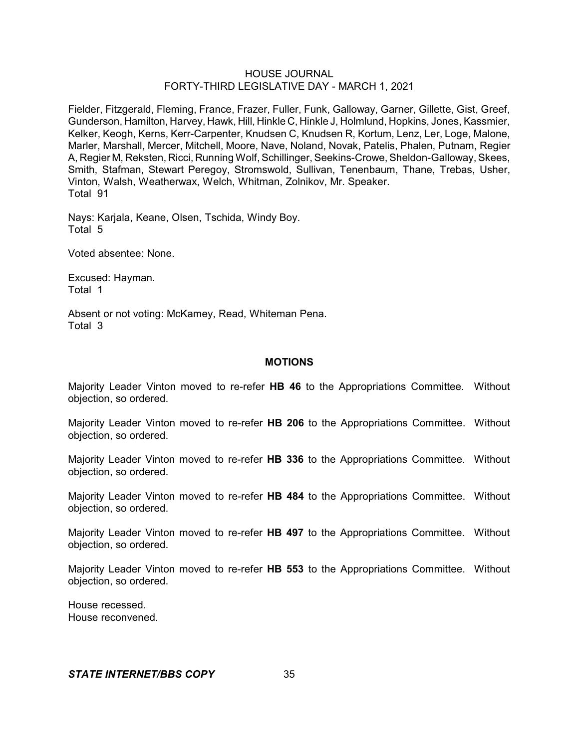Fielder, Fitzgerald, Fleming, France, Frazer, Fuller, Funk, Galloway, Garner, Gillette, Gist, Greef, Gunderson, Hamilton, Harvey, Hawk, Hill, Hinkle C, Hinkle J, Holmlund, Hopkins, Jones, Kassmier, Kelker, Keogh, Kerns, Kerr-Carpenter, Knudsen C, Knudsen R, Kortum, Lenz, Ler, Loge, Malone, Marler, Marshall, Mercer, Mitchell, Moore, Nave, Noland, Novak, Patelis, Phalen, Putnam, Regier A, Regier M, Reksten, Ricci, Running Wolf, Schillinger, Seekins-Crowe, Sheldon-Galloway, Skees, Smith, Stafman, Stewart Peregoy, Stromswold, Sullivan, Tenenbaum, Thane, Trebas, Usher, Vinton, Walsh, Weatherwax, Welch, Whitman, Zolnikov, Mr. Speaker.
Total 91

Nays: Karjala, Keane, Olsen, Tschida, Windy Boy.
Total 5

Voted absentee: None.

Excused: Hayman.
Total 1

Absent or not voting: McKamey, Read, Whiteman Pena.
Total 3

## MOTIONS

Majority Leader Vinton moved to re-refer **HB 46** to the Appropriations Committee. Without objection, so ordered.

Majority Leader Vinton moved to re-refer **HB 206** to the Appropriations Committee. Without objection, so ordered.

Majority Leader Vinton moved to re-refer **HB 336** to the Appropriations Committee. Without objection, so ordered.

Majority Leader Vinton moved to re-refer **HB 484** to the Appropriations Committee. Without objection, so ordered.

Majority Leader Vinton moved to re-refer **HB 497** to the Appropriations Committee. Without objection, so ordered.

Majority Leader Vinton moved to re-refer **HB 553** to the Appropriations Committee. Without objection, so ordered.

House recessed.
House reconvened.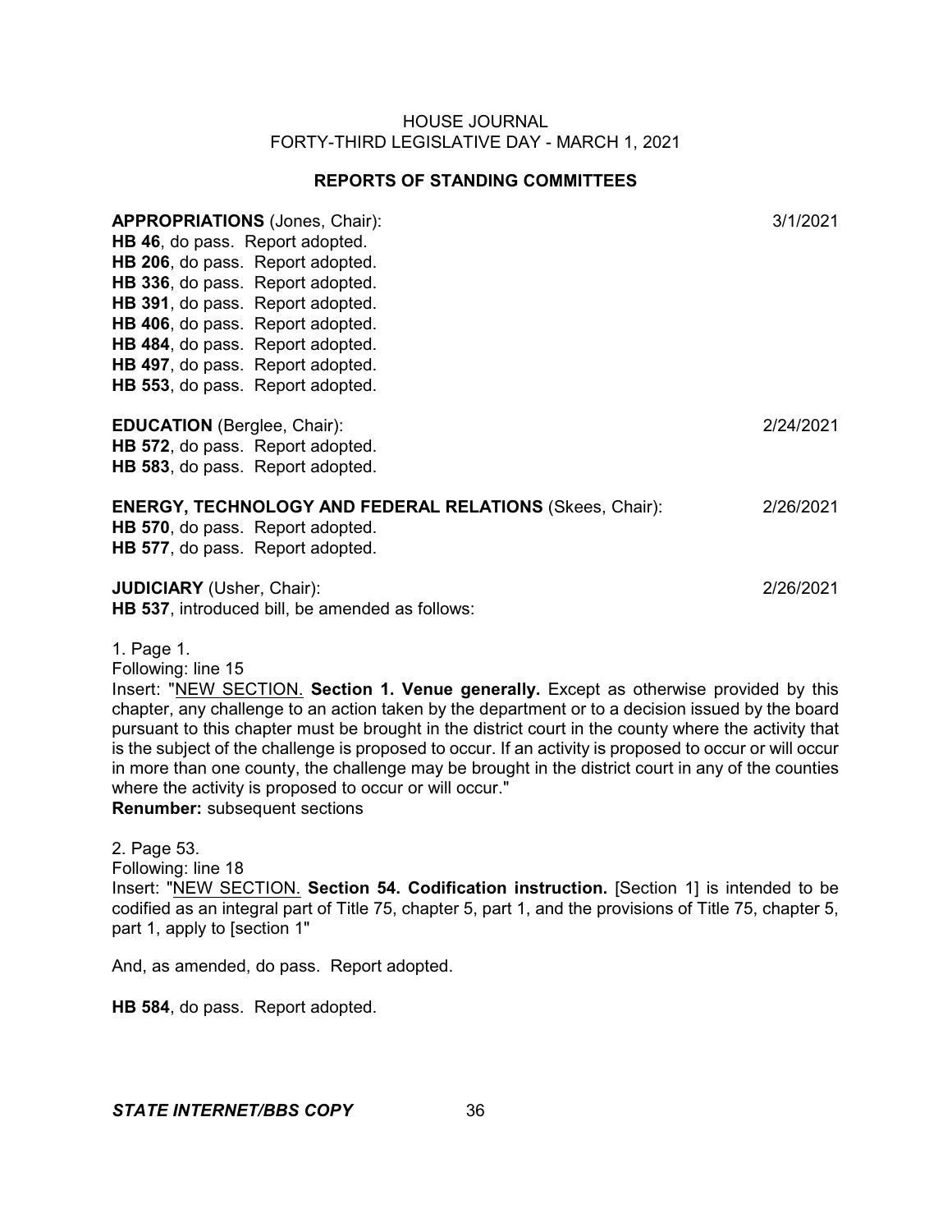HOUSE JOURNAL
FORTY-THIRD LEGISLATIVE DAY - MARCH 1, 2021

## REPORTS OF STANDING COMMITTEES

**APPROPRIATIONS** (Jones, Chair): 3/1/2021

**HB 46**, do pass. Report adopted.
**HB 206**, do pass. Report adopted.
**HB 336**, do pass. Report adopted.
**HB 391**, do pass. Report adopted.
**HB 406**, do pass. Report adopted.
**HB 484**, do pass. Report adopted.
**HB 497**, do pass. Report adopted.
**HB 553**, do pass. Report adopted.

**EDUCATION** (Berglee, Chair): 2/24/2021

**HB 572**, do pass. Report adopted.
**HB 583**, do pass. Report adopted.

**ENERGY, TECHNOLOGY AND FEDERAL RELATIONS** (Skees, Chair): 2/26/2021

**HB 570**, do pass. Report adopted.
**HB 577**, do pass. Report adopted.

**JUDICIARY** (Usher, Chair): 2/26/2021

**HB 537**, introduced bill, be amended as follows:

1. Page 1.
Following: line 15
Insert: "NEW SECTION. **Section 1. Venue generally.** Except as otherwise provided by this chapter, any challenge to an action taken by the department or to a decision issued by the board pursuant to this chapter must be brought in the district court in the county where the activity that is the subject of the challenge is proposed to occur. If an activity is proposed to occur or will occur in more than one county, the challenge may be brought in the district court in any of the counties where the activity is proposed to occur or will occur."
**Renumber:** subsequent sections

2. Page 53.
Following: line 18
Insert: "NEW SECTION. **Section 54. Codification instruction.** [Section 1] is intended to be codified as an integral part of Title 75, chapter 5, part 1, and the provisions of Title 75, chapter 5, part 1, apply to [section 1"

And, as amended, do pass. Report adopted.

**HB 584**, do pass. Report adopted.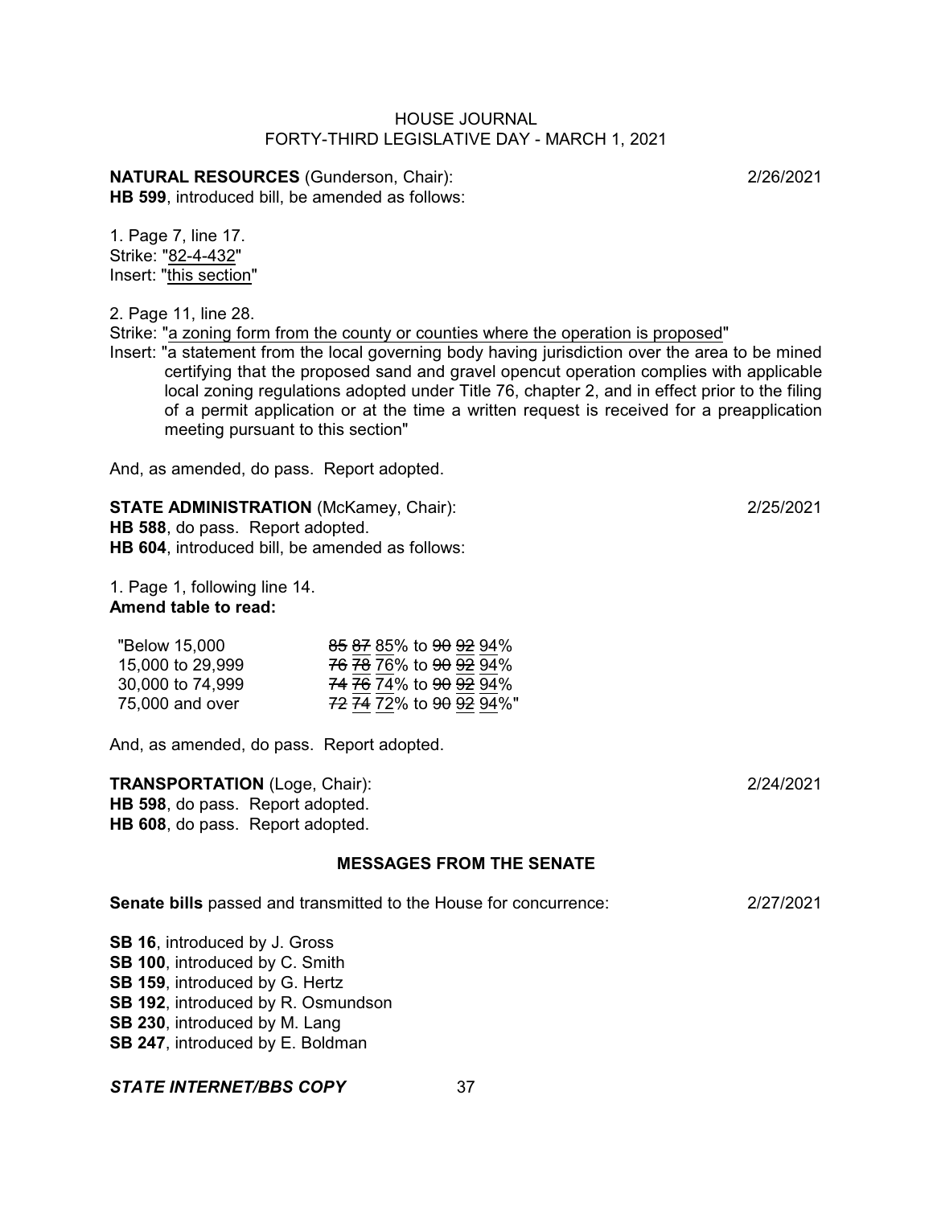**NATURAL RESOURCES** (Gunderson, Chair): 2/26/2021

**HB 599**, introduced bill, be amended as follows:

1. Page 7, line 17.
Strike: "82-4-432"
Insert: "this section"

2. Page 11, line 28.
Strike: "a zoning form from the county or counties where the operation is proposed"
Insert: "a statement from the local governing body having jurisdiction over the area to be mined certifying that the proposed sand and gravel opencut operation complies with applicable local zoning regulations adopted under Title 76, chapter 2, and in effect prior to the filing of a permit application or at the time a written request is received for a preapplication meeting pursuant to this section"

And, as amended, do pass. Report adopted.

**STATE ADMINISTRATION** (McKamey, Chair): 2/25/2021

**HB 588**, do pass. Report adopted.
**HB 604**, introduced bill, be amended as follows:

1. Page 1, following line 14.
**Amend table to read:**

| | |
|---|---|
| "Below 15,000 | ~~85~~ ~~87~~ 85% to ~~90~~ ~~92~~ 94% |
| 15,000 to 29,999 | ~~76~~ ~~78~~ 76% to ~~90~~ ~~92~~ 94% |
| 30,000 to 74,999 | ~~74~~ ~~76~~ 74% to ~~90~~ ~~92~~ 94% |
| 75,000 and over | ~~72~~ ~~74~~ 72% to ~~90~~ ~~92~~ 94%" |

And, as amended, do pass. Report adopted.

**TRANSPORTATION** (Loge, Chair): 2/24/2021

**HB 598**, do pass. Report adopted.
**HB 608**, do pass. Report adopted.

## MESSAGES FROM THE SENATE

**Senate bills** passed and transmitted to the House for concurrence: 2/27/2021

**SB 16**, introduced by J. Gross
**SB 100**, introduced by C. Smith
**SB 159**, introduced by G. Hertz
**SB 192**, introduced by R. Osmundson
**SB 230**, introduced by M. Lang
**SB 247**, introduced by E. Boldman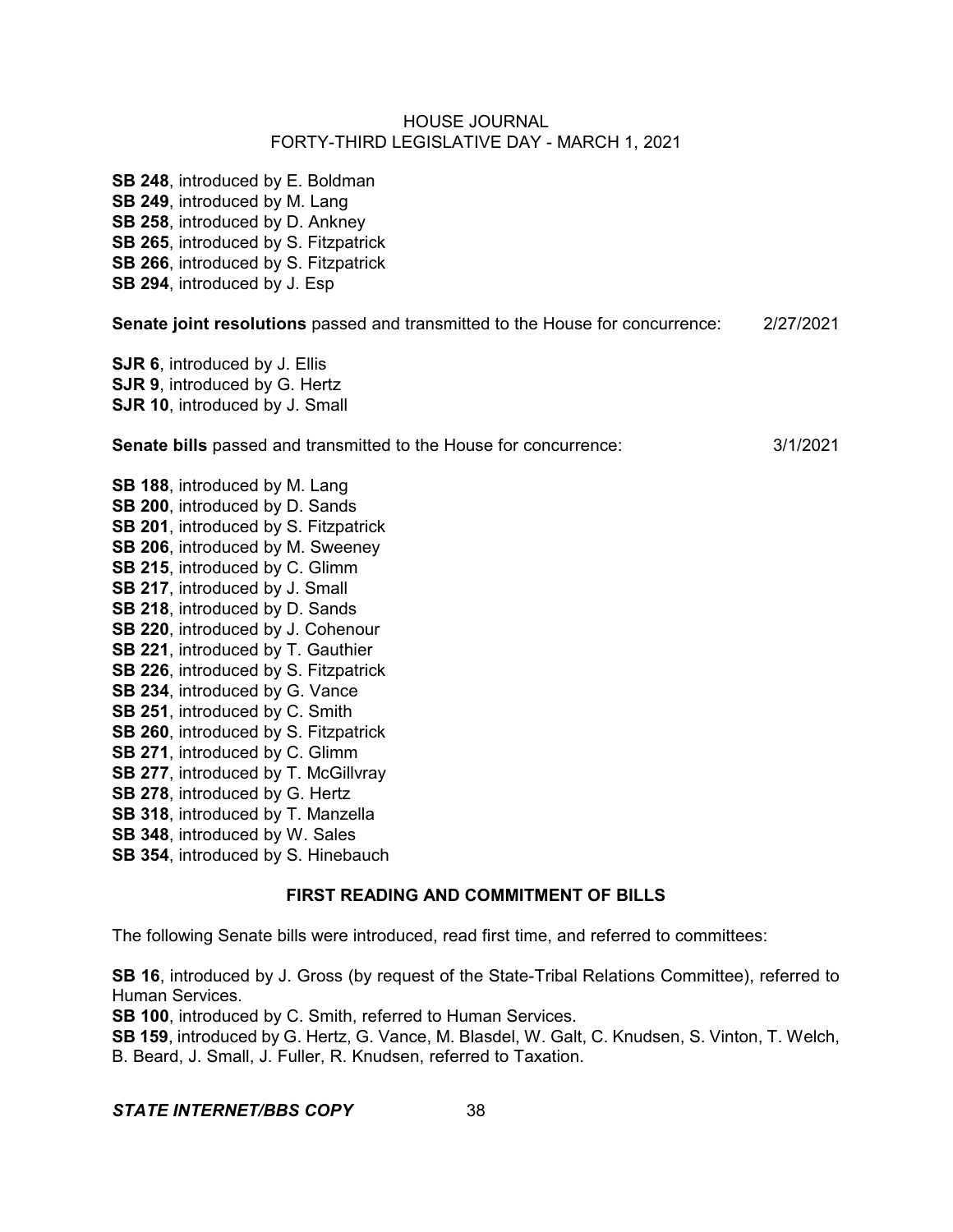**SB 248**, introduced by E. Boldman
**SB 249**, introduced by M. Lang
**SB 258**, introduced by D. Ankney
**SB 265**, introduced by S. Fitzpatrick
**SB 266**, introduced by S. Fitzpatrick
**SB 294**, introduced by J. Esp

**Senate joint resolutions** passed and transmitted to the House for concurrence: 2/27/2021

**SJR 6**, introduced by J. Ellis
**SJR 9**, introduced by G. Hertz
**SJR 10**, introduced by J. Small

**Senate bills** passed and transmitted to the House for concurrence: 3/1/2021

**SB 188**, introduced by M. Lang
**SB 200**, introduced by D. Sands
**SB 201**, introduced by S. Fitzpatrick
**SB 206**, introduced by M. Sweeney
**SB 215**, introduced by C. Glimm
**SB 217**, introduced by J. Small
**SB 218**, introduced by D. Sands
**SB 220**, introduced by J. Cohenour
**SB 221**, introduced by T. Gauthier
**SB 226**, introduced by S. Fitzpatrick
**SB 234**, introduced by G. Vance
**SB 251**, introduced by C. Smith
**SB 260**, introduced by S. Fitzpatrick
**SB 271**, introduced by C. Glimm
**SB 277**, introduced by T. McGillvray
**SB 278**, introduced by G. Hertz
**SB 318**, introduced by T. Manzella
**SB 348**, introduced by W. Sales
**SB 354**, introduced by S. Hinebauch

## FIRST READING AND COMMITMENT OF BILLS

The following Senate bills were introduced, read first time, and referred to committees:

**SB 16**, introduced by J. Gross (by request of the State-Tribal Relations Committee), referred to Human Services.
**SB 100**, introduced by C. Smith, referred to Human Services.
**SB 159**, introduced by G. Hertz, G. Vance, M. Blasdel, W. Galt, C. Knudsen, S. Vinton, T. Welch, B. Beard, J. Small, J. Fuller, R. Knudsen, referred to Taxation.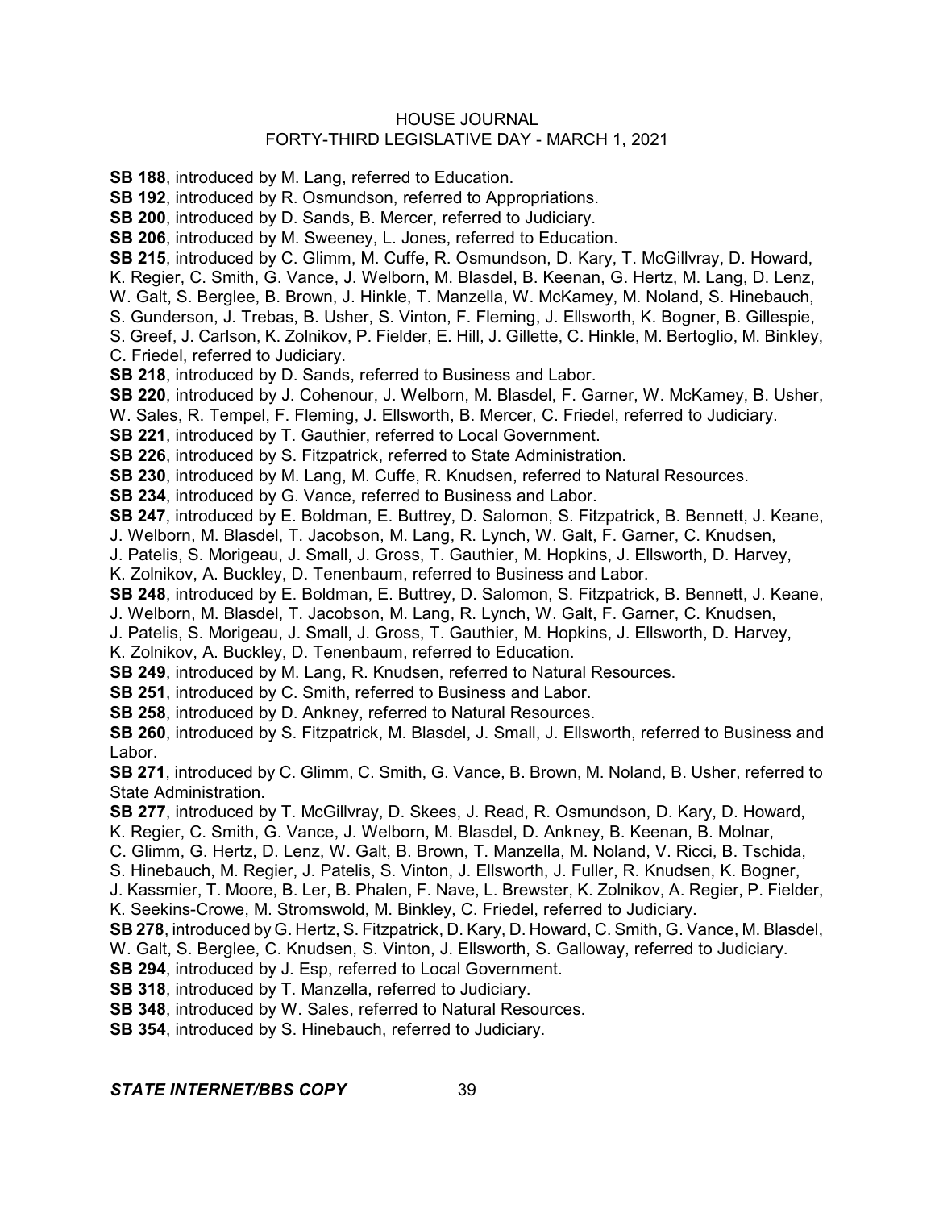**SB 188**, introduced by M. Lang, referred to Education.

**SB 192**, introduced by R. Osmundson, referred to Appropriations.

**SB 200**, introduced by D. Sands, B. Mercer, referred to Judiciary.

**SB 206**, introduced by M. Sweeney, L. Jones, referred to Education.

**SB 215**, introduced by C. Glimm, M. Cuffe, R. Osmundson, D. Kary, T. McGillvray, D. Howard, K. Regier, C. Smith, G. Vance, J. Welborn, M. Blasdel, B. Keenan, G. Hertz, M. Lang, D. Lenz, W. Galt, S. Berglee, B. Brown, J. Hinkle, T. Manzella, W. McKamey, M. Noland, S. Hinebauch, S. Gunderson, J. Trebas, B. Usher, S. Vinton, F. Fleming, J. Ellsworth, K. Bogner, B. Gillespie, S. Greef, J. Carlson, K. Zolnikov, P. Fielder, E. Hill, J. Gillette, C. Hinkle, M. Bertoglio, M. Binkley, C. Friedel, referred to Judiciary.

**SB 218**, introduced by D. Sands, referred to Business and Labor.

**SB 220**, introduced by J. Cohenour, J. Welborn, M. Blasdel, F. Garner, W. McKamey, B. Usher, W. Sales, R. Tempel, F. Fleming, J. Ellsworth, B. Mercer, C. Friedel, referred to Judiciary.

**SB 221**, introduced by T. Gauthier, referred to Local Government.

**SB 226**, introduced by S. Fitzpatrick, referred to State Administration.

**SB 230**, introduced by M. Lang, M. Cuffe, R. Knudsen, referred to Natural Resources.

**SB 234**, introduced by G. Vance, referred to Business and Labor.

**SB 247**, introduced by E. Boldman, E. Buttrey, D. Salomon, S. Fitzpatrick, B. Bennett, J. Keane, J. Welborn, M. Blasdel, T. Jacobson, M. Lang, R. Lynch, W. Galt, F. Garner, C. Knudsen, J. Patelis, S. Morigeau, J. Small, J. Gross, T. Gauthier, M. Hopkins, J. Ellsworth, D. Harvey, K. Zolnikov, A. Buckley, D. Tenenbaum, referred to Business and Labor.

**SB 248**, introduced by E. Boldman, E. Buttrey, D. Salomon, S. Fitzpatrick, B. Bennett, J. Keane, J. Welborn, M. Blasdel, T. Jacobson, M. Lang, R. Lynch, W. Galt, F. Garner, C. Knudsen, J. Patelis, S. Morigeau, J. Small, J. Gross, T. Gauthier, M. Hopkins, J. Ellsworth, D. Harvey, K. Zolnikov, A. Buckley, D. Tenenbaum, referred to Education.

**SB 249**, introduced by M. Lang, R. Knudsen, referred to Natural Resources.

**SB 251**, introduced by C. Smith, referred to Business and Labor.

**SB 258**, introduced by D. Ankney, referred to Natural Resources.

**SB 260**, introduced by S. Fitzpatrick, M. Blasdel, J. Small, J. Ellsworth, referred to Business and Labor.

**SB 271**, introduced by C. Glimm, C. Smith, G. Vance, B. Brown, M. Noland, B. Usher, referred to State Administration.

**SB 277**, introduced by T. McGillvray, D. Skees, J. Read, R. Osmundson, D. Kary, D. Howard, K. Regier, C. Smith, G. Vance, J. Welborn, M. Blasdel, D. Ankney, B. Keenan, B. Molnar, C. Glimm, G. Hertz, D. Lenz, W. Galt, B. Brown, T. Manzella, M. Noland, V. Ricci, B. Tschida, S. Hinebauch, M. Regier, J. Patelis, S. Vinton, J. Ellsworth, J. Fuller, R. Knudsen, K. Bogner, J. Kassmier, T. Moore, B. Ler, B. Phalen, F. Nave, L. Brewster, K. Zolnikov, A. Regier, P. Fielder, K. Seekins-Crowe, M. Stromswold, M. Binkley, C. Friedel, referred to Judiciary.

**SB 278**, introduced by G. Hertz, S. Fitzpatrick, D. Kary, D. Howard, C. Smith, G. Vance, M. Blasdel, W. Galt, S. Berglee, C. Knudsen, S. Vinton, J. Ellsworth, S. Galloway, referred to Judiciary.

**SB 294**, introduced by J. Esp, referred to Local Government.

**SB 318**, introduced by T. Manzella, referred to Judiciary.

**SB 348**, introduced by W. Sales, referred to Natural Resources.

**SB 354**, introduced by S. Hinebauch, referred to Judiciary.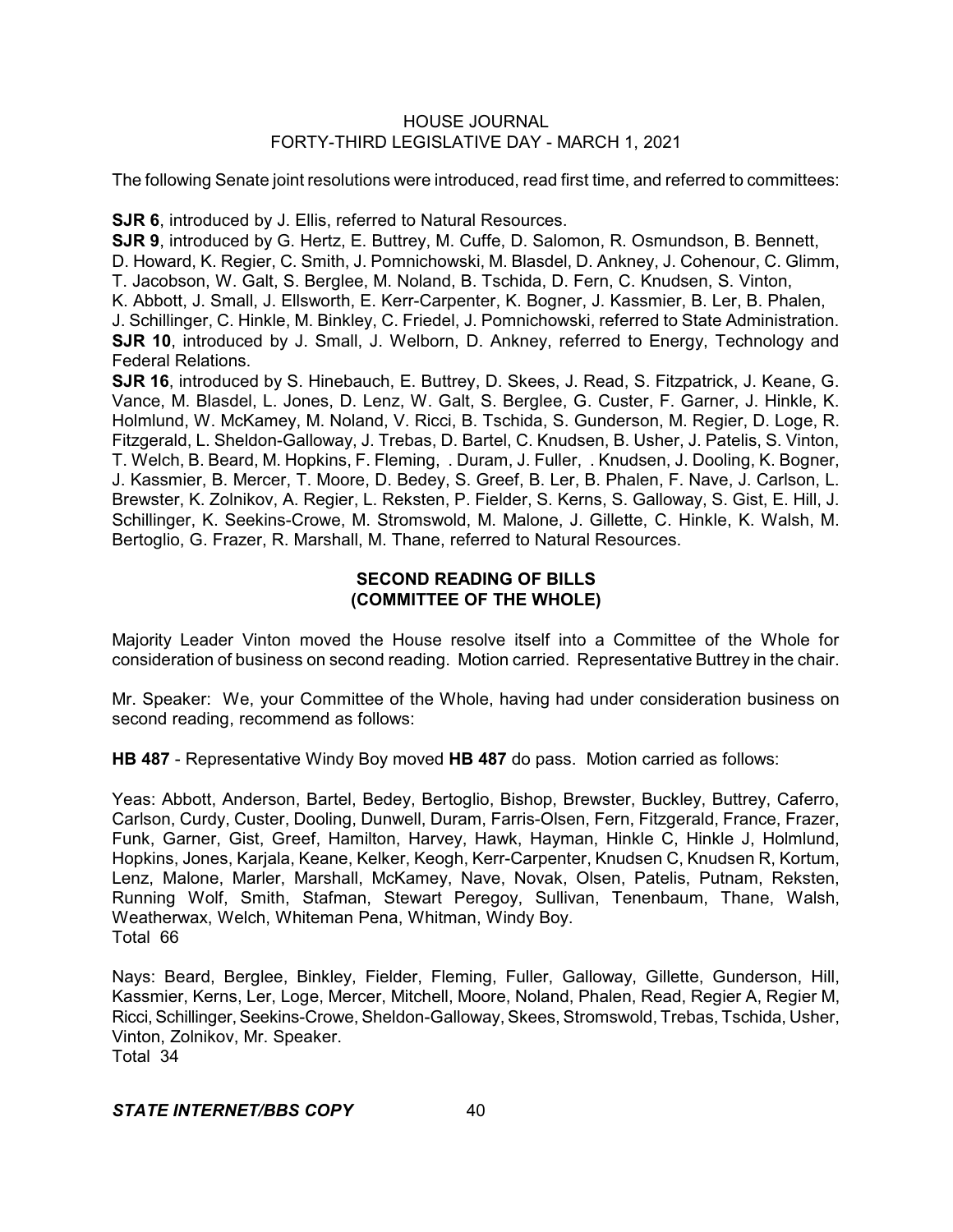The following Senate joint resolutions were introduced, read first time, and referred to committees:

**SJR 6**, introduced by J. Ellis, referred to Natural Resources.

**SJR 9**, introduced by G. Hertz, E. Buttrey, M. Cuffe, D. Salomon, R. Osmundson, B. Bennett, D. Howard, K. Regier, C. Smith, J. Pomnichowski, M. Blasdel, D. Ankney, J. Cohenour, C. Glimm, T. Jacobson, W. Galt, S. Berglee, M. Noland, B. Tschida, D. Fern, C. Knudsen, S. Vinton, K. Abbott, J. Small, J. Ellsworth, E. Kerr-Carpenter, K. Bogner, J. Kassmier, B. Ler, B. Phalen, J. Schillinger, C. Hinkle, M. Binkley, C. Friedel, J. Pomnichowski, referred to State Administration.

**SJR 10**, introduced by J. Small, J. Welborn, D. Ankney, referred to Energy, Technology and Federal Relations.

**SJR 16**, introduced by S. Hinebauch, E. Buttrey, D. Skees, J. Read, S. Fitzpatrick, J. Keane, G. Vance, M. Blasdel, L. Jones, D. Lenz, W. Galt, S. Berglee, G. Custer, F. Garner, J. Hinkle, K. Holmlund, W. McKamey, M. Noland, V. Ricci, B. Tschida, S. Gunderson, M. Regier, D. Loge, R. Fitzgerald, L. Sheldon-Galloway, J. Trebas, D. Bartel, C. Knudsen, B. Usher, J. Patelis, S. Vinton, T. Welch, B. Beard, M. Hopkins, F. Fleming, . Duram, J. Fuller, . Knudsen, J. Dooling, K. Bogner, J. Kassmier, B. Mercer, T. Moore, D. Bedey, S. Greef, B. Ler, B. Phalen, F. Nave, J. Carlson, L. Brewster, K. Zolnikov, A. Regier, L. Reksten, P. Fielder, S. Kerns, S. Galloway, S. Gist, E. Hill, J. Schillinger, K. Seekins-Crowe, M. Stromswold, M. Malone, J. Gillette, C. Hinkle, K. Walsh, M. Bertoglio, G. Frazer, R. Marshall, M. Thane, referred to Natural Resources.

## SECOND READING OF BILLS
## (COMMITTEE OF THE WHOLE)

Majority Leader Vinton moved the House resolve itself into a Committee of the Whole for consideration of business on second reading. Motion carried. Representative Buttrey in the chair.

Mr. Speaker: We, your Committee of the Whole, having had under consideration business on second reading, recommend as follows:

**HB 487** - Representative Windy Boy moved **HB 487** do pass. Motion carried as follows:

Yeas: Abbott, Anderson, Bartel, Bedey, Bertoglio, Bishop, Brewster, Buckley, Buttrey, Caferro, Carlson, Curdy, Custer, Dooling, Dunwell, Duram, Farris-Olsen, Fern, Fitzgerald, France, Frazer, Funk, Garner, Gist, Greef, Hamilton, Harvey, Hawk, Hayman, Hinkle C, Hinkle J, Holmlund, Hopkins, Jones, Karjala, Keane, Kelker, Keogh, Kerr-Carpenter, Knudsen C, Knudsen R, Kortum, Lenz, Malone, Marler, Marshall, McKamey, Nave, Novak, Olsen, Patelis, Putnam, Reksten, Running Wolf, Smith, Stafman, Stewart Peregoy, Sullivan, Tenenbaum, Thane, Walsh, Weatherwax, Welch, Whiteman Pena, Whitman, Windy Boy.
Total 66

Nays: Beard, Berglee, Binkley, Fielder, Fleming, Fuller, Galloway, Gillette, Gunderson, Hill, Kassmier, Kerns, Ler, Loge, Mercer, Mitchell, Moore, Noland, Phalen, Read, Regier A, Regier M, Ricci, Schillinger, Seekins-Crowe, Sheldon-Galloway, Skees, Stromswold, Trebas, Tschida, Usher, Vinton, Zolnikov, Mr. Speaker.
Total 34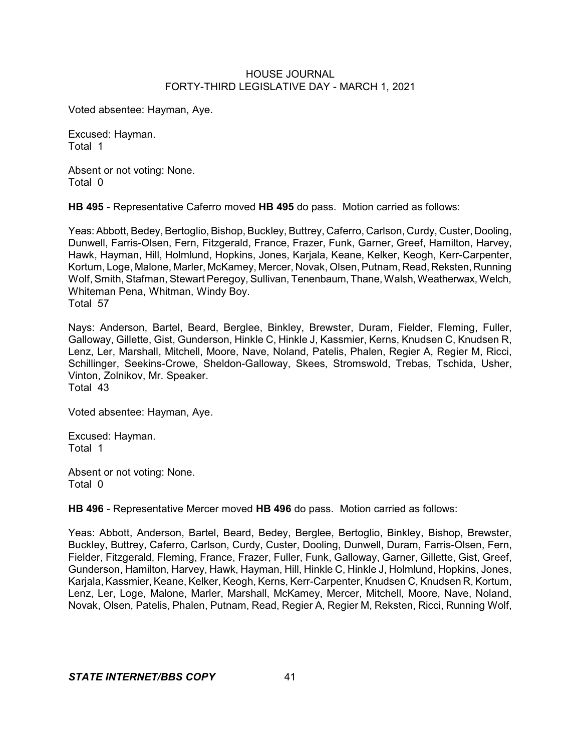Voted absentee: Hayman, Aye.

Excused: Hayman.
Total 1

Absent or not voting: None.
Total 0

**HB 495** - Representative Caferro moved **HB 495** do pass. Motion carried as follows:

Yeas: Abbott, Bedey, Bertoglio, Bishop, Buckley, Buttrey, Caferro, Carlson, Curdy, Custer, Dooling, Dunwell, Farris-Olsen, Fern, Fitzgerald, France, Frazer, Funk, Garner, Greef, Hamilton, Harvey, Hawk, Hayman, Hill, Holmlund, Hopkins, Jones, Karjala, Keane, Kelker, Keogh, Kerr-Carpenter, Kortum, Loge, Malone, Marler, McKamey, Mercer, Novak, Olsen, Putnam, Read, Reksten, Running Wolf, Smith, Stafman, Stewart Peregoy, Sullivan, Tenenbaum, Thane, Walsh, Weatherwax, Welch, Whiteman Pena, Whitman, Windy Boy.
Total 57

Nays: Anderson, Bartel, Beard, Berglee, Binkley, Brewster, Duram, Fielder, Fleming, Fuller, Galloway, Gillette, Gist, Gunderson, Hinkle C, Hinkle J, Kassmier, Kerns, Knudsen C, Knudsen R, Lenz, Ler, Marshall, Mitchell, Moore, Nave, Noland, Patelis, Phalen, Regier A, Regier M, Ricci, Schillinger, Seekins-Crowe, Sheldon-Galloway, Skees, Stromswold, Trebas, Tschida, Usher, Vinton, Zolnikov, Mr. Speaker.
Total 43

Voted absentee: Hayman, Aye.

Excused: Hayman.
Total 1

Absent or not voting: None.
Total 0

**HB 496** - Representative Mercer moved **HB 496** do pass. Motion carried as follows:

Yeas: Abbott, Anderson, Bartel, Beard, Bedey, Berglee, Bertoglio, Binkley, Bishop, Brewster, Buckley, Buttrey, Caferro, Carlson, Curdy, Custer, Dooling, Dunwell, Duram, Farris-Olsen, Fern, Fielder, Fitzgerald, Fleming, France, Frazer, Fuller, Funk, Galloway, Garner, Gillette, Gist, Greef, Gunderson, Hamilton, Harvey, Hawk, Hayman, Hill, Hinkle C, Hinkle J, Holmlund, Hopkins, Jones, Karjala, Kassmier, Keane, Kelker, Keogh, Kerns, Kerr-Carpenter, Knudsen C, Knudsen R, Kortum, Lenz, Ler, Loge, Malone, Marler, Marshall, McKamey, Mercer, Mitchell, Moore, Nave, Noland, Novak, Olsen, Patelis, Phalen, Putnam, Read, Regier A, Regier M, Reksten, Ricci, Running Wolf,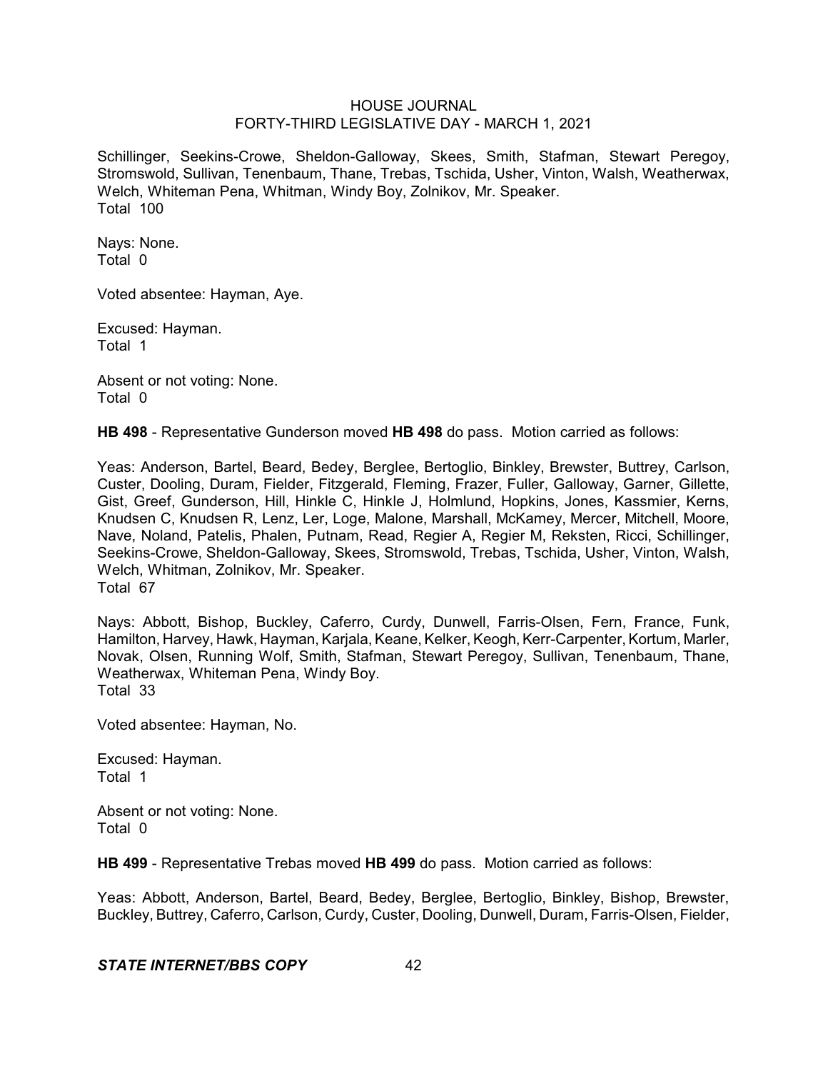Schillinger, Seekins-Crowe, Sheldon-Galloway, Skees, Smith, Stafman, Stewart Peregoy, Stromswold, Sullivan, Tenenbaum, Thane, Trebas, Tschida, Usher, Vinton, Walsh, Weatherwax, Welch, Whiteman Pena, Whitman, Windy Boy, Zolnikov, Mr. Speaker.
Total 100

Nays: None.
Total 0

Voted absentee: Hayman, Aye.

Excused: Hayman.
Total 1

Absent or not voting: None.
Total 0

**HB 498** - Representative Gunderson moved **HB 498** do pass. Motion carried as follows:

Yeas: Anderson, Bartel, Beard, Bedey, Berglee, Bertoglio, Binkley, Brewster, Buttrey, Carlson, Custer, Dooling, Duram, Fielder, Fitzgerald, Fleming, Frazer, Fuller, Galloway, Garner, Gillette, Gist, Greef, Gunderson, Hill, Hinkle C, Hinkle J, Holmlund, Hopkins, Jones, Kassmier, Kerns, Knudsen C, Knudsen R, Lenz, Ler, Loge, Malone, Marshall, McKamey, Mercer, Mitchell, Moore, Nave, Noland, Patelis, Phalen, Putnam, Read, Regier A, Regier M, Reksten, Ricci, Schillinger, Seekins-Crowe, Sheldon-Galloway, Skees, Stromswold, Trebas, Tschida, Usher, Vinton, Walsh, Welch, Whitman, Zolnikov, Mr. Speaker.
Total 67

Nays: Abbott, Bishop, Buckley, Caferro, Curdy, Dunwell, Farris-Olsen, Fern, France, Funk, Hamilton, Harvey, Hawk, Hayman, Karjala, Keane, Kelker, Keogh, Kerr-Carpenter, Kortum, Marler, Novak, Olsen, Running Wolf, Smith, Stafman, Stewart Peregoy, Sullivan, Tenenbaum, Thane, Weatherwax, Whiteman Pena, Windy Boy.
Total 33

Voted absentee: Hayman, No.

Excused: Hayman.
Total 1

Absent or not voting: None.
Total 0

**HB 499** - Representative Trebas moved **HB 499** do pass. Motion carried as follows:

Yeas: Abbott, Anderson, Bartel, Beard, Bedey, Berglee, Bertoglio, Binkley, Bishop, Brewster, Buckley, Buttrey, Caferro, Carlson, Curdy, Custer, Dooling, Dunwell, Duram, Farris-Olsen, Fielder,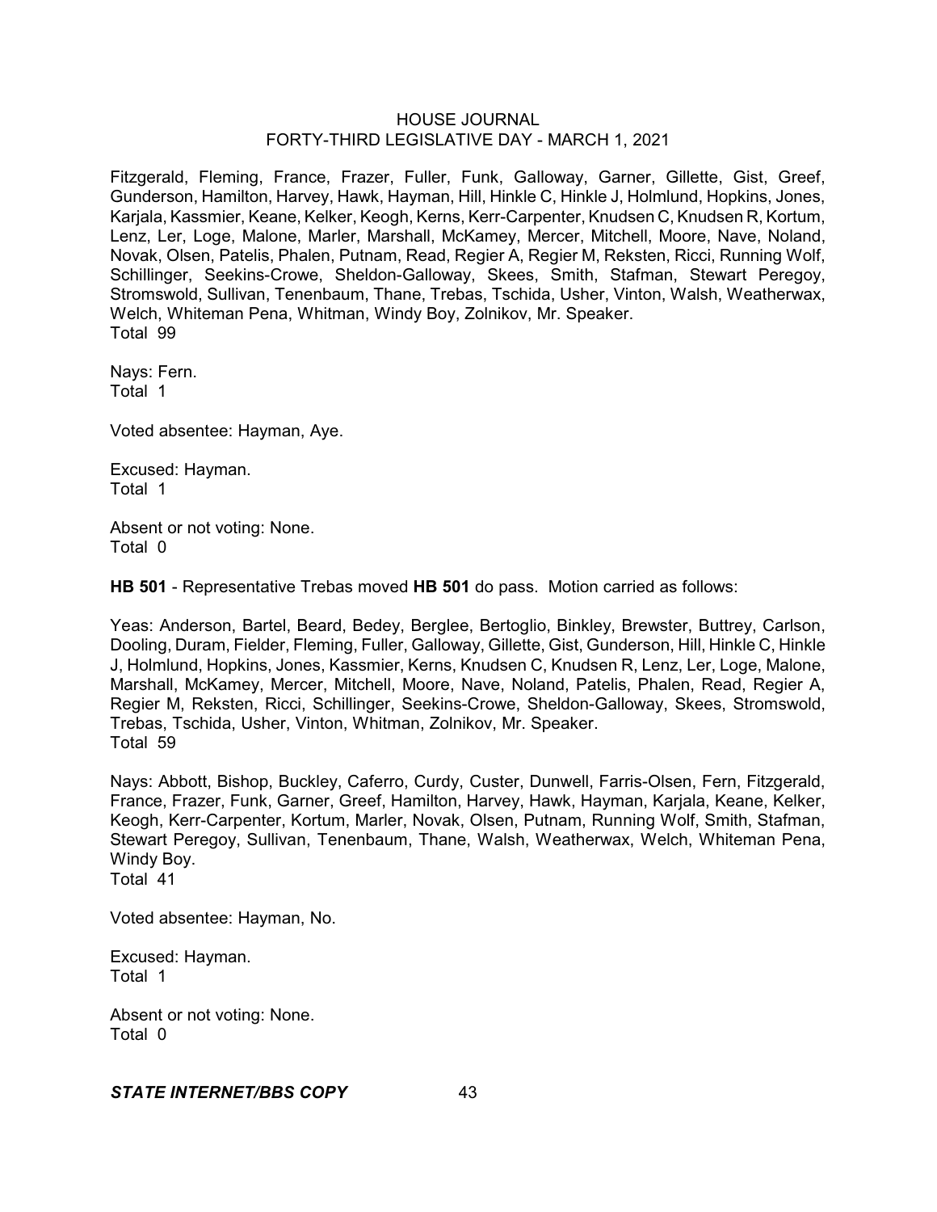Fitzgerald, Fleming, France, Frazer, Fuller, Funk, Galloway, Garner, Gillette, Gist, Greef, Gunderson, Hamilton, Harvey, Hawk, Hayman, Hill, Hinkle C, Hinkle J, Holmlund, Hopkins, Jones, Karjala, Kassmier, Keane, Kelker, Keogh, Kerns, Kerr-Carpenter, Knudsen C, Knudsen R, Kortum, Lenz, Ler, Loge, Malone, Marler, Marshall, McKamey, Mercer, Mitchell, Moore, Nave, Noland, Novak, Olsen, Patelis, Phalen, Putnam, Read, Regier A, Regier M, Reksten, Ricci, Running Wolf, Schillinger, Seekins-Crowe, Sheldon-Galloway, Skees, Smith, Stafman, Stewart Peregoy, Stromswold, Sullivan, Tenenbaum, Thane, Trebas, Tschida, Usher, Vinton, Walsh, Weatherwax, Welch, Whiteman Pena, Whitman, Windy Boy, Zolnikov, Mr. Speaker.
Total 99

Nays: Fern.
Total 1

Voted absentee: Hayman, Aye.

Excused: Hayman.
Total 1

Absent or not voting: None.
Total 0

**HB 501** - Representative Trebas moved **HB 501** do pass. Motion carried as follows:

Yeas: Anderson, Bartel, Beard, Bedey, Berglee, Bertoglio, Binkley, Brewster, Buttrey, Carlson, Dooling, Duram, Fielder, Fleming, Fuller, Galloway, Gillette, Gist, Gunderson, Hill, Hinkle C, Hinkle J, Holmlund, Hopkins, Jones, Kassmier, Kerns, Knudsen C, Knudsen R, Lenz, Ler, Loge, Malone, Marshall, McKamey, Mercer, Mitchell, Moore, Nave, Noland, Patelis, Phalen, Read, Regier A, Regier M, Reksten, Ricci, Schillinger, Seekins-Crowe, Sheldon-Galloway, Skees, Stromswold, Trebas, Tschida, Usher, Vinton, Whitman, Zolnikov, Mr. Speaker.
Total 59

Nays: Abbott, Bishop, Buckley, Caferro, Curdy, Custer, Dunwell, Farris-Olsen, Fern, Fitzgerald, France, Frazer, Funk, Garner, Greef, Hamilton, Harvey, Hawk, Hayman, Karjala, Keane, Kelker, Keogh, Kerr-Carpenter, Kortum, Marler, Novak, Olsen, Putnam, Running Wolf, Smith, Stafman, Stewart Peregoy, Sullivan, Tenenbaum, Thane, Walsh, Weatherwax, Welch, Whiteman Pena, Windy Boy.
Total 41

Voted absentee: Hayman, No.

Excused: Hayman.
Total 1

Absent or not voting: None.
Total 0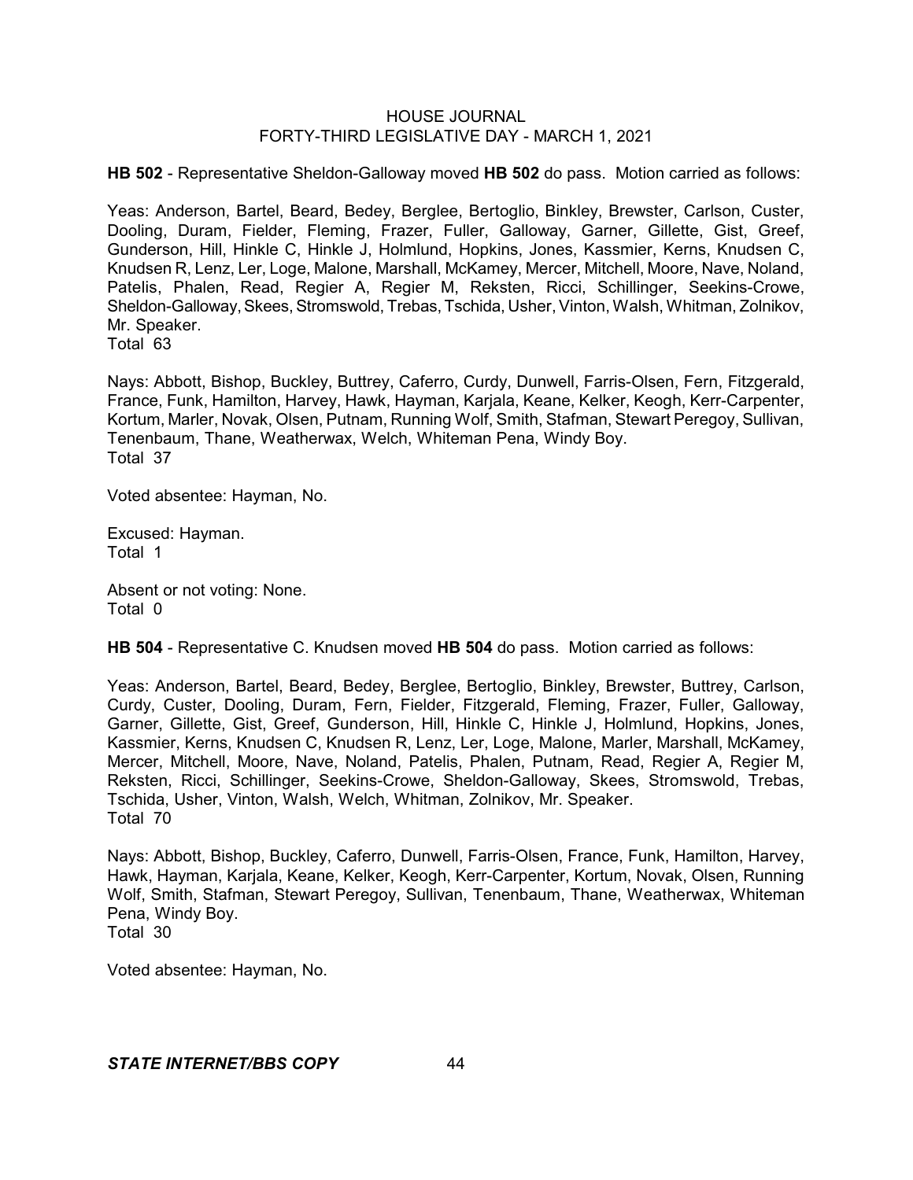**HB 502** - Representative Sheldon-Galloway moved **HB 502** do pass. Motion carried as follows:

Yeas: Anderson, Bartel, Beard, Bedey, Berglee, Bertoglio, Binkley, Brewster, Carlson, Custer, Dooling, Duram, Fielder, Fleming, Frazer, Fuller, Galloway, Garner, Gillette, Gist, Greef, Gunderson, Hill, Hinkle C, Hinkle J, Holmlund, Hopkins, Jones, Kassmier, Kerns, Knudsen C, Knudsen R, Lenz, Ler, Loge, Malone, Marshall, McKamey, Mercer, Mitchell, Moore, Nave, Noland, Patelis, Phalen, Read, Regier A, Regier M, Reksten, Ricci, Schillinger, Seekins-Crowe, Sheldon-Galloway, Skees, Stromswold, Trebas, Tschida, Usher, Vinton, Walsh, Whitman, Zolnikov, Mr. Speaker.
Total 63

Nays: Abbott, Bishop, Buckley, Buttrey, Caferro, Curdy, Dunwell, Farris-Olsen, Fern, Fitzgerald, France, Funk, Hamilton, Harvey, Hawk, Hayman, Karjala, Keane, Kelker, Keogh, Kerr-Carpenter, Kortum, Marler, Novak, Olsen, Putnam, Running Wolf, Smith, Stafman, Stewart Peregoy, Sullivan, Tenenbaum, Thane, Weatherwax, Welch, Whiteman Pena, Windy Boy.
Total 37

Voted absentee: Hayman, No.

Excused: Hayman.
Total 1

Absent or not voting: None.
Total 0

**HB 504** - Representative C. Knudsen moved **HB 504** do pass. Motion carried as follows:

Yeas: Anderson, Bartel, Beard, Bedey, Berglee, Bertoglio, Binkley, Brewster, Buttrey, Carlson, Curdy, Custer, Dooling, Duram, Fern, Fielder, Fitzgerald, Fleming, Frazer, Fuller, Galloway, Garner, Gillette, Gist, Greef, Gunderson, Hill, Hinkle C, Hinkle J, Holmlund, Hopkins, Jones, Kassmier, Kerns, Knudsen C, Knudsen R, Lenz, Ler, Loge, Malone, Marler, Marshall, McKamey, Mercer, Mitchell, Moore, Nave, Noland, Patelis, Phalen, Putnam, Read, Regier A, Regier M, Reksten, Ricci, Schillinger, Seekins-Crowe, Sheldon-Galloway, Skees, Stromswold, Trebas, Tschida, Usher, Vinton, Walsh, Welch, Whitman, Zolnikov, Mr. Speaker.
Total 70

Nays: Abbott, Bishop, Buckley, Caferro, Dunwell, Farris-Olsen, France, Funk, Hamilton, Harvey, Hawk, Hayman, Karjala, Keane, Kelker, Keogh, Kerr-Carpenter, Kortum, Novak, Olsen, Running Wolf, Smith, Stafman, Stewart Peregoy, Sullivan, Tenenbaum, Thane, Weatherwax, Whiteman Pena, Windy Boy.
Total 30

Voted absentee: Hayman, No.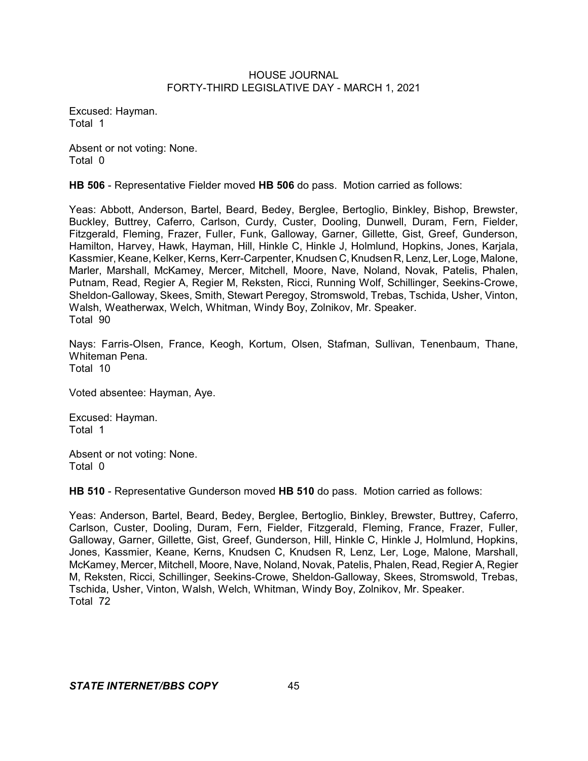Excused: Hayman.
Total 1

Absent or not voting: None.
Total 0

**HB 506** - Representative Fielder moved **HB 506** do pass. Motion carried as follows:

Yeas: Abbott, Anderson, Bartel, Beard, Bedey, Berglee, Bertoglio, Binkley, Bishop, Brewster, Buckley, Buttrey, Caferro, Carlson, Curdy, Custer, Dooling, Dunwell, Duram, Fern, Fielder, Fitzgerald, Fleming, Frazer, Fuller, Funk, Galloway, Garner, Gillette, Gist, Greef, Gunderson, Hamilton, Harvey, Hawk, Hayman, Hill, Hinkle C, Hinkle J, Holmlund, Hopkins, Jones, Karjala, Kassmier, Keane, Kelker, Kerns, Kerr-Carpenter, Knudsen C, Knudsen R, Lenz, Ler, Loge, Malone, Marler, Marshall, McKamey, Mercer, Mitchell, Moore, Nave, Noland, Novak, Patelis, Phalen, Putnam, Read, Regier A, Regier M, Reksten, Ricci, Running Wolf, Schillinger, Seekins-Crowe, Sheldon-Galloway, Skees, Smith, Stewart Peregoy, Stromswold, Trebas, Tschida, Usher, Vinton, Walsh, Weatherwax, Welch, Whitman, Windy Boy, Zolnikov, Mr. Speaker.
Total 90

Nays: Farris-Olsen, France, Keogh, Kortum, Olsen, Stafman, Sullivan, Tenenbaum, Thane, Whiteman Pena.
Total 10

Voted absentee: Hayman, Aye.

Excused: Hayman.
Total 1

Absent or not voting: None.
Total 0

**HB 510** - Representative Gunderson moved **HB 510** do pass. Motion carried as follows:

Yeas: Anderson, Bartel, Beard, Bedey, Berglee, Bertoglio, Binkley, Brewster, Buttrey, Caferro, Carlson, Custer, Dooling, Duram, Fern, Fielder, Fitzgerald, Fleming, France, Frazer, Fuller, Galloway, Garner, Gillette, Gist, Greef, Gunderson, Hill, Hinkle C, Hinkle J, Holmlund, Hopkins, Jones, Kassmier, Keane, Kerns, Knudsen C, Knudsen R, Lenz, Ler, Loge, Malone, Marshall, McKamey, Mercer, Mitchell, Moore, Nave, Noland, Novak, Patelis, Phalen, Read, Regier A, Regier M, Reksten, Ricci, Schillinger, Seekins-Crowe, Sheldon-Galloway, Skees, Stromswold, Trebas, Tschida, Usher, Vinton, Walsh, Welch, Whitman, Windy Boy, Zolnikov, Mr. Speaker.
Total 72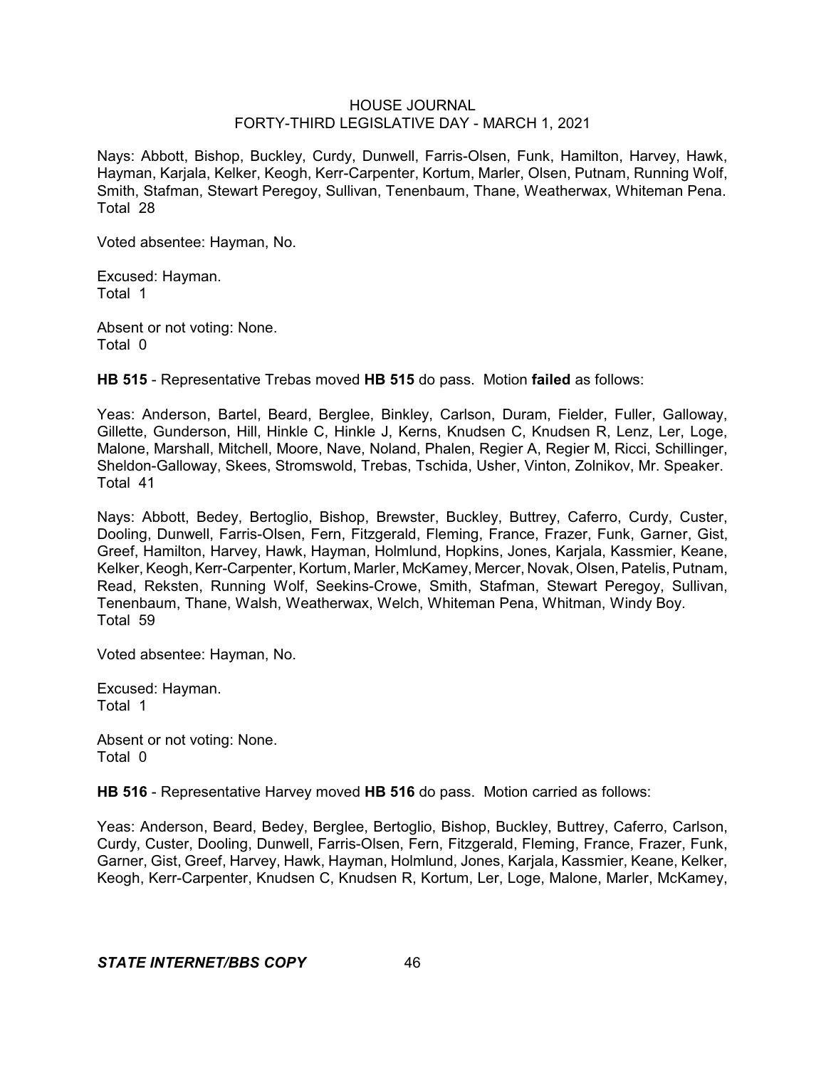Nays: Abbott, Bishop, Buckley, Curdy, Dunwell, Farris-Olsen, Funk, Hamilton, Harvey, Hawk, Hayman, Karjala, Kelker, Keogh, Kerr-Carpenter, Kortum, Marler, Olsen, Putnam, Running Wolf, Smith, Stafman, Stewart Peregoy, Sullivan, Tenenbaum, Thane, Weatherwax, Whiteman Pena. Total 28

Voted absentee: Hayman, No.

Excused: Hayman.
Total 1

Absent or not voting: None.
Total 0

**HB 515** - Representative Trebas moved **HB 515** do pass. Motion **failed** as follows:

Yeas: Anderson, Bartel, Beard, Berglee, Binkley, Carlson, Duram, Fielder, Fuller, Galloway, Gillette, Gunderson, Hill, Hinkle C, Hinkle J, Kerns, Knudsen C, Knudsen R, Lenz, Ler, Loge, Malone, Marshall, Mitchell, Moore, Nave, Noland, Phalen, Regier A, Regier M, Ricci, Schillinger, Sheldon-Galloway, Skees, Stromswold, Trebas, Tschida, Usher, Vinton, Zolnikov, Mr. Speaker. Total 41

Nays: Abbott, Bedey, Bertoglio, Bishop, Brewster, Buckley, Buttrey, Caferro, Curdy, Custer, Dooling, Dunwell, Farris-Olsen, Fern, Fitzgerald, Fleming, France, Frazer, Funk, Garner, Gist, Greef, Hamilton, Harvey, Hawk, Hayman, Holmlund, Hopkins, Jones, Karjala, Kassmier, Keane, Kelker, Keogh, Kerr-Carpenter, Kortum, Marler, McKamey, Mercer, Novak, Olsen, Patelis, Putnam, Read, Reksten, Running Wolf, Seekins-Crowe, Smith, Stafman, Stewart Peregoy, Sullivan, Tenenbaum, Thane, Walsh, Weatherwax, Welch, Whiteman Pena, Whitman, Windy Boy. Total 59

Voted absentee: Hayman, No.

Excused: Hayman.
Total 1

Absent or not voting: None.
Total 0

**HB 516** - Representative Harvey moved **HB 516** do pass. Motion carried as follows:

Yeas: Anderson, Beard, Bedey, Berglee, Bertoglio, Bishop, Buckley, Buttrey, Caferro, Carlson, Curdy, Custer, Dooling, Dunwell, Farris-Olsen, Fern, Fitzgerald, Fleming, France, Frazer, Funk, Garner, Gist, Greef, Harvey, Hawk, Hayman, Holmlund, Jones, Karjala, Kassmier, Keane, Kelker, Keogh, Kerr-Carpenter, Knudsen C, Knudsen R, Kortum, Ler, Loge, Malone, Marler, McKamey,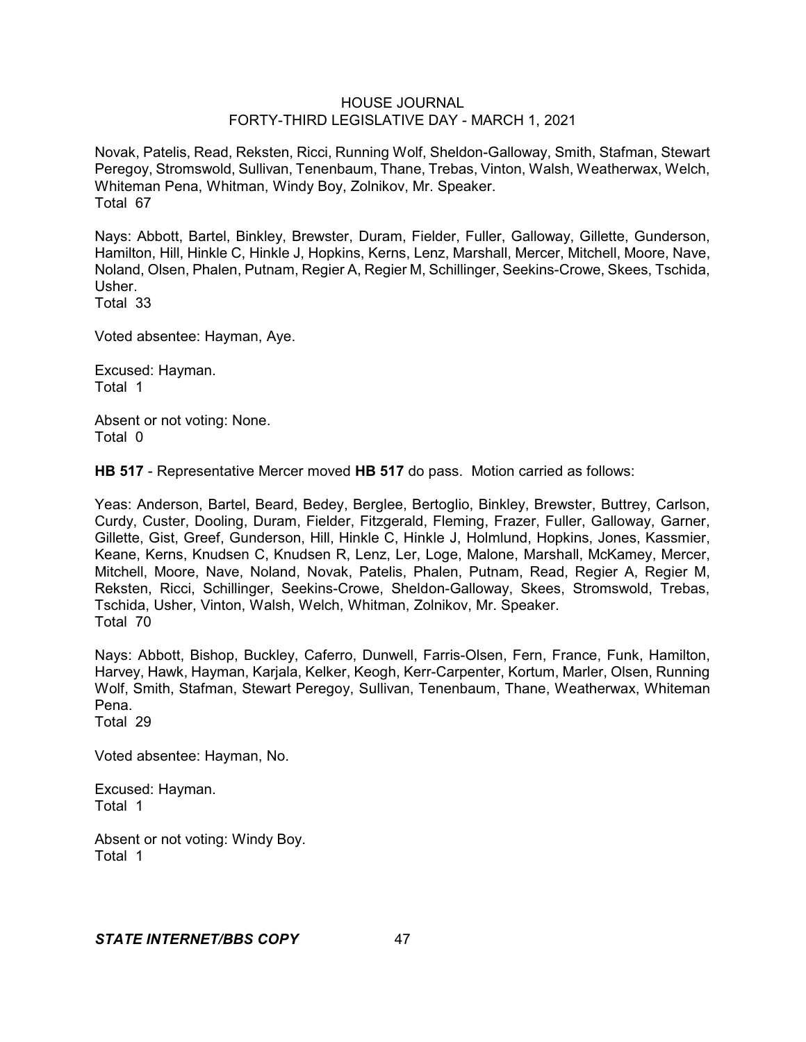Novak, Patelis, Read, Reksten, Ricci, Running Wolf, Sheldon-Galloway, Smith, Stafman, Stewart Peregoy, Stromswold, Sullivan, Tenenbaum, Thane, Trebas, Vinton, Walsh, Weatherwax, Welch, Whiteman Pena, Whitman, Windy Boy, Zolnikov, Mr. Speaker.
Total 67

Nays: Abbott, Bartel, Binkley, Brewster, Duram, Fielder, Fuller, Galloway, Gillette, Gunderson, Hamilton, Hill, Hinkle C, Hinkle J, Hopkins, Kerns, Lenz, Marshall, Mercer, Mitchell, Moore, Nave, Noland, Olsen, Phalen, Putnam, Regier A, Regier M, Schillinger, Seekins-Crowe, Skees, Tschida, Usher.
Total 33

Voted absentee: Hayman, Aye.

Excused: Hayman.
Total 1

Absent or not voting: None.
Total 0

**HB 517** - Representative Mercer moved **HB 517** do pass. Motion carried as follows:

Yeas: Anderson, Bartel, Beard, Bedey, Berglee, Bertoglio, Binkley, Brewster, Buttrey, Carlson, Curdy, Custer, Dooling, Duram, Fielder, Fitzgerald, Fleming, Frazer, Fuller, Galloway, Garner, Gillette, Gist, Greef, Gunderson, Hill, Hinkle C, Hinkle J, Holmlund, Hopkins, Jones, Kassmier, Keane, Kerns, Knudsen C, Knudsen R, Lenz, Ler, Loge, Malone, Marshall, McKamey, Mercer, Mitchell, Moore, Nave, Noland, Novak, Patelis, Phalen, Putnam, Read, Regier A, Regier M, Reksten, Ricci, Schillinger, Seekins-Crowe, Sheldon-Galloway, Skees, Stromswold, Trebas, Tschida, Usher, Vinton, Walsh, Welch, Whitman, Zolnikov, Mr. Speaker.
Total 70

Nays: Abbott, Bishop, Buckley, Caferro, Dunwell, Farris-Olsen, Fern, France, Funk, Hamilton, Harvey, Hawk, Hayman, Karjala, Kelker, Keogh, Kerr-Carpenter, Kortum, Marler, Olsen, Running Wolf, Smith, Stafman, Stewart Peregoy, Sullivan, Tenenbaum, Thane, Weatherwax, Whiteman Pena.
Total 29

Voted absentee: Hayman, No.

Excused: Hayman.
Total 1

Absent or not voting: Windy Boy.
Total 1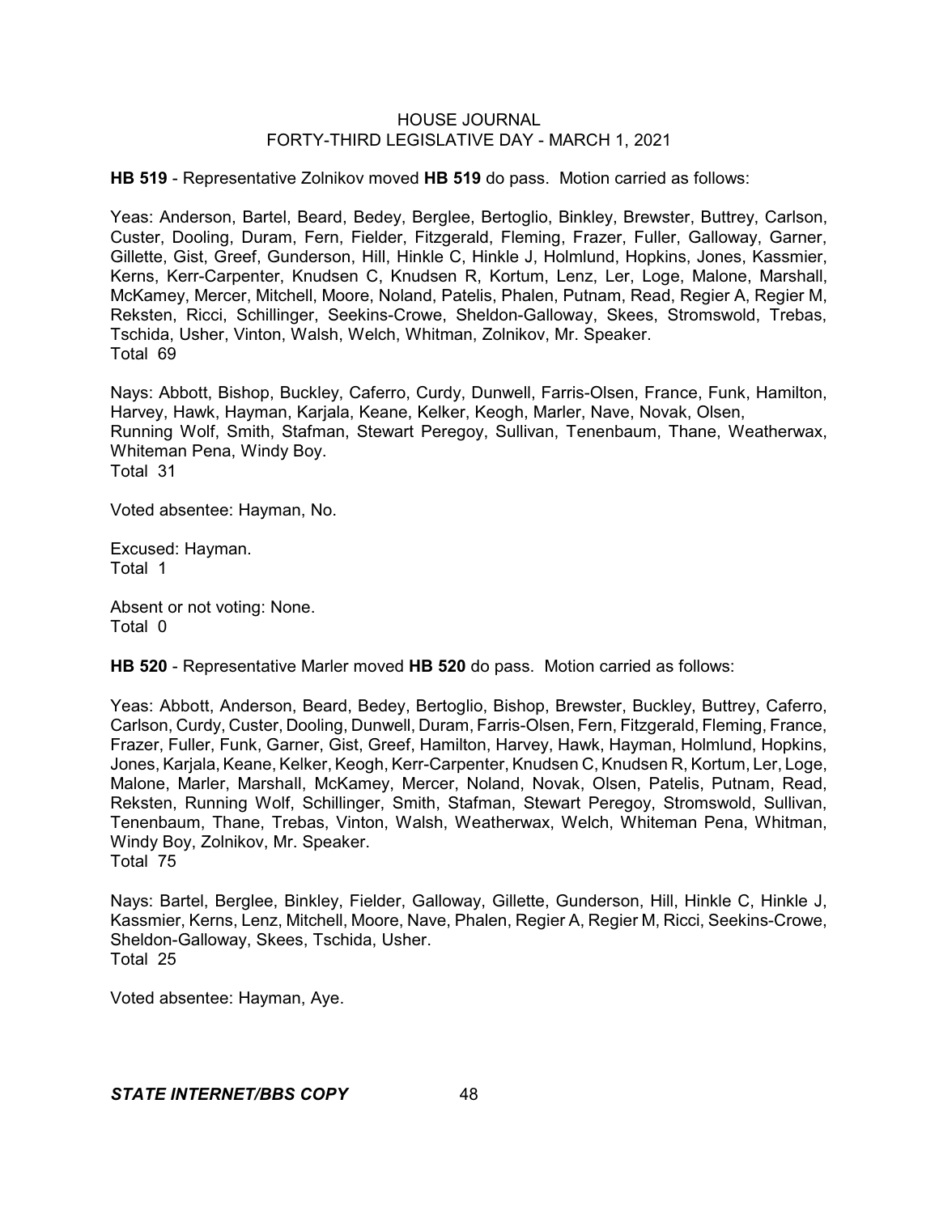**HB 519** - Representative Zolnikov moved **HB 519** do pass. Motion carried as follows:

Yeas: Anderson, Bartel, Beard, Bedey, Berglee, Bertoglio, Binkley, Brewster, Buttrey, Carlson, Custer, Dooling, Duram, Fern, Fielder, Fitzgerald, Fleming, Frazer, Fuller, Galloway, Garner, Gillette, Gist, Greef, Gunderson, Hill, Hinkle C, Hinkle J, Holmlund, Hopkins, Jones, Kassmier, Kerns, Kerr-Carpenter, Knudsen C, Knudsen R, Kortum, Lenz, Ler, Loge, Malone, Marshall, McKamey, Mercer, Mitchell, Moore, Noland, Patelis, Phalen, Putnam, Read, Regier A, Regier M, Reksten, Ricci, Schillinger, Seekins-Crowe, Sheldon-Galloway, Skees, Stromswold, Trebas, Tschida, Usher, Vinton, Walsh, Welch, Whitman, Zolnikov, Mr. Speaker.
Total 69

Nays: Abbott, Bishop, Buckley, Caferro, Curdy, Dunwell, Farris-Olsen, France, Funk, Hamilton, Harvey, Hawk, Hayman, Karjala, Keane, Kelker, Keogh, Marler, Nave, Novak, Olsen, Running Wolf, Smith, Stafman, Stewart Peregoy, Sullivan, Tenenbaum, Thane, Weatherwax, Whiteman Pena, Windy Boy.
Total 31

Voted absentee: Hayman, No.

Excused: Hayman.
Total 1

Absent or not voting: None.
Total 0

**HB 520** - Representative Marler moved **HB 520** do pass. Motion carried as follows:

Yeas: Abbott, Anderson, Beard, Bedey, Bertoglio, Bishop, Brewster, Buckley, Buttrey, Caferro, Carlson, Curdy, Custer, Dooling, Dunwell, Duram, Farris-Olsen, Fern, Fitzgerald, Fleming, France, Frazer, Fuller, Funk, Garner, Gist, Greef, Hamilton, Harvey, Hawk, Hayman, Holmlund, Hopkins, Jones, Karjala, Keane, Kelker, Keogh, Kerr-Carpenter, Knudsen C, Knudsen R, Kortum, Ler, Loge, Malone, Marler, Marshall, McKamey, Mercer, Noland, Novak, Olsen, Patelis, Putnam, Read, Reksten, Running Wolf, Schillinger, Smith, Stafman, Stewart Peregoy, Stromswold, Sullivan, Tenenbaum, Thane, Trebas, Vinton, Walsh, Weatherwax, Welch, Whiteman Pena, Whitman, Windy Boy, Zolnikov, Mr. Speaker.
Total 75

Nays: Bartel, Berglee, Binkley, Fielder, Galloway, Gillette, Gunderson, Hill, Hinkle C, Hinkle J, Kassmier, Kerns, Lenz, Mitchell, Moore, Nave, Phalen, Regier A, Regier M, Ricci, Seekins-Crowe, Sheldon-Galloway, Skees, Tschida, Usher.
Total 25

Voted absentee: Hayman, Aye.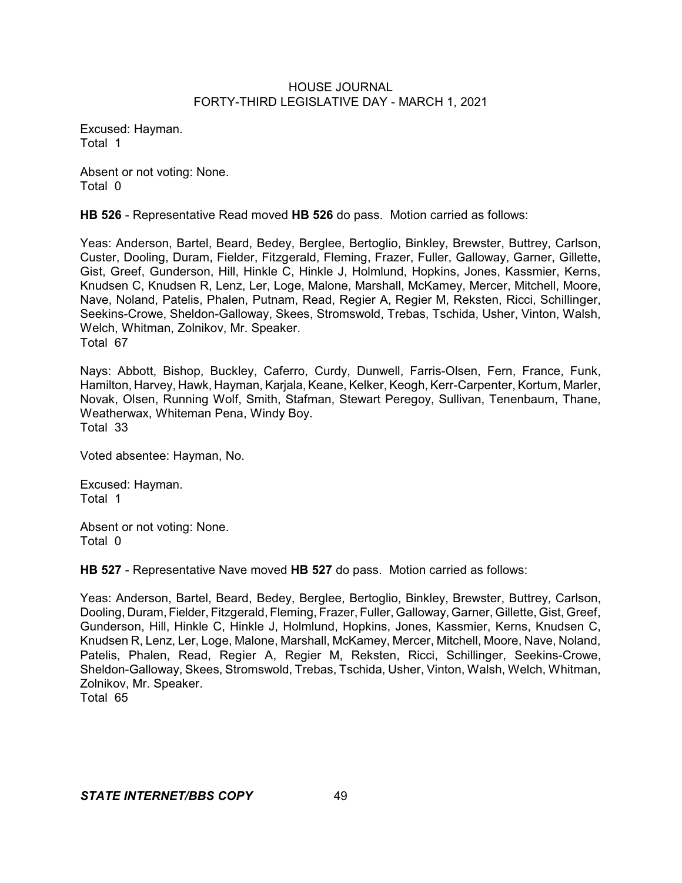Excused: Hayman.
Total 1

Absent or not voting: None.
Total 0

**HB 526** - Representative Read moved **HB 526** do pass. Motion carried as follows:

Yeas: Anderson, Bartel, Beard, Bedey, Berglee, Bertoglio, Binkley, Brewster, Buttrey, Carlson, Custer, Dooling, Duram, Fielder, Fitzgerald, Fleming, Frazer, Fuller, Galloway, Garner, Gillette, Gist, Greef, Gunderson, Hill, Hinkle C, Hinkle J, Holmlund, Hopkins, Jones, Kassmier, Kerns, Knudsen C, Knudsen R, Lenz, Ler, Loge, Malone, Marshall, McKamey, Mercer, Mitchell, Moore, Nave, Noland, Patelis, Phalen, Putnam, Read, Regier A, Regier M, Reksten, Ricci, Schillinger, Seekins-Crowe, Sheldon-Galloway, Skees, Stromswold, Trebas, Tschida, Usher, Vinton, Walsh, Welch, Whitman, Zolnikov, Mr. Speaker.
Total 67

Nays: Abbott, Bishop, Buckley, Caferro, Curdy, Dunwell, Farris-Olsen, Fern, France, Funk, Hamilton, Harvey, Hawk, Hayman, Karjala, Keane, Kelker, Keogh, Kerr-Carpenter, Kortum, Marler, Novak, Olsen, Running Wolf, Smith, Stafman, Stewart Peregoy, Sullivan, Tenenbaum, Thane, Weatherwax, Whiteman Pena, Windy Boy.
Total 33

Voted absentee: Hayman, No.

Excused: Hayman.
Total 1

Absent or not voting: None.
Total 0

**HB 527** - Representative Nave moved **HB 527** do pass. Motion carried as follows:

Yeas: Anderson, Bartel, Beard, Bedey, Berglee, Bertoglio, Binkley, Brewster, Buttrey, Carlson, Dooling, Duram, Fielder, Fitzgerald, Fleming, Frazer, Fuller, Galloway, Garner, Gillette, Gist, Greef, Gunderson, Hill, Hinkle C, Hinkle J, Holmlund, Hopkins, Jones, Kassmier, Kerns, Knudsen C, Knudsen R, Lenz, Ler, Loge, Malone, Marshall, McKamey, Mercer, Mitchell, Moore, Nave, Noland, Patelis, Phalen, Read, Regier A, Regier M, Reksten, Ricci, Schillinger, Seekins-Crowe, Sheldon-Galloway, Skees, Stromswold, Trebas, Tschida, Usher, Vinton, Walsh, Welch, Whitman, Zolnikov, Mr. Speaker.
Total 65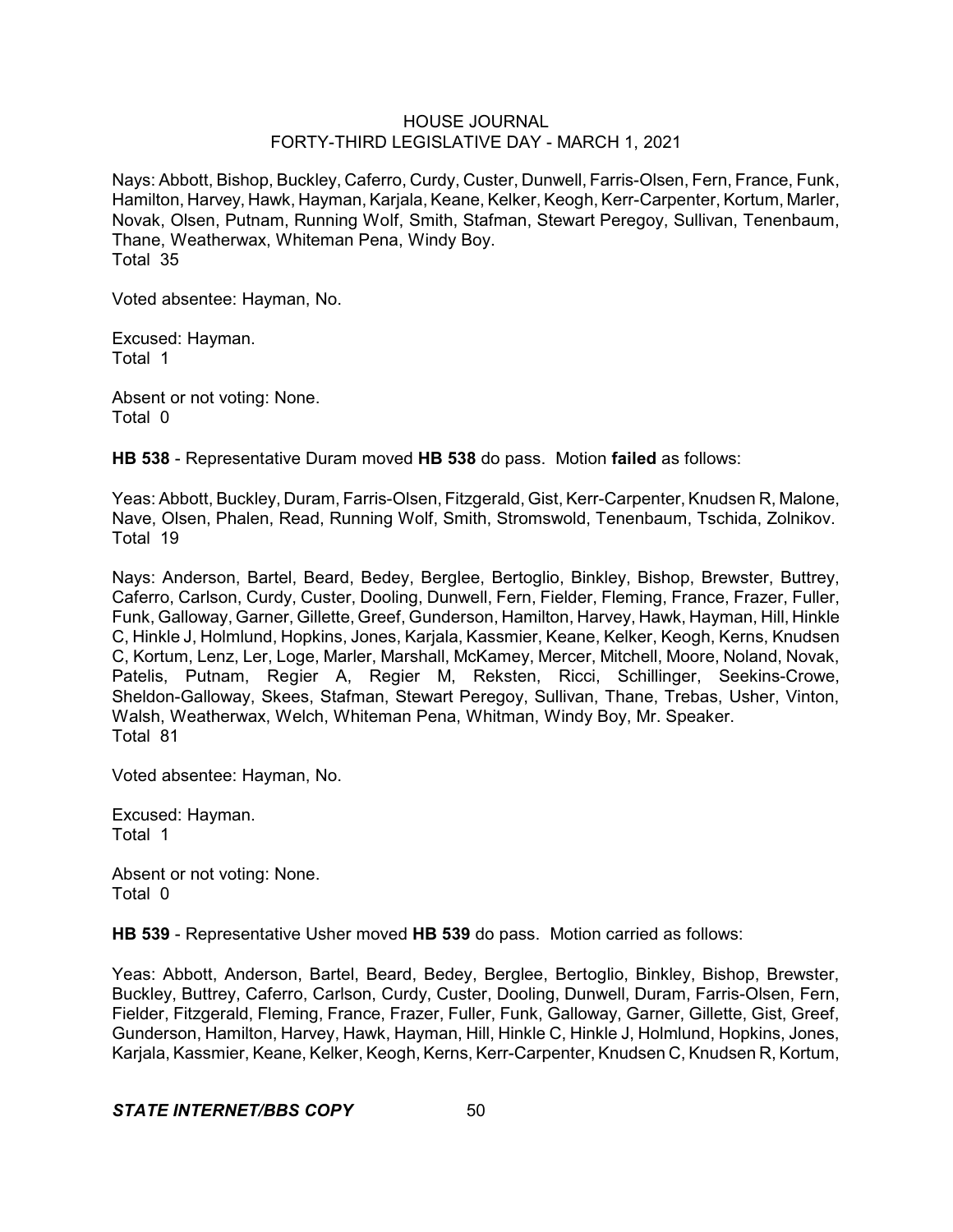Nays: Abbott, Bishop, Buckley, Caferro, Curdy, Custer, Dunwell, Farris-Olsen, Fern, France, Funk, Hamilton, Harvey, Hawk, Hayman, Karjala, Keane, Kelker, Keogh, Kerr-Carpenter, Kortum, Marler, Novak, Olsen, Putnam, Running Wolf, Smith, Stafman, Stewart Peregoy, Sullivan, Tenenbaum, Thane, Weatherwax, Whiteman Pena, Windy Boy.
Total 35

Voted absentee: Hayman, No.

Excused: Hayman.
Total 1

Absent or not voting: None.
Total 0

**HB 538** - Representative Duram moved **HB 538** do pass. Motion **failed** as follows:

Yeas: Abbott, Buckley, Duram, Farris-Olsen, Fitzgerald, Gist, Kerr-Carpenter, Knudsen R, Malone, Nave, Olsen, Phalen, Read, Running Wolf, Smith, Stromswold, Tenenbaum, Tschida, Zolnikov.
Total 19

Nays: Anderson, Bartel, Beard, Bedey, Berglee, Bertoglio, Binkley, Bishop, Brewster, Buttrey, Caferro, Carlson, Curdy, Custer, Dooling, Dunwell, Fern, Fielder, Fleming, France, Frazer, Fuller, Funk, Galloway, Garner, Gillette, Greef, Gunderson, Hamilton, Harvey, Hawk, Hayman, Hill, Hinkle C, Hinkle J, Holmlund, Hopkins, Jones, Karjala, Kassmier, Keane, Kelker, Keogh, Kerns, Knudsen C, Kortum, Lenz, Ler, Loge, Marler, Marshall, McKamey, Mercer, Mitchell, Moore, Noland, Novak, Patelis, Putnam, Regier A, Regier M, Reksten, Ricci, Schillinger, Seekins-Crowe, Sheldon-Galloway, Skees, Stafman, Stewart Peregoy, Sullivan, Thane, Trebas, Usher, Vinton, Walsh, Weatherwax, Welch, Whiteman Pena, Whitman, Windy Boy, Mr. Speaker.
Total 81

Voted absentee: Hayman, No.

Excused: Hayman.
Total 1

Absent or not voting: None.
Total 0

**HB 539** - Representative Usher moved **HB 539** do pass. Motion carried as follows:

Yeas: Abbott, Anderson, Bartel, Beard, Bedey, Berglee, Bertoglio, Binkley, Bishop, Brewster, Buckley, Buttrey, Caferro, Carlson, Curdy, Custer, Dooling, Dunwell, Duram, Farris-Olsen, Fern, Fielder, Fitzgerald, Fleming, France, Frazer, Fuller, Funk, Galloway, Garner, Gillette, Gist, Greef, Gunderson, Hamilton, Harvey, Hawk, Hayman, Hill, Hinkle C, Hinkle J, Holmlund, Hopkins, Jones, Karjala, Kassmier, Keane, Kelker, Keogh, Kerns, Kerr-Carpenter, Knudsen C, Knudsen R, Kortum,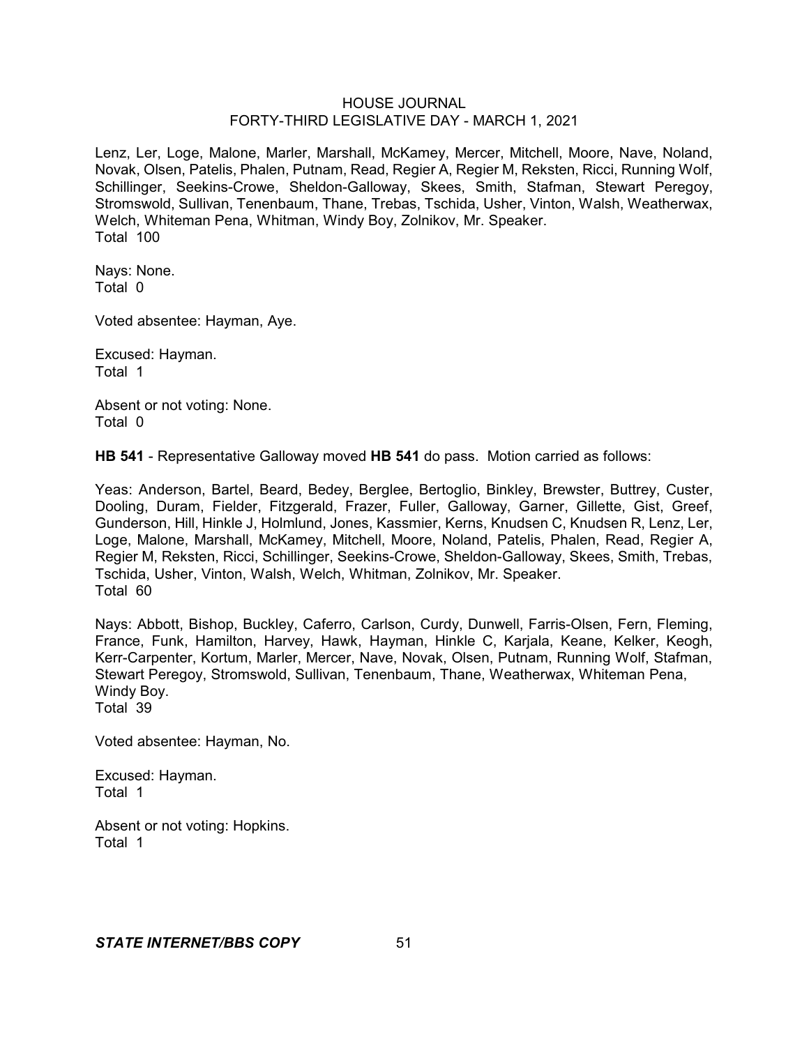Lenz, Ler, Loge, Malone, Marler, Marshall, McKamey, Mercer, Mitchell, Moore, Nave, Noland, Novak, Olsen, Patelis, Phalen, Putnam, Read, Regier A, Regier M, Reksten, Ricci, Running Wolf, Schillinger, Seekins-Crowe, Sheldon-Galloway, Skees, Smith, Stafman, Stewart Peregoy, Stromswold, Sullivan, Tenenbaum, Thane, Trebas, Tschida, Usher, Vinton, Walsh, Weatherwax, Welch, Whiteman Pena, Whitman, Windy Boy, Zolnikov, Mr. Speaker.
Total 100

Nays: None.
Total 0

Voted absentee: Hayman, Aye.

Excused: Hayman.
Total 1

Absent or not voting: None.
Total 0

**HB 541** - Representative Galloway moved **HB 541** do pass. Motion carried as follows:

Yeas: Anderson, Bartel, Beard, Bedey, Berglee, Bertoglio, Binkley, Brewster, Buttrey, Custer, Dooling, Duram, Fielder, Fitzgerald, Frazer, Fuller, Galloway, Garner, Gillette, Gist, Greef, Gunderson, Hill, Hinkle J, Holmlund, Jones, Kassmier, Kerns, Knudsen C, Knudsen R, Lenz, Ler, Loge, Malone, Marshall, McKamey, Mitchell, Moore, Noland, Patelis, Phalen, Read, Regier A, Regier M, Reksten, Ricci, Schillinger, Seekins-Crowe, Sheldon-Galloway, Skees, Smith, Trebas, Tschida, Usher, Vinton, Walsh, Welch, Whitman, Zolnikov, Mr. Speaker.
Total 60

Nays: Abbott, Bishop, Buckley, Caferro, Carlson, Curdy, Dunwell, Farris-Olsen, Fern, Fleming, France, Funk, Hamilton, Harvey, Hawk, Hayman, Hinkle C, Karjala, Keane, Kelker, Keogh, Kerr-Carpenter, Kortum, Marler, Mercer, Nave, Novak, Olsen, Putnam, Running Wolf, Stafman, Stewart Peregoy, Stromswold, Sullivan, Tenenbaum, Thane, Weatherwax, Whiteman Pena, Windy Boy.
Total 39

Voted absentee: Hayman, No.

Excused: Hayman.
Total 1

Absent or not voting: Hopkins.
Total 1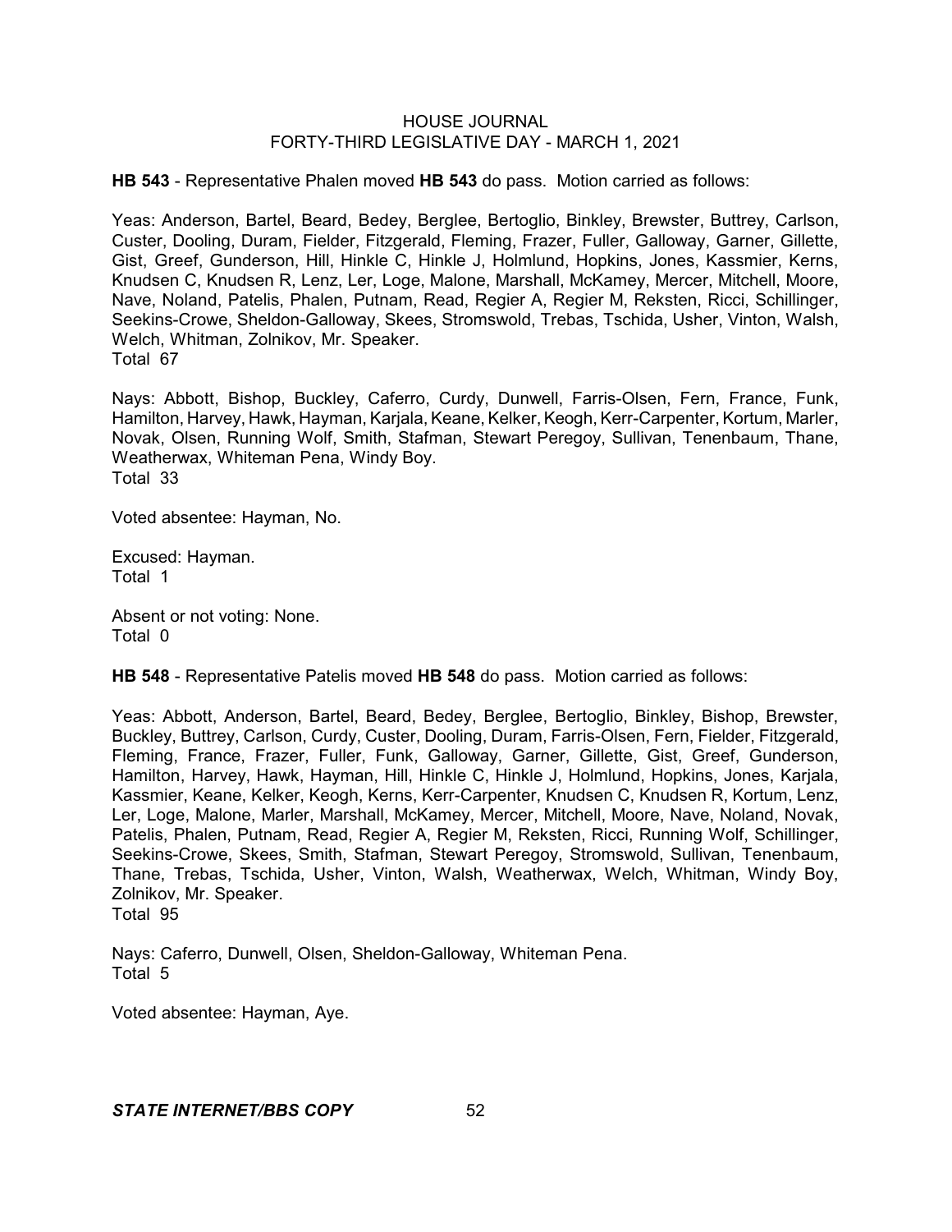**HB 543** - Representative Phalen moved **HB 543** do pass. Motion carried as follows:

Yeas: Anderson, Bartel, Beard, Bedey, Berglee, Bertoglio, Binkley, Brewster, Buttrey, Carlson, Custer, Dooling, Duram, Fielder, Fitzgerald, Fleming, Frazer, Fuller, Galloway, Garner, Gillette, Gist, Greef, Gunderson, Hill, Hinkle C, Hinkle J, Holmlund, Hopkins, Jones, Kassmier, Kerns, Knudsen C, Knudsen R, Lenz, Ler, Loge, Malone, Marshall, McKamey, Mercer, Mitchell, Moore, Nave, Noland, Patelis, Phalen, Putnam, Read, Regier A, Regier M, Reksten, Ricci, Schillinger, Seekins-Crowe, Sheldon-Galloway, Skees, Stromswold, Trebas, Tschida, Usher, Vinton, Walsh, Welch, Whitman, Zolnikov, Mr. Speaker.
Total 67

Nays: Abbott, Bishop, Buckley, Caferro, Curdy, Dunwell, Farris-Olsen, Fern, France, Funk, Hamilton, Harvey, Hawk, Hayman, Karjala, Keane, Kelker, Keogh, Kerr-Carpenter, Kortum, Marler, Novak, Olsen, Running Wolf, Smith, Stafman, Stewart Peregoy, Sullivan, Tenenbaum, Thane, Weatherwax, Whiteman Pena, Windy Boy.
Total 33

Voted absentee: Hayman, No.

Excused: Hayman.
Total 1

Absent or not voting: None.
Total 0

**HB 548** - Representative Patelis moved **HB 548** do pass. Motion carried as follows:

Yeas: Abbott, Anderson, Bartel, Beard, Bedey, Berglee, Bertoglio, Binkley, Bishop, Brewster, Buckley, Buttrey, Carlson, Curdy, Custer, Dooling, Duram, Farris-Olsen, Fern, Fielder, Fitzgerald, Fleming, France, Frazer, Fuller, Funk, Galloway, Garner, Gillette, Gist, Greef, Gunderson, Hamilton, Harvey, Hawk, Hayman, Hill, Hinkle C, Hinkle J, Holmlund, Hopkins, Jones, Karjala, Kassmier, Keane, Kelker, Keogh, Kerns, Kerr-Carpenter, Knudsen C, Knudsen R, Kortum, Lenz, Ler, Loge, Malone, Marler, Marshall, McKamey, Mercer, Mitchell, Moore, Nave, Noland, Novak, Patelis, Phalen, Putnam, Read, Regier A, Regier M, Reksten, Ricci, Running Wolf, Schillinger, Seekins-Crowe, Skees, Smith, Stafman, Stewart Peregoy, Stromswold, Sullivan, Tenenbaum, Thane, Trebas, Tschida, Usher, Vinton, Walsh, Weatherwax, Welch, Whitman, Windy Boy, Zolnikov, Mr. Speaker.
Total 95

Nays: Caferro, Dunwell, Olsen, Sheldon-Galloway, Whiteman Pena.
Total 5

Voted absentee: Hayman, Aye.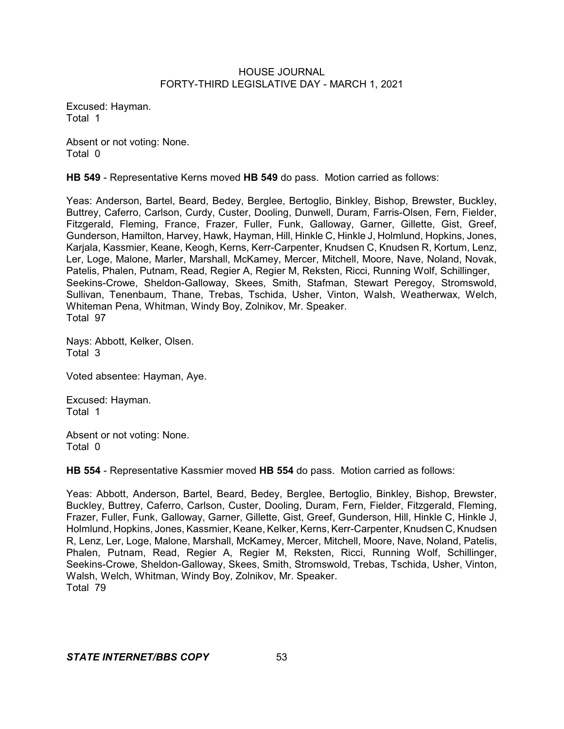Excused: Hayman.
Total 1

Absent or not voting: None.
Total 0

**HB 549** - Representative Kerns moved **HB 549** do pass. Motion carried as follows:

Yeas: Anderson, Bartel, Beard, Bedey, Berglee, Bertoglio, Binkley, Bishop, Brewster, Buckley, Buttrey, Caferro, Carlson, Curdy, Custer, Dooling, Dunwell, Duram, Farris-Olsen, Fern, Fielder, Fitzgerald, Fleming, France, Frazer, Fuller, Funk, Galloway, Garner, Gillette, Gist, Greef, Gunderson, Hamilton, Harvey, Hawk, Hayman, Hill, Hinkle C, Hinkle J, Holmlund, Hopkins, Jones, Karjala, Kassmier, Keane, Keogh, Kerns, Kerr-Carpenter, Knudsen C, Knudsen R, Kortum, Lenz, Ler, Loge, Malone, Marler, Marshall, McKamey, Mercer, Mitchell, Moore, Nave, Noland, Novak, Patelis, Phalen, Putnam, Read, Regier A, Regier M, Reksten, Ricci, Running Wolf, Schillinger, Seekins-Crowe, Sheldon-Galloway, Skees, Smith, Stafman, Stewart Peregoy, Stromswold, Sullivan, Tenenbaum, Thane, Trebas, Tschida, Usher, Vinton, Walsh, Weatherwax, Welch, Whiteman Pena, Whitman, Windy Boy, Zolnikov, Mr. Speaker.
Total 97

Nays: Abbott, Kelker, Olsen.
Total 3

Voted absentee: Hayman, Aye.

Excused: Hayman.
Total 1

Absent or not voting: None.
Total 0

**HB 554** - Representative Kassmier moved **HB 554** do pass. Motion carried as follows:

Yeas: Abbott, Anderson, Bartel, Beard, Bedey, Berglee, Bertoglio, Binkley, Bishop, Brewster, Buckley, Buttrey, Caferro, Carlson, Custer, Dooling, Duram, Fern, Fielder, Fitzgerald, Fleming, Frazer, Fuller, Funk, Galloway, Garner, Gillette, Gist, Greef, Gunderson, Hill, Hinkle C, Hinkle J, Holmlund, Hopkins, Jones, Kassmier, Keane, Kelker, Kerns, Kerr-Carpenter, Knudsen C, Knudsen R, Lenz, Ler, Loge, Malone, Marshall, McKamey, Mercer, Mitchell, Moore, Nave, Noland, Patelis, Phalen, Putnam, Read, Regier A, Regier M, Reksten, Ricci, Running Wolf, Schillinger, Seekins-Crowe, Sheldon-Galloway, Skees, Smith, Stromswold, Trebas, Tschida, Usher, Vinton, Walsh, Welch, Whitman, Windy Boy, Zolnikov, Mr. Speaker.
Total 79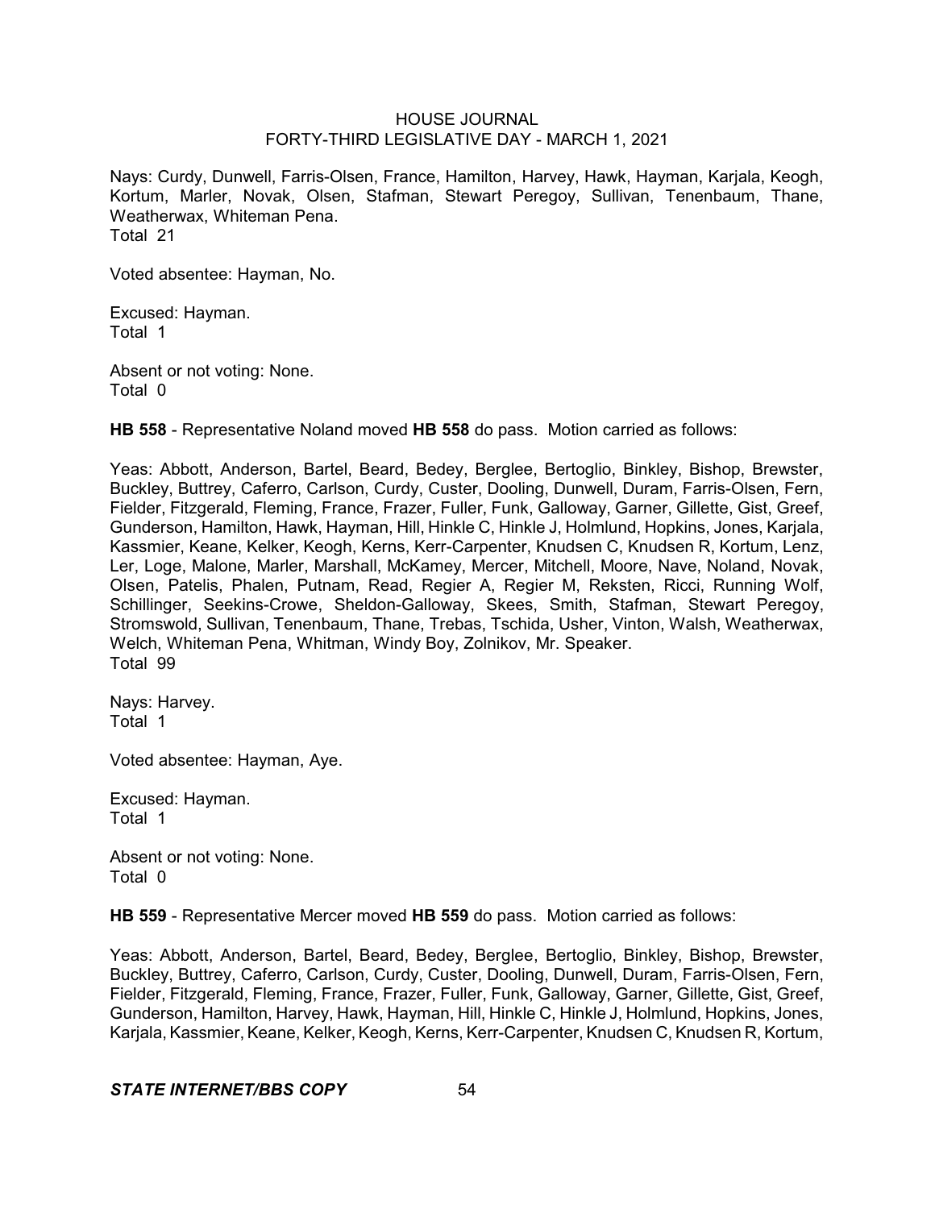Nays: Curdy, Dunwell, Farris-Olsen, France, Hamilton, Harvey, Hawk, Hayman, Karjala, Keogh, Kortum, Marler, Novak, Olsen, Stafman, Stewart Peregoy, Sullivan, Tenenbaum, Thane, Weatherwax, Whiteman Pena.
Total 21

Voted absentee: Hayman, No.

Excused: Hayman.
Total 1

Absent or not voting: None.
Total 0

**HB 558** - Representative Noland moved **HB 558** do pass. Motion carried as follows:

Yeas: Abbott, Anderson, Bartel, Beard, Bedey, Berglee, Bertoglio, Binkley, Bishop, Brewster, Buckley, Buttrey, Caferro, Carlson, Curdy, Custer, Dooling, Dunwell, Duram, Farris-Olsen, Fern, Fielder, Fitzgerald, Fleming, France, Frazer, Fuller, Funk, Galloway, Garner, Gillette, Gist, Greef, Gunderson, Hamilton, Hawk, Hayman, Hill, Hinkle C, Hinkle J, Holmlund, Hopkins, Jones, Karjala, Kassmier, Keane, Kelker, Keogh, Kerns, Kerr-Carpenter, Knudsen C, Knudsen R, Kortum, Lenz, Ler, Loge, Malone, Marler, Marshall, McKamey, Mercer, Mitchell, Moore, Nave, Noland, Novak, Olsen, Patelis, Phalen, Putnam, Read, Regier A, Regier M, Reksten, Ricci, Running Wolf, Schillinger, Seekins-Crowe, Sheldon-Galloway, Skees, Smith, Stafman, Stewart Peregoy, Stromswold, Sullivan, Tenenbaum, Thane, Trebas, Tschida, Usher, Vinton, Walsh, Weatherwax, Welch, Whiteman Pena, Whitman, Windy Boy, Zolnikov, Mr. Speaker.
Total 99

Nays: Harvey.
Total 1

Voted absentee: Hayman, Aye.

Excused: Hayman.
Total 1

Absent or not voting: None.
Total 0

**HB 559** - Representative Mercer moved **HB 559** do pass. Motion carried as follows:

Yeas: Abbott, Anderson, Bartel, Beard, Bedey, Berglee, Bertoglio, Binkley, Bishop, Brewster, Buckley, Buttrey, Caferro, Carlson, Curdy, Custer, Dooling, Dunwell, Duram, Farris-Olsen, Fern, Fielder, Fitzgerald, Fleming, France, Frazer, Fuller, Funk, Galloway, Garner, Gillette, Gist, Greef, Gunderson, Hamilton, Harvey, Hawk, Hayman, Hill, Hinkle C, Hinkle J, Holmlund, Hopkins, Jones, Karjala, Kassmier, Keane, Kelker, Keogh, Kerns, Kerr-Carpenter, Knudsen C, Knudsen R, Kortum,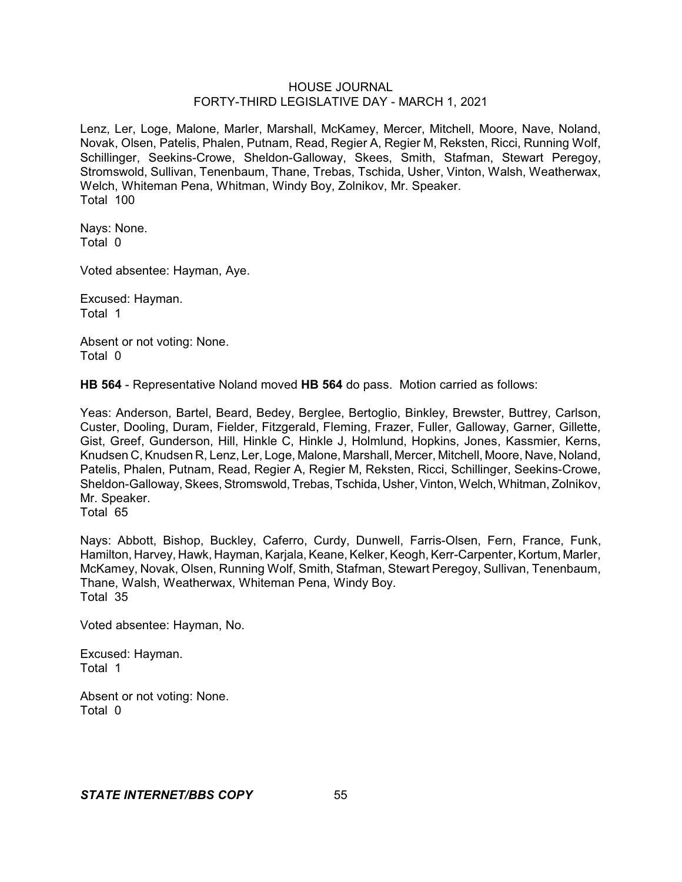Lenz, Ler, Loge, Malone, Marler, Marshall, McKamey, Mercer, Mitchell, Moore, Nave, Noland, Novak, Olsen, Patelis, Phalen, Putnam, Read, Regier A, Regier M, Reksten, Ricci, Running Wolf, Schillinger, Seekins-Crowe, Sheldon-Galloway, Skees, Smith, Stafman, Stewart Peregoy, Stromswold, Sullivan, Tenenbaum, Thane, Trebas, Tschida, Usher, Vinton, Walsh, Weatherwax, Welch, Whiteman Pena, Whitman, Windy Boy, Zolnikov, Mr. Speaker.
Total 100

Nays: None.
Total 0

Voted absentee: Hayman, Aye.

Excused: Hayman.
Total 1

Absent or not voting: None.
Total 0

**HB 564** - Representative Noland moved **HB 564** do pass. Motion carried as follows:

Yeas: Anderson, Bartel, Beard, Bedey, Berglee, Bertoglio, Binkley, Brewster, Buttrey, Carlson, Custer, Dooling, Duram, Fielder, Fitzgerald, Fleming, Frazer, Fuller, Galloway, Garner, Gillette, Gist, Greef, Gunderson, Hill, Hinkle C, Hinkle J, Holmlund, Hopkins, Jones, Kassmier, Kerns, Knudsen C, Knudsen R, Lenz, Ler, Loge, Malone, Marshall, Mercer, Mitchell, Moore, Nave, Noland, Patelis, Phalen, Putnam, Read, Regier A, Regier M, Reksten, Ricci, Schillinger, Seekins-Crowe, Sheldon-Galloway, Skees, Stromswold, Trebas, Tschida, Usher, Vinton, Welch, Whitman, Zolnikov, Mr. Speaker.
Total 65

Nays: Abbott, Bishop, Buckley, Caferro, Curdy, Dunwell, Farris-Olsen, Fern, France, Funk, Hamilton, Harvey, Hawk, Hayman, Karjala, Keane, Kelker, Keogh, Kerr-Carpenter, Kortum, Marler, McKamey, Novak, Olsen, Running Wolf, Smith, Stafman, Stewart Peregoy, Sullivan, Tenenbaum, Thane, Walsh, Weatherwax, Whiteman Pena, Windy Boy.
Total 35

Voted absentee: Hayman, No.

Excused: Hayman.
Total 1

Absent or not voting: None.
Total 0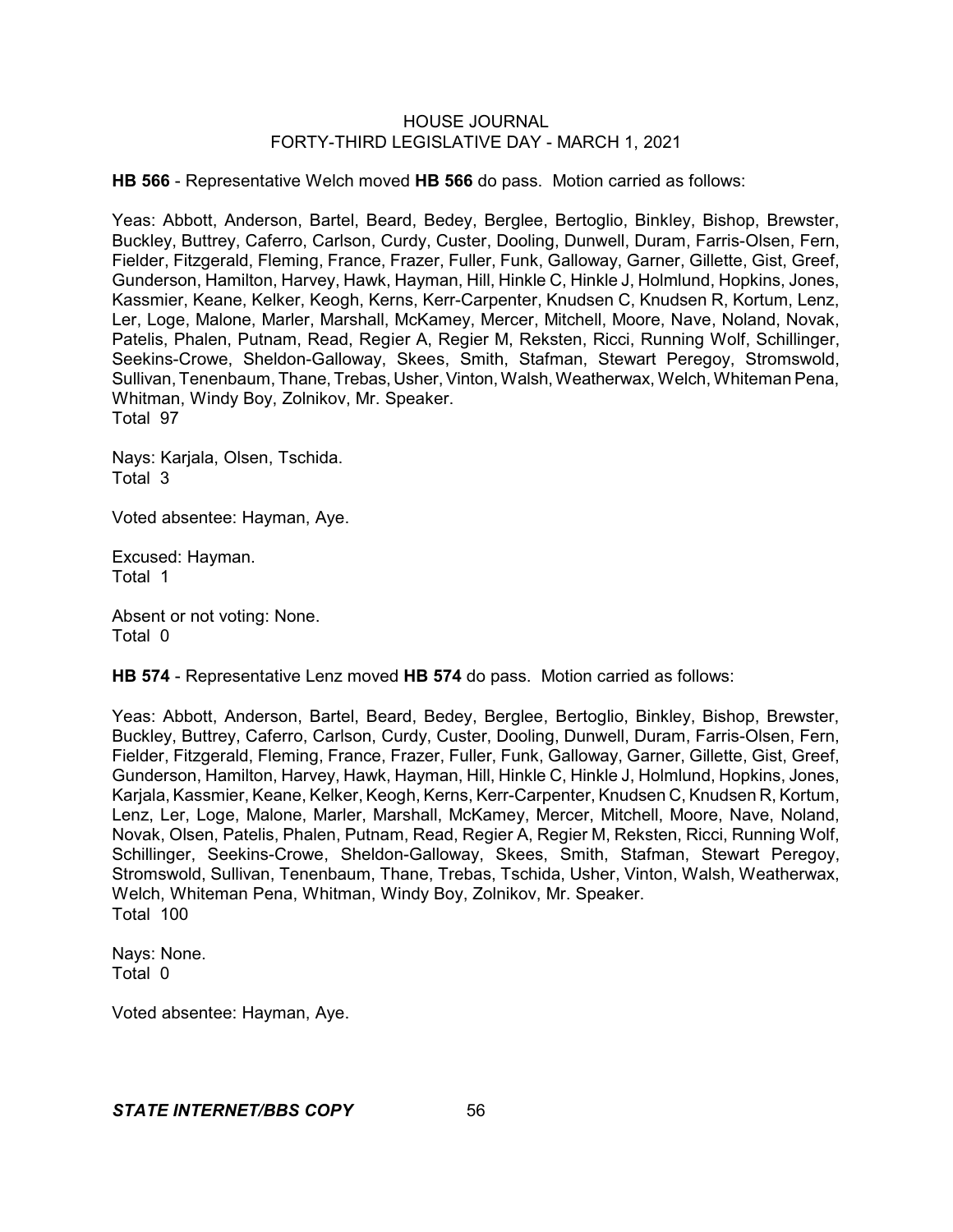**HB 566** - Representative Welch moved **HB 566** do pass. Motion carried as follows:

Yeas: Abbott, Anderson, Bartel, Beard, Bedey, Berglee, Bertoglio, Binkley, Bishop, Brewster, Buckley, Buttrey, Caferro, Carlson, Curdy, Custer, Dooling, Dunwell, Duram, Farris-Olsen, Fern, Fielder, Fitzgerald, Fleming, France, Frazer, Fuller, Funk, Galloway, Garner, Gillette, Gist, Greef, Gunderson, Hamilton, Harvey, Hawk, Hayman, Hill, Hinkle C, Hinkle J, Holmlund, Hopkins, Jones, Kassmier, Keane, Kelker, Keogh, Kerns, Kerr-Carpenter, Knudsen C, Knudsen R, Kortum, Lenz, Ler, Loge, Malone, Marler, Marshall, McKamey, Mercer, Mitchell, Moore, Nave, Noland, Novak, Patelis, Phalen, Putnam, Read, Regier A, Regier M, Reksten, Ricci, Running Wolf, Schillinger, Seekins-Crowe, Sheldon-Galloway, Skees, Smith, Stafman, Stewart Peregoy, Stromswold, Sullivan, Tenenbaum, Thane, Trebas, Usher, Vinton, Walsh, Weatherwax, Welch, Whiteman Pena, Whitman, Windy Boy, Zolnikov, Mr. Speaker.
Total 97

Nays: Karjala, Olsen, Tschida.
Total 3

Voted absentee: Hayman, Aye.

Excused: Hayman.
Total 1

Absent or not voting: None.
Total 0

**HB 574** - Representative Lenz moved **HB 574** do pass. Motion carried as follows:

Yeas: Abbott, Anderson, Bartel, Beard, Bedey, Berglee, Bertoglio, Binkley, Bishop, Brewster, Buckley, Buttrey, Caferro, Carlson, Curdy, Custer, Dooling, Dunwell, Duram, Farris-Olsen, Fern, Fielder, Fitzgerald, Fleming, France, Frazer, Fuller, Funk, Galloway, Garner, Gillette, Gist, Greef, Gunderson, Hamilton, Harvey, Hawk, Hayman, Hill, Hinkle C, Hinkle J, Holmlund, Hopkins, Jones, Karjala, Kassmier, Keane, Kelker, Keogh, Kerns, Kerr-Carpenter, Knudsen C, Knudsen R, Kortum, Lenz, Ler, Loge, Malone, Marler, Marshall, McKamey, Mercer, Mitchell, Moore, Nave, Noland, Novak, Olsen, Patelis, Phalen, Putnam, Read, Regier A, Regier M, Reksten, Ricci, Running Wolf, Schillinger, Seekins-Crowe, Sheldon-Galloway, Skees, Smith, Stafman, Stewart Peregoy, Stromswold, Sullivan, Tenenbaum, Thane, Trebas, Tschida, Usher, Vinton, Walsh, Weatherwax, Welch, Whiteman Pena, Whitman, Windy Boy, Zolnikov, Mr. Speaker.
Total 100

Nays: None.
Total 0

Voted absentee: Hayman, Aye.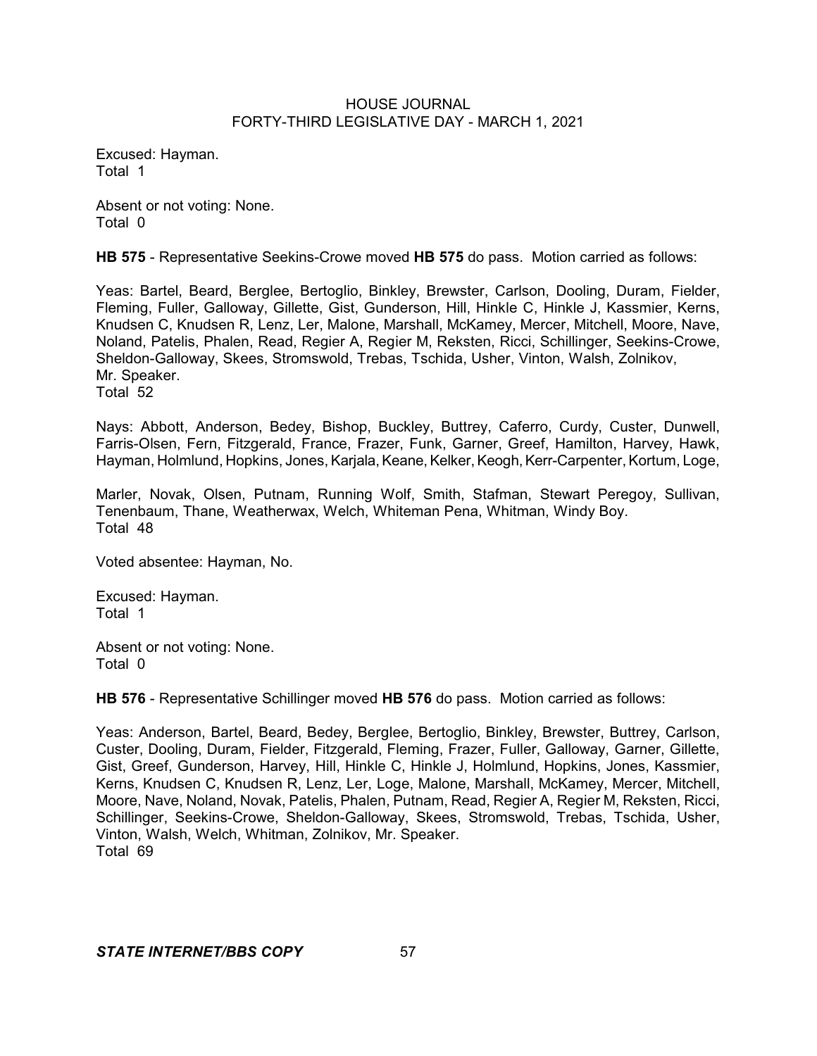Excused: Hayman.
Total 1

Absent or not voting: None.
Total 0

**HB 575** - Representative Seekins-Crowe moved **HB 575** do pass. Motion carried as follows:

Yeas: Bartel, Beard, Berglee, Bertoglio, Binkley, Brewster, Carlson, Dooling, Duram, Fielder, Fleming, Fuller, Galloway, Gillette, Gist, Gunderson, Hill, Hinkle C, Hinkle J, Kassmier, Kerns, Knudsen C, Knudsen R, Lenz, Ler, Malone, Marshall, McKamey, Mercer, Mitchell, Moore, Nave, Noland, Patelis, Phalen, Read, Regier A, Regier M, Reksten, Ricci, Schillinger, Seekins-Crowe, Sheldon-Galloway, Skees, Stromswold, Trebas, Tschida, Usher, Vinton, Walsh, Zolnikov, Mr. Speaker.
Total 52

Nays: Abbott, Anderson, Bedey, Bishop, Buckley, Buttrey, Caferro, Curdy, Custer, Dunwell, Farris-Olsen, Fern, Fitzgerald, France, Frazer, Funk, Garner, Greef, Hamilton, Harvey, Hawk, Hayman, Holmlund, Hopkins, Jones, Karjala, Keane, Kelker, Keogh, Kerr-Carpenter, Kortum, Loge, Marler, Novak, Olsen, Putnam, Running Wolf, Smith, Stafman, Stewart Peregoy, Sullivan, Tenenbaum, Thane, Weatherwax, Welch, Whiteman Pena, Whitman, Windy Boy.
Total 48

Voted absentee: Hayman, No.

Excused: Hayman.
Total 1

Absent or not voting: None.
Total 0

**HB 576** - Representative Schillinger moved **HB 576** do pass. Motion carried as follows:

Yeas: Anderson, Bartel, Beard, Bedey, Berglee, Bertoglio, Binkley, Brewster, Buttrey, Carlson, Custer, Dooling, Duram, Fielder, Fitzgerald, Fleming, Frazer, Fuller, Galloway, Garner, Gillette, Gist, Greef, Gunderson, Harvey, Hill, Hinkle C, Hinkle J, Holmlund, Hopkins, Jones, Kassmier, Kerns, Knudsen C, Knudsen R, Lenz, Ler, Loge, Malone, Marshall, McKamey, Mercer, Mitchell, Moore, Nave, Noland, Novak, Patelis, Phalen, Putnam, Read, Regier A, Regier M, Reksten, Ricci, Schillinger, Seekins-Crowe, Sheldon-Galloway, Skees, Stromswold, Trebas, Tschida, Usher, Vinton, Walsh, Welch, Whitman, Zolnikov, Mr. Speaker.
Total 69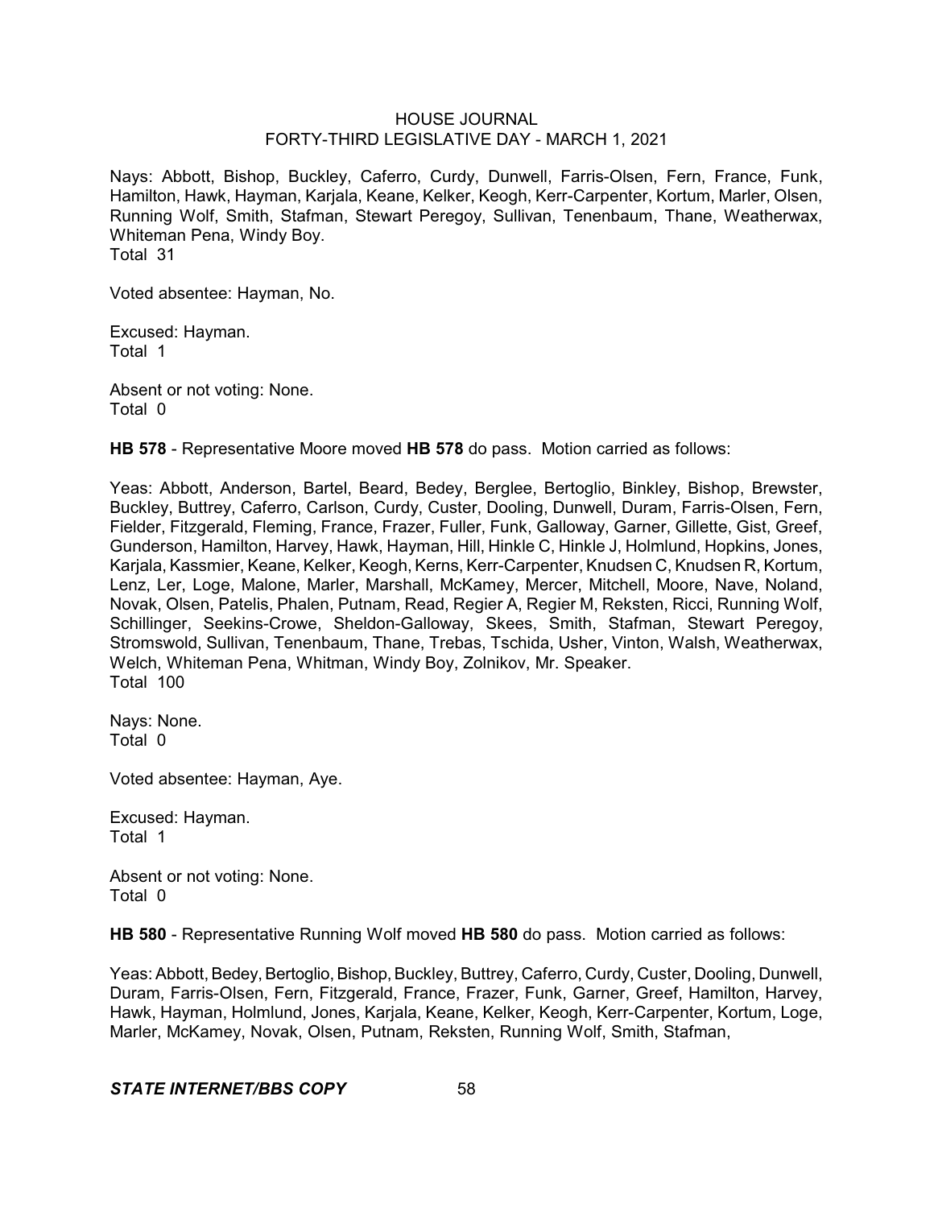Nays: Abbott, Bishop, Buckley, Caferro, Curdy, Dunwell, Farris-Olsen, Fern, France, Funk, Hamilton, Hawk, Hayman, Karjala, Keane, Kelker, Keogh, Kerr-Carpenter, Kortum, Marler, Olsen, Running Wolf, Smith, Stafman, Stewart Peregoy, Sullivan, Tenenbaum, Thane, Weatherwax, Whiteman Pena, Windy Boy.
Total 31

Voted absentee: Hayman, No.

Excused: Hayman.
Total 1

Absent or not voting: None.
Total 0

**HB 578** - Representative Moore moved **HB 578** do pass. Motion carried as follows:

Yeas: Abbott, Anderson, Bartel, Beard, Bedey, Berglee, Bertoglio, Binkley, Bishop, Brewster, Buckley, Buttrey, Caferro, Carlson, Curdy, Custer, Dooling, Dunwell, Duram, Farris-Olsen, Fern, Fielder, Fitzgerald, Fleming, France, Frazer, Fuller, Funk, Galloway, Garner, Gillette, Gist, Greef, Gunderson, Hamilton, Harvey, Hawk, Hayman, Hill, Hinkle C, Hinkle J, Holmlund, Hopkins, Jones, Karjala, Kassmier, Keane, Kelker, Keogh, Kerns, Kerr-Carpenter, Knudsen C, Knudsen R, Kortum, Lenz, Ler, Loge, Malone, Marler, Marshall, McKamey, Mercer, Mitchell, Moore, Nave, Noland, Novak, Olsen, Patelis, Phalen, Putnam, Read, Regier A, Regier M, Reksten, Ricci, Running Wolf, Schillinger, Seekins-Crowe, Sheldon-Galloway, Skees, Smith, Stafman, Stewart Peregoy, Stromswold, Sullivan, Tenenbaum, Thane, Trebas, Tschida, Usher, Vinton, Walsh, Weatherwax, Welch, Whiteman Pena, Whitman, Windy Boy, Zolnikov, Mr. Speaker.
Total 100

Nays: None.
Total 0

Voted absentee: Hayman, Aye.

Excused: Hayman.
Total 1

Absent or not voting: None.
Total 0

**HB 580** - Representative Running Wolf moved **HB 580** do pass. Motion carried as follows:

Yeas: Abbott, Bedey, Bertoglio, Bishop, Buckley, Buttrey, Caferro, Curdy, Custer, Dooling, Dunwell, Duram, Farris-Olsen, Fern, Fitzgerald, France, Frazer, Funk, Garner, Greef, Hamilton, Harvey, Hawk, Hayman, Holmlund, Jones, Karjala, Keane, Kelker, Keogh, Kerr-Carpenter, Kortum, Loge, Marler, McKamey, Novak, Olsen, Putnam, Reksten, Running Wolf, Smith, Stafman,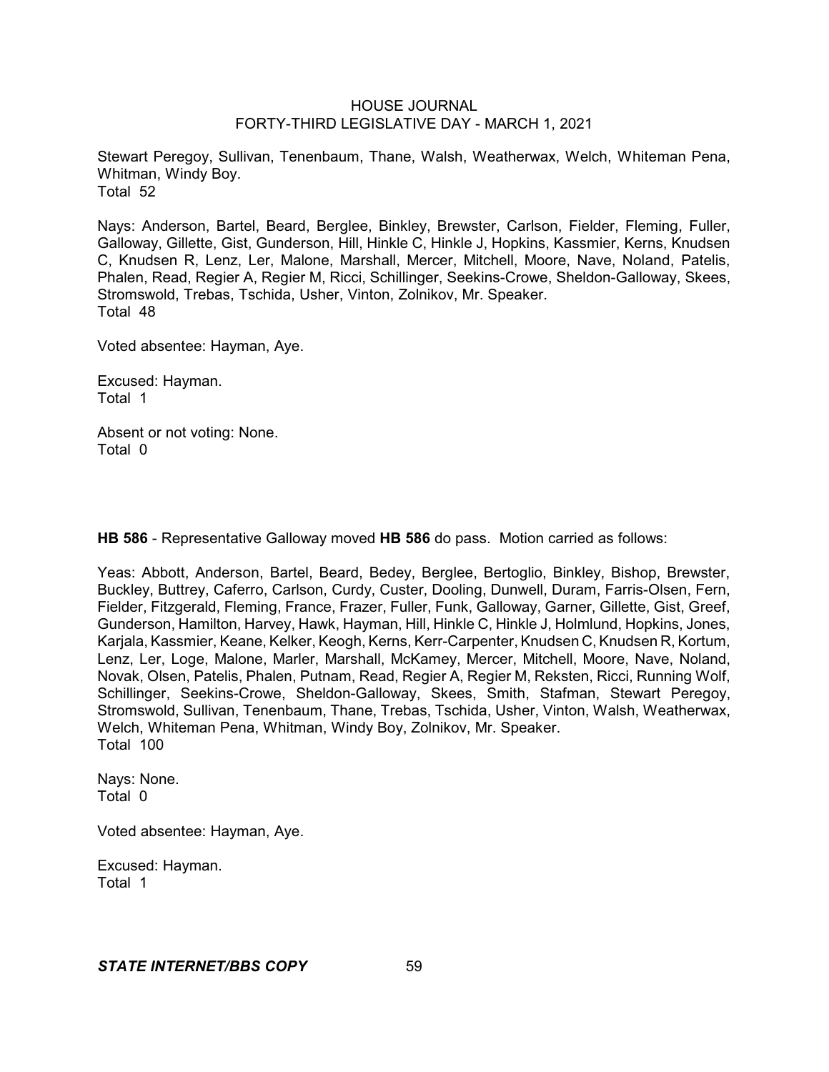Stewart Peregoy, Sullivan, Tenenbaum, Thane, Walsh, Weatherwax, Welch, Whiteman Pena, Whitman, Windy Boy.
Total 52

Nays: Anderson, Bartel, Beard, Berglee, Binkley, Brewster, Carlson, Fielder, Fleming, Fuller, Galloway, Gillette, Gist, Gunderson, Hill, Hinkle C, Hinkle J, Hopkins, Kassmier, Kerns, Knudsen C, Knudsen R, Lenz, Ler, Malone, Marshall, Mercer, Mitchell, Moore, Nave, Noland, Patelis, Phalen, Read, Regier A, Regier M, Ricci, Schillinger, Seekins-Crowe, Sheldon-Galloway, Skees, Stromswold, Trebas, Tschida, Usher, Vinton, Zolnikov, Mr. Speaker.
Total 48

Voted absentee: Hayman, Aye.

Excused: Hayman.
Total 1

Absent or not voting: None.
Total 0

**HB 586** - Representative Galloway moved **HB 586** do pass. Motion carried as follows:

Yeas: Abbott, Anderson, Bartel, Beard, Bedey, Berglee, Bertoglio, Binkley, Bishop, Brewster, Buckley, Buttrey, Caferro, Carlson, Curdy, Custer, Dooling, Dunwell, Duram, Farris-Olsen, Fern, Fielder, Fitzgerald, Fleming, France, Frazer, Fuller, Funk, Galloway, Garner, Gillette, Gist, Greef, Gunderson, Hamilton, Harvey, Hawk, Hayman, Hill, Hinkle C, Hinkle J, Holmlund, Hopkins, Jones, Karjala, Kassmier, Keane, Kelker, Keogh, Kerns, Kerr-Carpenter, Knudsen C, Knudsen R, Kortum, Lenz, Ler, Loge, Malone, Marler, Marshall, McKamey, Mercer, Mitchell, Moore, Nave, Noland, Novak, Olsen, Patelis, Phalen, Putnam, Read, Regier A, Regier M, Reksten, Ricci, Running Wolf, Schillinger, Seekins-Crowe, Sheldon-Galloway, Skees, Smith, Stafman, Stewart Peregoy, Stromswold, Sullivan, Tenenbaum, Thane, Trebas, Tschida, Usher, Vinton, Walsh, Weatherwax, Welch, Whiteman Pena, Whitman, Windy Boy, Zolnikov, Mr. Speaker.
Total 100

Nays: None.
Total 0

Voted absentee: Hayman, Aye.

Excused: Hayman.
Total 1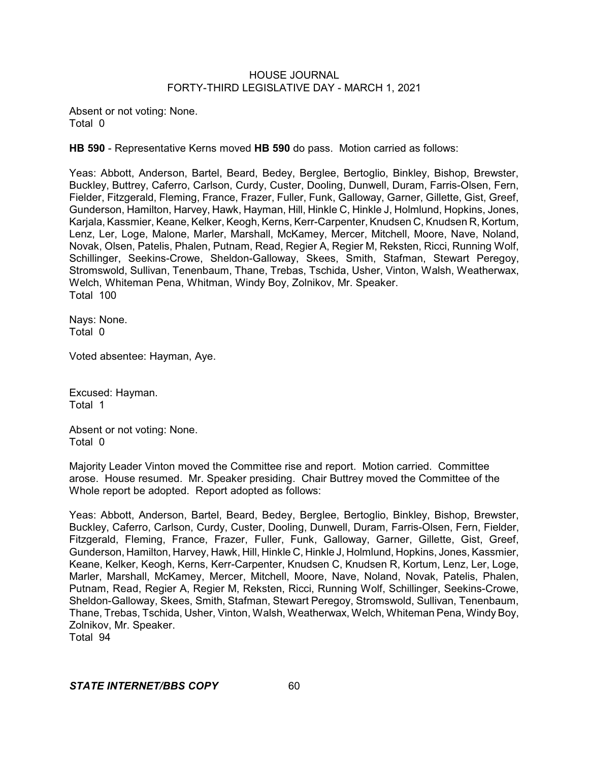Absent or not voting: None.
Total 0

**HB 590** - Representative Kerns moved **HB 590** do pass. Motion carried as follows:

Yeas: Abbott, Anderson, Bartel, Beard, Bedey, Berglee, Bertoglio, Binkley, Bishop, Brewster, Buckley, Buttrey, Caferro, Carlson, Curdy, Custer, Dooling, Dunwell, Duram, Farris-Olsen, Fern, Fielder, Fitzgerald, Fleming, France, Frazer, Fuller, Funk, Galloway, Garner, Gillette, Gist, Greef, Gunderson, Hamilton, Harvey, Hawk, Hayman, Hill, Hinkle C, Hinkle J, Holmlund, Hopkins, Jones, Karjala, Kassmier, Keane, Kelker, Keogh, Kerns, Kerr-Carpenter, Knudsen C, Knudsen R, Kortum, Lenz, Ler, Loge, Malone, Marler, Marshall, McKamey, Mercer, Mitchell, Moore, Nave, Noland, Novak, Olsen, Patelis, Phalen, Putnam, Read, Regier A, Regier M, Reksten, Ricci, Running Wolf, Schillinger, Seekins-Crowe, Sheldon-Galloway, Skees, Smith, Stafman, Stewart Peregoy, Stromswold, Sullivan, Tenenbaum, Thane, Trebas, Tschida, Usher, Vinton, Walsh, Weatherwax, Welch, Whiteman Pena, Whitman, Windy Boy, Zolnikov, Mr. Speaker.
Total 100

Nays: None.
Total 0

Voted absentee: Hayman, Aye.

Excused: Hayman.
Total 1

Absent or not voting: None.
Total 0

Majority Leader Vinton moved the Committee rise and report. Motion carried. Committee arose. House resumed. Mr. Speaker presiding. Chair Buttrey moved the Committee of the Whole report be adopted. Report adopted as follows:

Yeas: Abbott, Anderson, Bartel, Beard, Bedey, Berglee, Bertoglio, Binkley, Bishop, Brewster, Buckley, Caferro, Carlson, Curdy, Custer, Dooling, Dunwell, Duram, Farris-Olsen, Fern, Fielder, Fitzgerald, Fleming, France, Frazer, Fuller, Funk, Galloway, Garner, Gillette, Gist, Greef, Gunderson, Hamilton, Harvey, Hawk, Hill, Hinkle C, Hinkle J, Holmlund, Hopkins, Jones, Kassmier, Keane, Kelker, Keogh, Kerns, Kerr-Carpenter, Knudsen C, Knudsen R, Kortum, Lenz, Ler, Loge, Marler, Marshall, McKamey, Mercer, Mitchell, Moore, Nave, Noland, Novak, Patelis, Phalen, Putnam, Read, Regier A, Regier M, Reksten, Ricci, Running Wolf, Schillinger, Seekins-Crowe, Sheldon-Galloway, Skees, Smith, Stafman, Stewart Peregoy, Stromswold, Sullivan, Tenenbaum, Thane, Trebas, Tschida, Usher, Vinton, Walsh, Weatherwax, Welch, Whiteman Pena, Windy Boy, Zolnikov, Mr. Speaker.
Total 94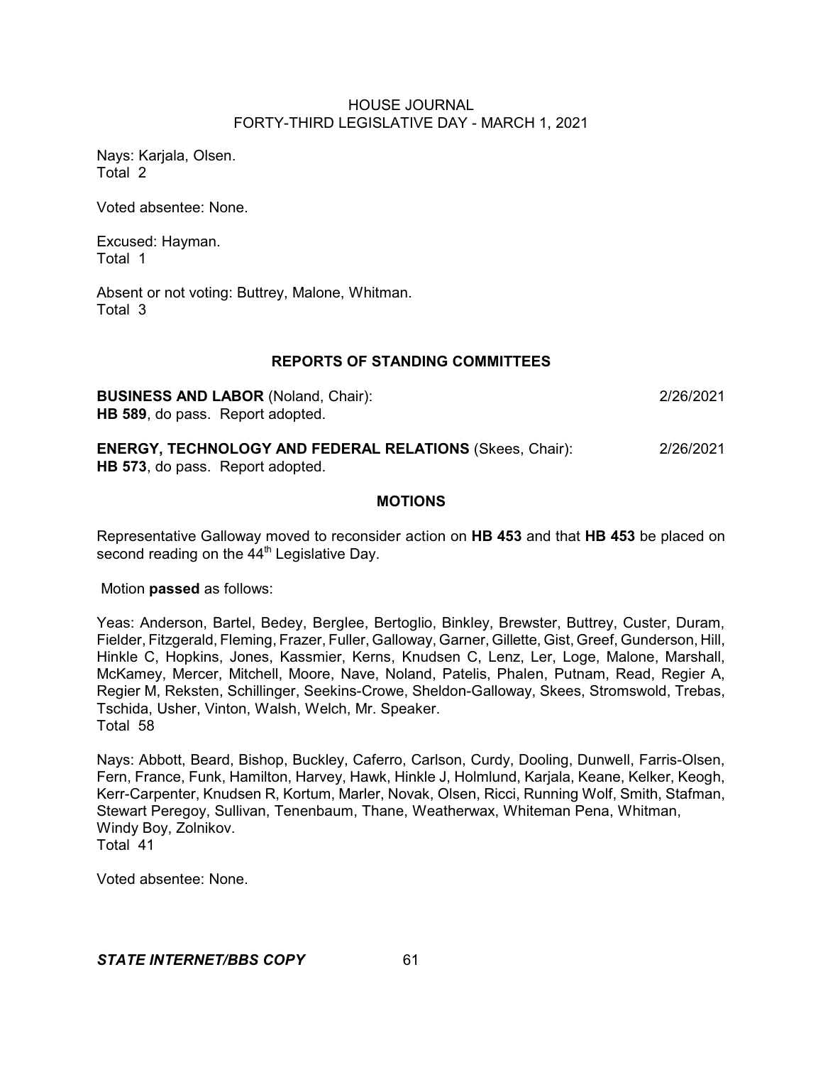Nays: Karjala, Olsen.
Total 2

Voted absentee: None.

Excused: Hayman.
Total 1

Absent or not voting: Buttrey, Malone, Whitman.
Total 3

## REPORTS OF STANDING COMMITTEES

**BUSINESS AND LABOR** (Noland, Chair): 2/26/2021
**HB 589**, do pass. Report adopted.

**ENERGY, TECHNOLOGY AND FEDERAL RELATIONS** (Skees, Chair): 2/26/2021
**HB 573**, do pass. Report adopted.

## MOTIONS

Representative Galloway moved to reconsider action on **HB 453** and that **HB 453** be placed on second reading on the 44th Legislative Day.

Motion **passed** as follows:

Yeas: Anderson, Bartel, Bedey, Berglee, Bertoglio, Binkley, Brewster, Buttrey, Custer, Duram, Fielder, Fitzgerald, Fleming, Frazer, Fuller, Galloway, Garner, Gillette, Gist, Greef, Gunderson, Hill, Hinkle C, Hopkins, Jones, Kassmier, Kerns, Knudsen C, Lenz, Ler, Loge, Malone, Marshall, McKamey, Mercer, Mitchell, Moore, Nave, Noland, Patelis, Phalen, Putnam, Read, Regier A, Regier M, Reksten, Schillinger, Seekins-Crowe, Sheldon-Galloway, Skees, Stromswold, Trebas, Tschida, Usher, Vinton, Walsh, Welch, Mr. Speaker.
Total 58

Nays: Abbott, Beard, Bishop, Buckley, Caferro, Carlson, Curdy, Dooling, Dunwell, Farris-Olsen, Fern, France, Funk, Hamilton, Harvey, Hawk, Hinkle J, Holmlund, Karjala, Keane, Kelker, Keogh, Kerr-Carpenter, Knudsen R, Kortum, Marler, Novak, Olsen, Ricci, Running Wolf, Smith, Stafman, Stewart Peregoy, Sullivan, Tenenbaum, Thane, Weatherwax, Whiteman Pena, Whitman, Windy Boy, Zolnikov.
Total 41

Voted absentee: None.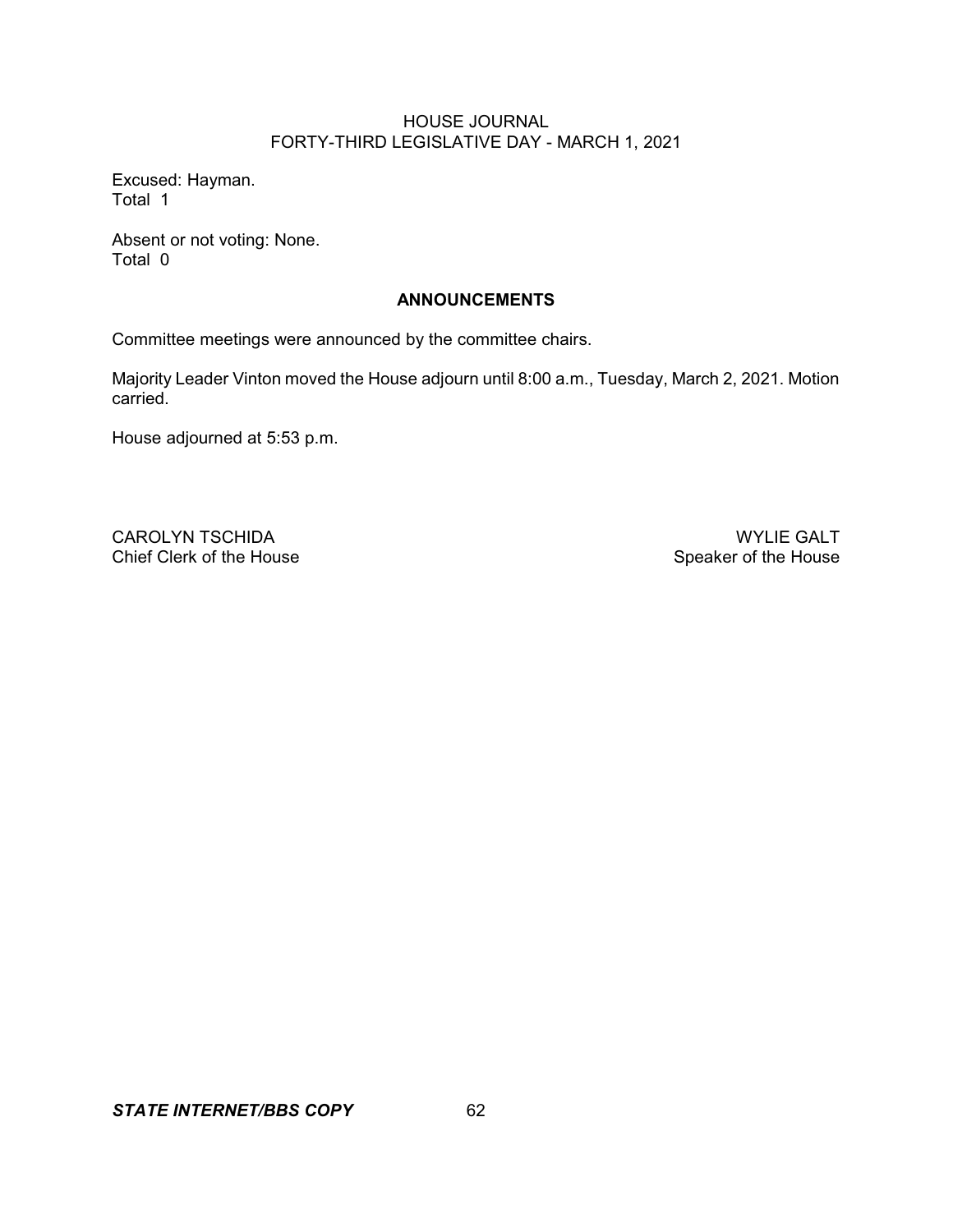Excused: Hayman.
Total 1

Absent or not voting: None.
Total 0

## ANNOUNCEMENTS

Committee meetings were announced by the committee chairs.

Majority Leader Vinton moved the House adjourn until 8:00 a.m., Tuesday, March 2, 2021. Motion carried.

House adjourned at 5:53 p.m.

CAROLYN TSCHIDA
Chief Clerk of the House

WYLIE GALT
Speaker of the House